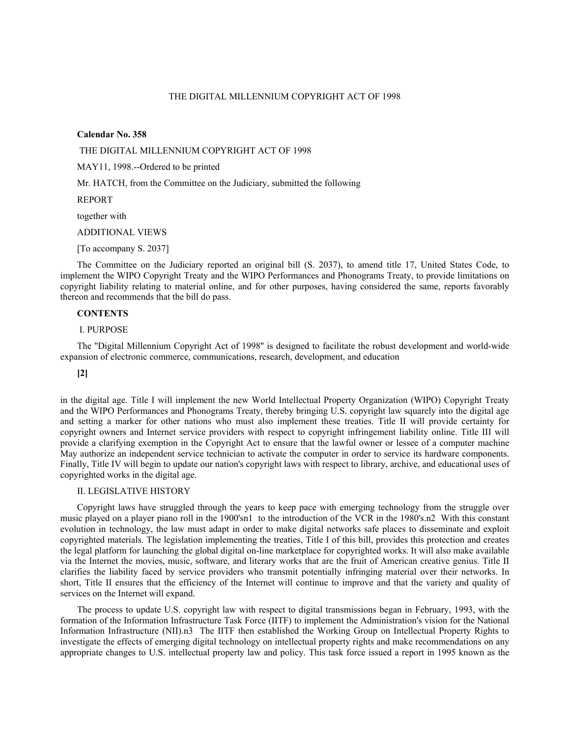# THE DIGITAL MILLENNIUM COPYRIGHT ACT OF 1998

**Calendar No. 358**

THE DIGITAL MILLENNIUM COPYRIGHT ACT OF 1998

MAY11, 1998.--Ordered to be printed

Mr. HATCH, from the Committee on the Judiciary, submitted the following

REPORT

together with

ADDITIONAL VIEWS

[To accompany S. 2037]

The Committee on the Judiciary reported an original bill (S. 2037), to amend title 17, United States Code, to implement the WIPO Copyright Treaty and the WIPO Performances and Phonograms Treaty, to provide limitations on copyright liability relating to material online, and for other purposes, having considered the same, reports favorably thereon and recommends that the bill do pass.

**CONTENTS**

I. PURPOSE

The "Digital Millennium Copyright Act of 1998" is designed to facilitate the robust development and world-wide expansion of electronic commerce, communications, research, development, and education

**[2]**

in the digital age. Title I will implement the new World Intellectual Property Organization (WIPO) Copyright Treaty and the WIPO Performances and Phonograms Treaty, thereby bringing U.S. copyright law squarely into the digital age and setting a marker for other nations who must also implement these treaties. Title II will provide certainty for copyright owners and Internet service providers with respect to copyright infringement liability online. Title III will provide a clarifying exemption in the Copyright Act to ensure that the lawful owner or lessee of a computer machine May authorize an independent service technician to activate the computer in order to service its hardware components. Finally, Title IV will begin to update our nation's copyright laws with respect to library, archive, and educational uses of copyrighted works in the digital age.

II. LEGISLATIVE HISTORY

Copyright laws have struggled through the years to keep pace with emerging technology from the struggle over music played on a player piano roll in the 1900'sn1 to the introduction of the VCR in the 1980's.n2 With this constant evolution in technology, the law must adapt in order to make digital networks safe places to disseminate and exploit copyrighted materials. The legislation implementing the treaties, Title I of this bill, provides this protection and creates the legal platform for launching the global digital on-line marketplace for copyrighted works. It will also make available via the Internet the movies, music, software, and literary works that are the fruit of American creative genius. Title II clarifies the liability faced by service providers who transmit potentially infringing material over their networks. In short, Title II ensures that the efficiency of the Internet will continue to improve and that the variety and quality of services on the Internet will expand.

The process to update U.S. copyright law with respect to digital transmissions began in February, 1993, with the formation of the Information Infrastructure Task Force (IITF) to implement the Administration's vision for the National Information Infrastructure (NII).n3 The IITF then established the Working Group on Intellectual Property Rights to investigate the effects of emerging digital technology on intellectual property rights and make recommendations on any appropriate changes to U.S. intellectual property law and policy. This task force issued a report in 1995 known as the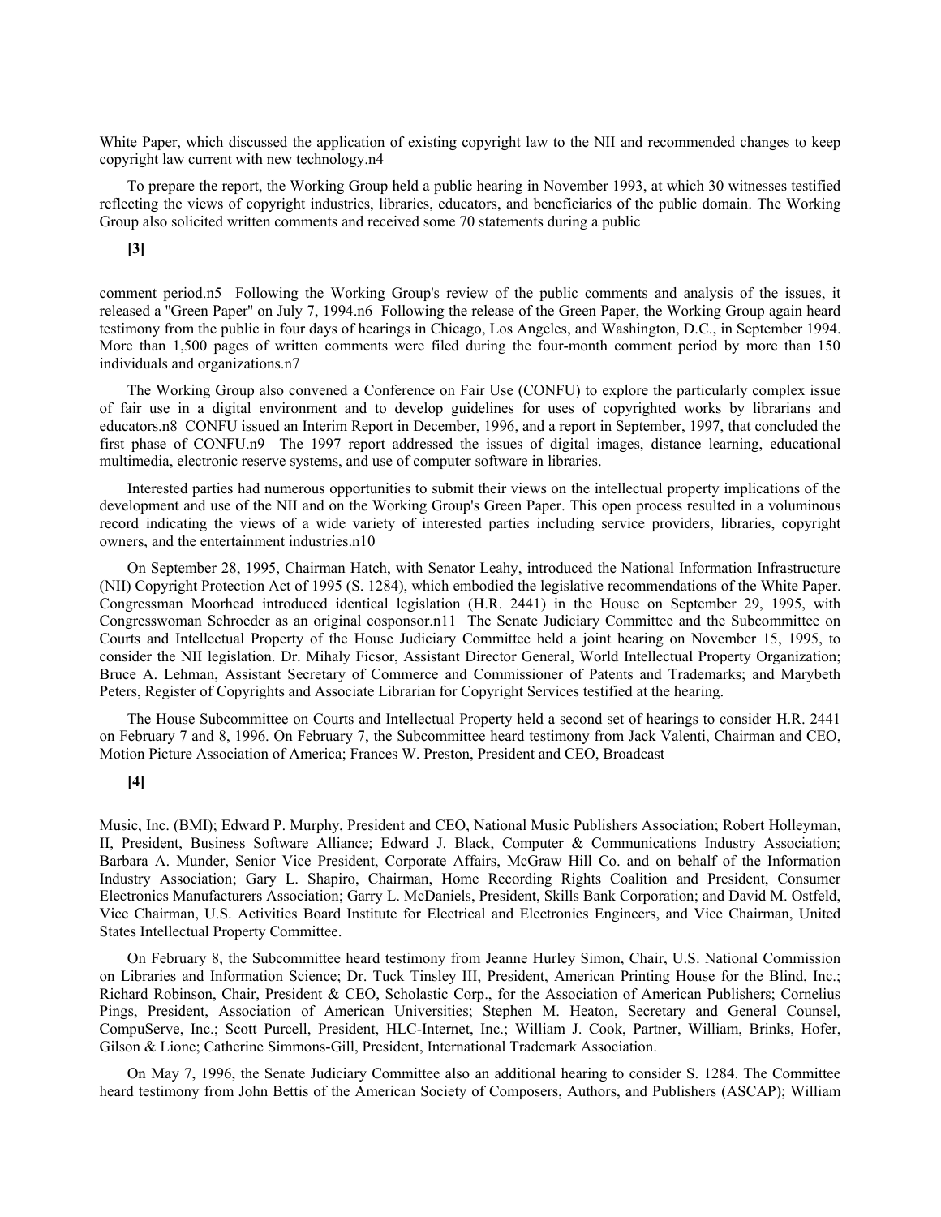White Paper, which discussed the application of existing copyright law to the NII and recommended changes to keep copyright law current with new technology.n4

To prepare the report, the Working Group held a public hearing in November 1993, at which 30 witnesses testified reflecting the views of copyright industries, libraries, educators, and beneficiaries of the public domain. The Working Group also solicited written comments and received some 70 statements during a public

**[3]**

comment period.n5 Following the Working Group's review of the public comments and analysis of the issues, it released a "Green Paper" on July 7, 1994.n6 Following the release of the Green Paper, the Working Group again heard testimony from the public in four days of hearings in Chicago, Los Angeles, and Washington, D.C., in September 1994. More than 1,500 pages of written comments were filed during the four-month comment period by more than 150 individuals and organizations.n7

The Working Group also convened a Conference on Fair Use (CONFU) to explore the particularly complex issue of fair use in a digital environment and to develop guidelines for uses of copyrighted works by librarians and educators.n8 CONFU issued an Interim Report in December, 1996, and a report in September, 1997, that concluded the first phase of CONFU.n9 The 1997 report addressed the issues of digital images, distance learning, educational multimedia, electronic reserve systems, and use of computer software in libraries.

Interested parties had numerous opportunities to submit their views on the intellectual property implications of the development and use of the NII and on the Working Group's Green Paper. This open process resulted in a voluminous record indicating the views of a wide variety of interested parties including service providers, libraries, copyright owners, and the entertainment industries.n10

On September 28, 1995, Chairman Hatch, with Senator Leahy, introduced the National Information Infrastructure (NII) Copyright Protection Act of 1995 (S. 1284), which embodied the legislative recommendations of the White Paper. Congressman Moorhead introduced identical legislation (H.R. 2441) in the House on September 29, 1995, with Congresswoman Schroeder as an original cosponsor.n11 The Senate Judiciary Committee and the Subcommittee on Courts and Intellectual Property of the House Judiciary Committee held a joint hearing on November 15, 1995, to consider the NII legislation. Dr. Mihaly Ficsor, Assistant Director General, World Intellectual Property Organization; Bruce A. Lehman, Assistant Secretary of Commerce and Commissioner of Patents and Trademarks; and Marybeth Peters, Register of Copyrights and Associate Librarian for Copyright Services testified at the hearing.

The House Subcommittee on Courts and Intellectual Property held a second set of hearings to consider H.R. 2441 on February 7 and 8, 1996. On February 7, the Subcommittee heard testimony from Jack Valenti, Chairman and CEO, Motion Picture Association of America; Frances W. Preston, President and CEO, Broadcast

**[4]**

Music, Inc. (BMI); Edward P. Murphy, President and CEO, National Music Publishers Association; Robert Holleyman, II, President, Business Software Alliance; Edward J. Black, Computer & Communications Industry Association; Barbara A. Munder, Senior Vice President, Corporate Affairs, McGraw Hill Co. and on behalf of the Information Industry Association; Gary L. Shapiro, Chairman, Home Recording Rights Coalition and President, Consumer Electronics Manufacturers Association; Garry L. McDaniels, President, Skills Bank Corporation; and David M. Ostfeld, Vice Chairman, U.S. Activities Board Institute for Electrical and Electronics Engineers, and Vice Chairman, United States Intellectual Property Committee.

On February 8, the Subcommittee heard testimony from Jeanne Hurley Simon, Chair, U.S. National Commission on Libraries and Information Science; Dr. Tuck Tinsley III, President, American Printing House for the Blind, Inc.; Richard Robinson, Chair, President & CEO, Scholastic Corp., for the Association of American Publishers; Cornelius Pings, President, Association of American Universities; Stephen M. Heaton, Secretary and General Counsel, CompuServe, Inc.; Scott Purcell, President, HLC-Internet, Inc.; William J. Cook, Partner, William, Brinks, Hofer, Gilson & Lione; Catherine Simmons-Gill, President, International Trademark Association.

On May 7, 1996, the Senate Judiciary Committee also an additional hearing to consider S. 1284. The Committee heard testimony from John Bettis of the American Society of Composers, Authors, and Publishers (ASCAP); William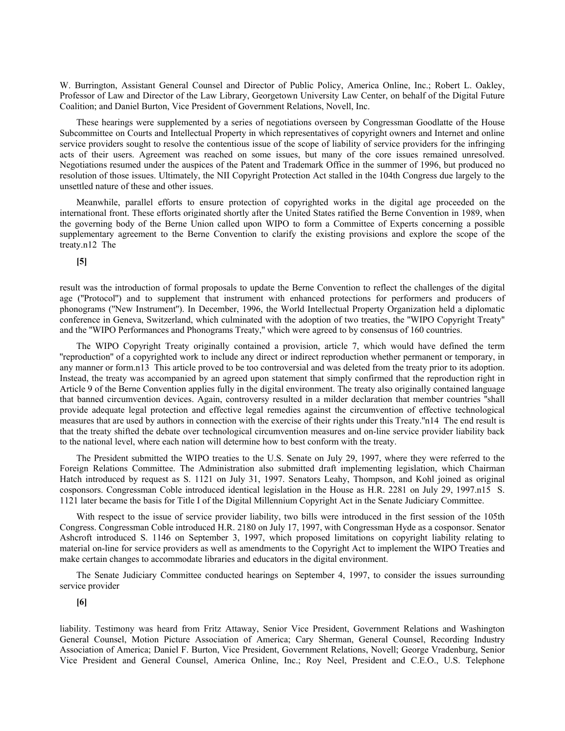W. Burrington, Assistant General Counsel and Director of Public Policy, America Online, Inc.; Robert L. Oakley, Professor of Law and Director of the Law Library, Georgetown University Law Center, on behalf of the Digital Future Coalition; and Daniel Burton, Vice President of Government Relations, Novell, Inc.

These hearings were supplemented by a series of negotiations overseen by Congressman Goodlatte of the House Subcommittee on Courts and Intellectual Property in which representatives of copyright owners and Internet and online service providers sought to resolve the contentious issue of the scope of liability of service providers for the infringing acts of their users. Agreement was reached on some issues, but many of the core issues remained unresolved. Negotiations resumed under the auspices of the Patent and Trademark Office in the summer of 1996, but produced no resolution of those issues. Ultimately, the NII Copyright Protection Act stalled in the 104th Congress due largely to the unsettled nature of these and other issues.

Meanwhile, parallel efforts to ensure protection of copyrighted works in the digital age proceeded on the international front. These efforts originated shortly after the United States ratified the Berne Convention in 1989, when the governing body of the Berne Union called upon WIPO to form a Committee of Experts concerning a possible supplementary agreement to the Berne Convention to clarify the existing provisions and explore the scope of the treaty.n12 The

**[5]**

result was the introduction of formal proposals to update the Berne Convention to reflect the challenges of the digital age ("Protocol") and to supplement that instrument with enhanced protections for performers and producers of phonograms ("New Instrument"). In December, 1996, the World Intellectual Property Organization held a diplomatic conference in Geneva, Switzerland, which culminated with the adoption of two treaties, the "WIPO Copyright Treaty" and the "WIPO Performances and Phonograms Treaty," which were agreed to by consensus of 160 countries.

The WIPO Copyright Treaty originally contained a provision, article 7, which would have defined the term "reproduction" of a copyrighted work to include any direct or indirect reproduction whether permanent or temporary, in any manner or form.n13 This article proved to be too controversial and was deleted from the treaty prior to its adoption. Instead, the treaty was accompanied by an agreed upon statement that simply confirmed that the reproduction right in Article 9 of the Berne Convention applies fully in the digital environment. The treaty also originally contained language that banned circumvention devices. Again, controversy resulted in a milder declaration that member countries "shall provide adequate legal protection and effective legal remedies against the circumvention of effective technological measures that are used by authors in connection with the exercise of their rights under this Treaty."n14 The end result is that the treaty shifted the debate over technological circumvention measures and on-line service provider liability back to the national level, where each nation will determine how to best conform with the treaty.

The President submitted the WIPO treaties to the U.S. Senate on July 29, 1997, where they were referred to the Foreign Relations Committee. The Administration also submitted draft implementing legislation, which Chairman Hatch introduced by request as S. 1121 on July 31, 1997. Senators Leahy, Thompson, and Kohl joined as original cosponsors. Congressman Coble introduced identical legislation in the House as H.R. 2281 on July 29, 1997.n15 S. 1121 later became the basis for Title I of the Digital Millennium Copyright Act in the Senate Judiciary Committee.

With respect to the issue of service provider liability, two bills were introduced in the first session of the 105th Congress. Congressman Coble introduced H.R. 2180 on July 17, 1997, with Congressman Hyde as a cosponsor. Senator Ashcroft introduced S. 1146 on September 3, 1997, which proposed limitations on copyright liability relating to material on-line for service providers as well as amendments to the Copyright Act to implement the WIPO Treaties and make certain changes to accommodate libraries and educators in the digital environment.

The Senate Judiciary Committee conducted hearings on September 4, 1997, to consider the issues surrounding service provider

**[6]**

liability. Testimony was heard from Fritz Attaway, Senior Vice President, Government Relations and Washington General Counsel, Motion Picture Association of America; Cary Sherman, General Counsel, Recording Industry Association of America; Daniel F. Burton, Vice President, Government Relations, Novell; George Vradenburg, Senior Vice President and General Counsel, America Online, Inc.; Roy Neel, President and C.E.O., U.S. Telephone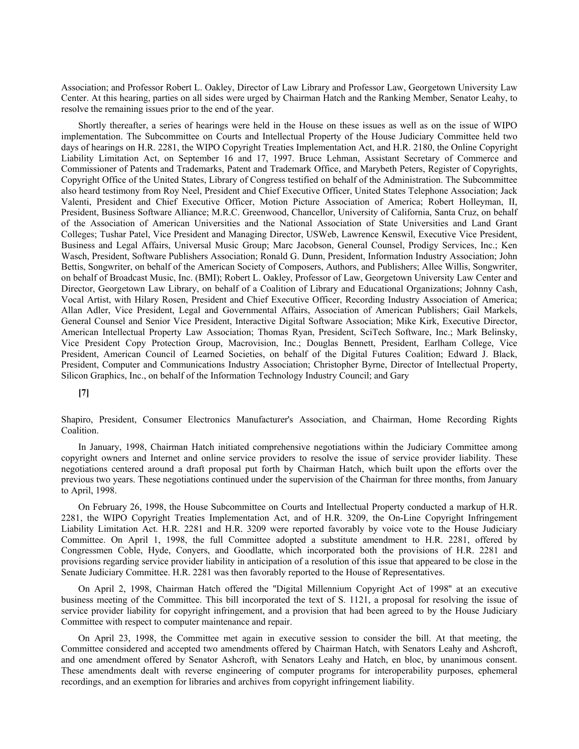Association; and Professor Robert L. Oakley, Director of Law Library and Professor Law, Georgetown University Law Center. At this hearing, parties on all sides were urged by Chairman Hatch and the Ranking Member, Senator Leahy, to resolve the remaining issues prior to the end of the year.

Shortly thereafter, a series of hearings were held in the House on these issues as well as on the issue of WIPO implementation. The Subcommittee on Courts and Intellectual Property of the House Judiciary Committee held two days of hearings on H.R. 2281, the WIPO Copyright Treaties Implementation Act, and H.R. 2180, the Online Copyright Liability Limitation Act, on September 16 and 17, 1997. Bruce Lehman, Assistant Secretary of Commerce and Commissioner of Patents and Trademarks, Patent and Trademark Office, and Marybeth Peters, Register of Copyrights, Copyright Office of the United States, Library of Congress testified on behalf of the Administration. The Subcommittee also heard testimony from Roy Neel, President and Chief Executive Officer, United States Telephone Association; Jack Valenti, President and Chief Executive Officer, Motion Picture Association of America; Robert Holleyman, II, President, Business Software Alliance; M.R.C. Greenwood, Chancellor, University of California, Santa Cruz, on behalf of the Association of American Universities and the National Association of State Universities and Land Grant Colleges; Tushar Patel, Vice President and Managing Director, USWeb, Lawrence Kenswil, Executive Vice President, Business and Legal Affairs, Universal Music Group; Marc Jacobson, General Counsel, Prodigy Services, Inc.; Ken Wasch, President, Software Publishers Association; Ronald G. Dunn, President, Information Industry Association; John Bettis, Songwriter, on behalf of the American Society of Composers, Authors, and Publishers; Allee Willis, Songwriter, on behalf of Broadcast Music, Inc. (BMI); Robert L. Oakley, Professor of Law, Georgetown University Law Center and Director, Georgetown Law Library, on behalf of a Coalition of Library and Educational Organizations; Johnny Cash, Vocal Artist, with Hilary Rosen, President and Chief Executive Officer, Recording Industry Association of America; Allan Adler, Vice President, Legal and Governmental Affairs, Association of American Publishers; Gail Markels, General Counsel and Senior Vice President, Interactive Digital Software Association; Mike Kirk, Executive Director, American Intellectual Property Law Association; Thomas Ryan, President, SciTech Software, Inc.; Mark Belinsky, Vice President Copy Protection Group, Macrovision, Inc.; Douglas Bennett, President, Earlham College, Vice President, American Council of Learned Societies, on behalf of the Digital Futures Coalition; Edward J. Black, President, Computer and Communications Industry Association; Christopher Byrne, Director of Intellectual Property, Silicon Graphics, Inc., on behalf of the Information Technology Industry Council; and Gary Shapiro, President, Consumer Electronics Manufacturer's Association, and Chairman, Home Recording Rights Coalition.

In January, 1998, Chairman Hatch initiated comprehensive negotiations within the Judiciary Committee among copyright owners and Internet and online service providers to resolve the issue of service provider liability. These negotiations centered around a draft proposal put forth by Chairman Hatch, which built upon the efforts over the previous two years. These negotiations continued under the supervision of the Chairman for three months, from January to April, 1998.

On February 26, 1998, the House Subcommittee on Courts and Intellectual Property conducted a markup of H.R. 2281, the WIPO Copyright Treaties Implementation Act, and of H.R. 3209, the On-Line Copyright Infringement Liability Limitation Act. H.R. 2281 and H.R. 3209 were reported favorably by voice vote to the House Judiciary Committee. On April 1, 1998, the full Committee adopted a substitute amendment to H.R. 2281, offered by Congressmen Coble, Hyde, Conyers, and Goodlatte, which incorporated both the provisions of H.R. 2281 and provisions regarding service provider liability in anticipation of a resolution of this issue that appeared to be close in the Senate Judiciary Committee. H.R. 2281 was then favorably reported to the House of Representatives.

On April 2, 1998, Chairman Hatch offered the "Digital Millennium Copyright Act of 1998" at an executive business meeting of the Committee. This bill incorporated the text of S. 1121, a proposal for resolving the issue of service provider liability for copyright infringement, and a provision that had been agreed to by the House Judiciary Committee with respect to computer maintenance and repair.

On April 23, 1998, the Committee met again in executive session to consider the bill. At that meeting, the Committee considered and accepted two amendments offered by Chairman Hatch, with Senators Leahy and Ashcroft, and one amendment offered by Senator Ashcroft, with Senators Leahy and Hatch, en bloc, by unanimous consent. These amendments dealt with reverse engineering of computer programs for interoperability purposes, ephemeral recordings, and an exemption for libraries and archives from copyright infringement liability.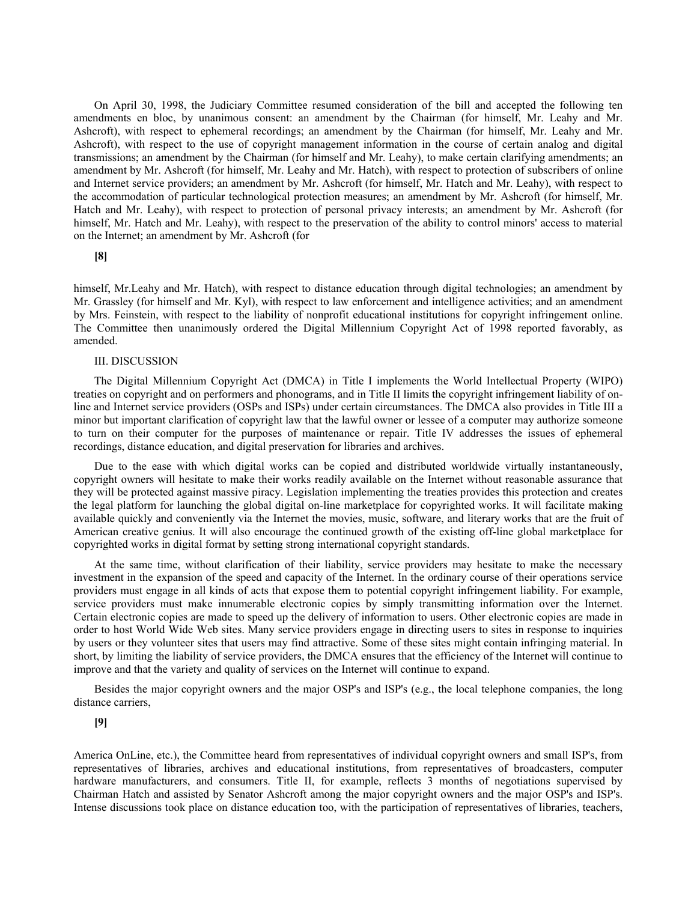On April 30, 1998, the Judiciary Committee resumed consideration of the bill and accepted the following ten amendments en bloc, by unanimous consent: an amendment by the Chairman (for himself, Mr. Leahy and Mr. Ashcroft), with respect to ephemeral recordings; an amendment by the Chairman (for himself, Mr. Leahy and Mr. Ashcroft), with respect to the use of copyright management information in the course of certain analog and digital transmissions; an amendment by the Chairman (for himself and Mr. Leahy), to make certain clarifying amendments; an amendment by Mr. Ashcroft (for himself, Mr. Leahy and Mr. Hatch), with respect to protection of subscribers of online and Internet service providers; an amendment by Mr. Ashcroft (for himself, Mr. Hatch and Mr. Leahy), with respect to the accommodation of particular technological protection measures; an amendment by Mr. Ashcroft (for himself, Mr. Hatch and Mr. Leahy), with respect to protection of personal privacy interests; an amendment by Mr. Ashcroft (for himself, Mr. Hatch and Mr. Leahy), with respect to the preservation of the ability to control minors' access to material on the Internet; an amendment by Mr. Ashcroft (for

**[8]**

himself, Mr.Leahy and Mr. Hatch), with respect to distance education through digital technologies; an amendment by Mr. Grassley (for himself and Mr. Kyl), with respect to law enforcement and intelligence activities; and an amendment by Mrs. Feinstein, with respect to the liability of nonprofit educational institutions for copyright infringement online. The Committee then unanimously ordered the Digital Millennium Copyright Act of 1998 reported favorably, as amended.

III. DISCUSSION

The Digital Millennium Copyright Act (DMCA) in Title I implements the World Intellectual Property (WIPO) treaties on copyright and on performers and phonograms, and in Title II limits the copyright infringement liability of on-line and Internet service providers (OSPs and ISPs) under certain circumstances. The DMCA also provides in Title III a minor but important clarification of copyright law that the lawful owner or lessee of a computer may authorize someone to turn on their computer for the purposes of maintenance or repair. Title IV addresses the issues of ephemeral recordings, distance education, and digital preservation for libraries and archives.

Due to the ease with which digital works can be copied and distributed worldwide virtually instantaneously, copyright owners will hesitate to make their works readily available on the Internet without reasonable assurance that they will be protected against massive piracy. Legislation implementing the treaties provides this protection and creates the legal platform for launching the global digital on-line marketplace for copyrighted works. It will facilitate making available quickly and conveniently via the Internet the movies, music, software, and literary works that are the fruit of American creative genius. It will also encourage the continued growth of the existing off-line global marketplace for copyrighted works in digital format by setting strong international copyright standards.

At the same time, without clarification of their liability, service providers may hesitate to make the necessary investment in the expansion of the speed and capacity of the Internet. In the ordinary course of their operations service providers must engage in all kinds of acts that expose them to potential copyright infringement liability. For example, service providers must make innumerable electronic copies by simply transmitting information over the Internet. Certain electronic copies are made to speed up the delivery of information to users. Other electronic copies are made in order to host World Wide Web sites. Many service providers engage in directing users to sites in response to inquiries by users or they volunteer sites that users may find attractive. Some of these sites might contain infringing material. In short, by limiting the liability of service providers, the DMCA ensures that the efficiency of the Internet will continue to improve and that the variety and quality of services on the Internet will continue to expand.

Besides the major copyright owners and the major OSP's and ISP's (e.g., the local telephone companies, the long distance carriers,

**[9]**

America OnLine, etc.), the Committee heard from representatives of individual copyright owners and small ISP's, from representatives of libraries, archives and educational institutions, from representatives of broadcasters, computer hardware manufacturers, and consumers. Title II, for example, reflects 3 months of negotiations supervised by Chairman Hatch and assisted by Senator Ashcroft among the major copyright owners and the major OSP's and ISP's. Intense discussions took place on distance education too, with the participation of representatives of libraries, teachers,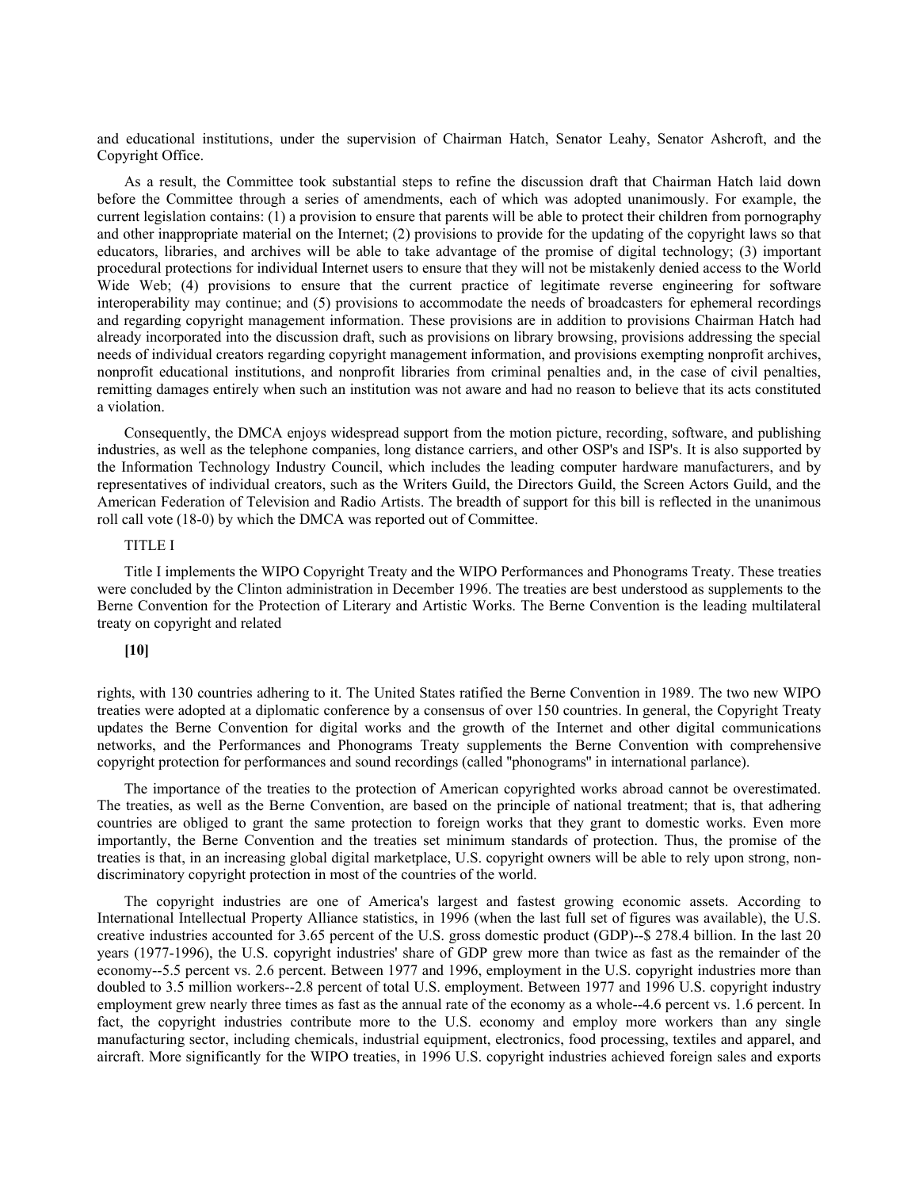and educational institutions, under the supervision of Chairman Hatch, Senator Leahy, Senator Ashcroft, and the Copyright Office.

As a result, the Committee took substantial steps to refine the discussion draft that Chairman Hatch laid down before the Committee through a series of amendments, each of which was adopted unanimously. For example, the current legislation contains: (1) a provision to ensure that parents will be able to protect their children from pornography and other inappropriate material on the Internet; (2) provisions to provide for the updating of the copyright laws so that educators, libraries, and archives will be able to take advantage of the promise of digital technology; (3) important procedural protections for individual Internet users to ensure that they will not be mistakenly denied access to the World Wide Web; (4) provisions to ensure that the current practice of legitimate reverse engineering for software interoperability may continue; and (5) provisions to accommodate the needs of broadcasters for ephemeral recordings and regarding copyright management information. These provisions are in addition to provisions Chairman Hatch had already incorporated into the discussion draft, such as provisions on library browsing, provisions addressing the special needs of individual creators regarding copyright management information, and provisions exempting nonprofit archives, nonprofit educational institutions, and nonprofit libraries from criminal penalties and, in the case of civil penalties, remitting damages entirely when such an institution was not aware and had no reason to believe that its acts constituted a violation.

Consequently, the DMCA enjoys widespread support from the motion picture, recording, software, and publishing industries, as well as the telephone companies, long distance carriers, and other OSP's and ISP's. It is also supported by the Information Technology Industry Council, which includes the leading computer hardware manufacturers, and by representatives of individual creators, such as the Writers Guild, the Directors Guild, the Screen Actors Guild, and the American Federation of Television and Radio Artists. The breadth of support for this bill is reflected in the unanimous roll call vote (18-0) by which the DMCA was reported out of Committee.

TITLE I

Title I implements the WIPO Copyright Treaty and the WIPO Performances and Phonograms Treaty. These treaties were concluded by the Clinton administration in December 1996. The treaties are best understood as supplements to the Berne Convention for the Protection of Literary and Artistic Works. The Berne Convention is the leading multilateral treaty on copyright and related

**[10]**

rights, with 130 countries adhering to it. The United States ratified the Berne Convention in 1989. The two new WIPO treaties were adopted at a diplomatic conference by a consensus of over 150 countries. In general, the Copyright Treaty updates the Berne Convention for digital works and the growth of the Internet and other digital communications networks, and the Performances and Phonograms Treaty supplements the Berne Convention with comprehensive copyright protection for performances and sound recordings (called "phonograms" in international parlance).

The importance of the treaties to the protection of American copyrighted works abroad cannot be overestimated. The treaties, as well as the Berne Convention, are based on the principle of national treatment; that is, that adhering countries are obliged to grant the same protection to foreign works that they grant to domestic works. Even more importantly, the Berne Convention and the treaties set minimum standards of protection. Thus, the promise of the treaties is that, in an increasing global digital marketplace, U.S. copyright owners will be able to rely upon strong, non-discriminatory copyright protection in most of the countries of the world.

The copyright industries are one of America's largest and fastest growing economic assets. According to International Intellectual Property Alliance statistics, in 1996 (when the last full set of figures was available), the U.S. creative industries accounted for 3.65 percent of the U.S. gross domestic product (GDP)--$ 278.4 billion. In the last 20 years (1977-1996), the U.S. copyright industries' share of GDP grew more than twice as fast as the remainder of the economy--5.5 percent vs. 2.6 percent. Between 1977 and 1996, employment in the U.S. copyright industries more than doubled to 3.5 million workers--2.8 percent of total U.S. employment. Between 1977 and 1996 U.S. copyright industry employment grew nearly three times as fast as the annual rate of the economy as a whole--4.6 percent vs. 1.6 percent. In fact, the copyright industries contribute more to the U.S. economy and employ more workers than any single manufacturing sector, including chemicals, industrial equipment, electronics, food processing, textiles and apparel, and aircraft. More significantly for the WIPO treaties, in 1996 U.S. copyright industries achieved foreign sales and exports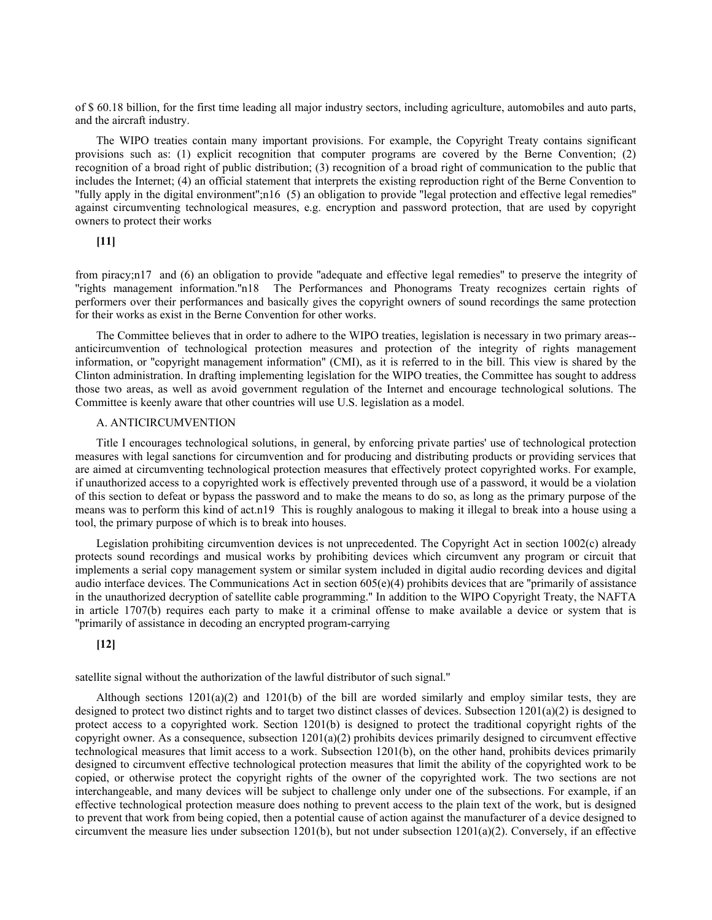of $ 60.18 billion, for the first time leading all major industry sectors, including agriculture, automobiles and auto parts, and the aircraft industry.

The WIPO treaties contain many important provisions. For example, the Copyright Treaty contains significant provisions such as: (1) explicit recognition that computer programs are covered by the Berne Convention; (2) recognition of a broad right of public distribution; (3) recognition of a broad right of communication to the public that includes the Internet; (4) an official statement that interprets the existing reproduction right of the Berne Convention to "fully apply in the digital environment";n16 (5) an obligation to provide "legal protection and effective legal remedies" against circumventing technological measures, e.g. encryption and password protection, that are used by copyright owners to protect their works

**[11]**

from piracy;n17 and (6) an obligation to provide "adequate and effective legal remedies" to preserve the integrity of "rights management information."n18 The Performances and Phonograms Treaty recognizes certain rights of performers over their performances and basically gives the copyright owners of sound recordings the same protection for their works as exist in the Berne Convention for other works.

The Committee believes that in order to adhere to the WIPO treaties, legislation is necessary in two primary areas--anticircumvention of technological protection measures and protection of the integrity of rights management information, or "copyright management information" (CMI), as it is referred to in the bill. This view is shared by the Clinton administration. In drafting implementing legislation for the WIPO treaties, the Committee has sought to address those two areas, as well as avoid government regulation of the Internet and encourage technological solutions. The Committee is keenly aware that other countries will use U.S. legislation as a model.

A. ANTICIRCUMVENTION

Title I encourages technological solutions, in general, by enforcing private parties' use of technological protection measures with legal sanctions for circumvention and for producing and distributing products or providing services that are aimed at circumventing technological protection measures that effectively protect copyrighted works. For example, if unauthorized access to a copyrighted work is effectively prevented through use of a password, it would be a violation of this section to defeat or bypass the password and to make the means to do so, as long as the primary purpose of the means was to perform this kind of act.n19 This is roughly analogous to making it illegal to break into a house using a tool, the primary purpose of which is to break into houses.

Legislation prohibiting circumvention devices is not unprecedented. The Copyright Act in section 1002(c) already protects sound recordings and musical works by prohibiting devices which circumvent any program or circuit that implements a serial copy management system or similar system included in digital audio recording devices and digital audio interface devices. The Communications Act in section 605(e)(4) prohibits devices that are "primarily of assistance in the unauthorized decryption of satellite cable programming." In addition to the WIPO Copyright Treaty, the NAFTA in article 1707(b) requires each party to make it a criminal offense to make available a device or system that is "primarily of assistance in decoding an encrypted program-carrying

**[12]**

satellite signal without the authorization of the lawful distributor of such signal."

Although sections 1201(a)(2) and 1201(b) of the bill are worded similarly and employ similar tests, they are designed to protect two distinct rights and to target two distinct classes of devices. Subsection 1201(a)(2) is designed to protect access to a copyrighted work. Section 1201(b) is designed to protect the traditional copyright rights of the copyright owner. As a consequence, subsection 1201(a)(2) prohibits devices primarily designed to circumvent effective technological measures that limit access to a work. Subsection 1201(b), on the other hand, prohibits devices primarily designed to circumvent effective technological protection measures that limit the ability of the copyrighted work to be copied, or otherwise protect the copyright rights of the owner of the copyrighted work. The two sections are not interchangeable, and many devices will be subject to challenge only under one of the subsections. For example, if an effective technological protection measure does nothing to prevent access to the plain text of the work, but is designed to prevent that work from being copied, then a potential cause of action against the manufacturer of a device designed to circumvent the measure lies under subsection 1201(b), but not under subsection 1201(a)(2). Conversely, if an effective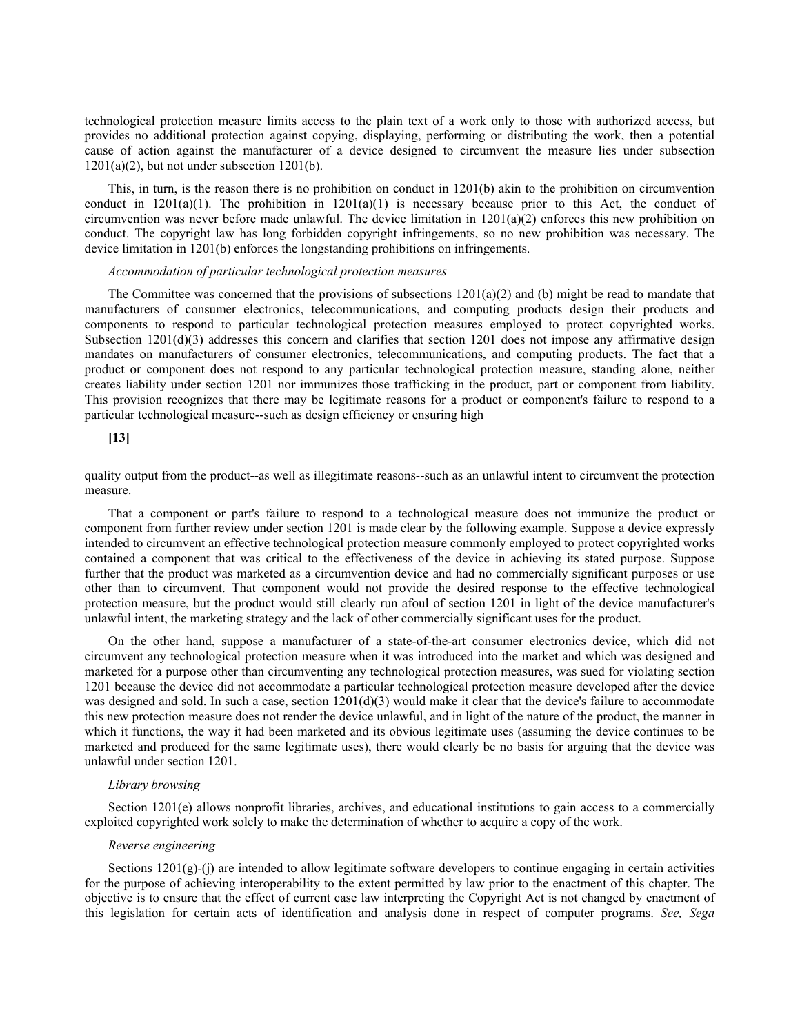technological protection measure limits access to the plain text of a work only to those with authorized access, but provides no additional protection against copying, displaying, performing or distributing the work, then a potential cause of action against the manufacturer of a device designed to circumvent the measure lies under subsection 1201(a)(2), but not under subsection 1201(b).

This, in turn, is the reason there is no prohibition on conduct in 1201(b) akin to the prohibition on circumvention conduct in 1201(a)(1). The prohibition in 1201(a)(1) is necessary because prior to this Act, the conduct of circumvention was never before made unlawful. The device limitation in 1201(a)(2) enforces this new prohibition on conduct. The copyright law has long forbidden copyright infringements, so no new prohibition was necessary. The device limitation in 1201(b) enforces the longstanding prohibitions on infringements.

*Accommodation of particular technological protection measures*

The Committee was concerned that the provisions of subsections 1201(a)(2) and (b) might be read to mandate that manufacturers of consumer electronics, telecommunications, and computing products design their products and components to respond to particular technological protection measures employed to protect copyrighted works. Subsection 1201(d)(3) addresses this concern and clarifies that section 1201 does not impose any affirmative design mandates on manufacturers of consumer electronics, telecommunications, and computing products. The fact that a product or component does not respond to any particular technological protection measure, standing alone, neither creates liability under section 1201 nor immunizes those trafficking in the product, part or component from liability. This provision recognizes that there may be legitimate reasons for a product or component's failure to respond to a particular technological measure--such as design efficiency or ensuring high

**[13]**

quality output from the product--as well as illegitimate reasons--such as an unlawful intent to circumvent the protection measure.

That a component or part's failure to respond to a technological measure does not immunize the product or component from further review under section 1201 is made clear by the following example. Suppose a device expressly intended to circumvent an effective technological protection measure commonly employed to protect copyrighted works contained a component that was critical to the effectiveness of the device in achieving its stated purpose. Suppose further that the product was marketed as a circumvention device and had no commercially significant purposes or use other than to circumvent. That component would not provide the desired response to the effective technological protection measure, but the product would still clearly run afoul of section 1201 in light of the device manufacturer's unlawful intent, the marketing strategy and the lack of other commercially significant uses for the product.

On the other hand, suppose a manufacturer of a state-of-the-art consumer electronics device, which did not circumvent any technological protection measure when it was introduced into the market and which was designed and marketed for a purpose other than circumventing any technological protection measures, was sued for violating section 1201 because the device did not accommodate a particular technological protection measure developed after the device was designed and sold. In such a case, section 1201(d)(3) would make it clear that the device's failure to accommodate this new protection measure does not render the device unlawful, and in light of the nature of the product, the manner in which it functions, the way it had been marketed and its obvious legitimate uses (assuming the device continues to be marketed and produced for the same legitimate uses), there would clearly be no basis for arguing that the device was unlawful under section 1201.

*Library browsing*

Section 1201(e) allows nonprofit libraries, archives, and educational institutions to gain access to a commercially exploited copyrighted work solely to make the determination of whether to acquire a copy of the work.

*Reverse engineering*

Sections 1201(g)-(j) are intended to allow legitimate software developers to continue engaging in certain activities for the purpose of achieving interoperability to the extent permitted by law prior to the enactment of this chapter. The objective is to ensure that the effect of current case law interpreting the Copyright Act is not changed by enactment of this legislation for certain acts of identification and analysis done in respect of computer programs. *See, Sega*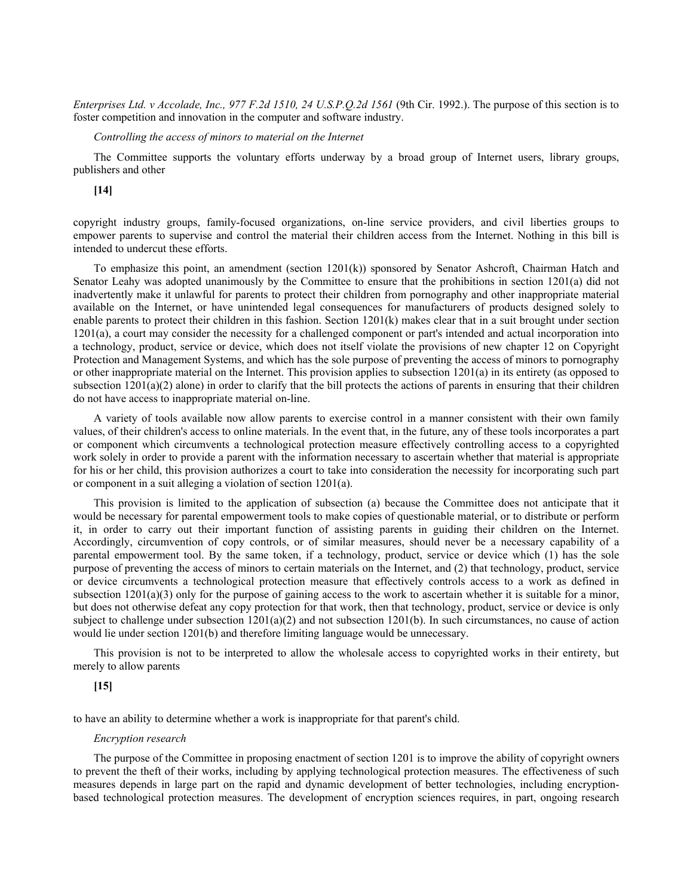*Enterprises Ltd. v Accolade, Inc., 977 F.2d 1510, 24 U.S.P.Q.2d 1561* (9th Cir. 1992.). The purpose of this section is to foster competition and innovation in the computer and software industry.

*Controlling the access of minors to material on the Internet*

The Committee supports the voluntary efforts underway by a broad group of Internet users, library groups, publishers and other

**[14]**

copyright industry groups, family-focused organizations, on-line service providers, and civil liberties groups to empower parents to supervise and control the material their children access from the Internet. Nothing in this bill is intended to undercut these efforts.

To emphasize this point, an amendment (section 1201(k)) sponsored by Senator Ashcroft, Chairman Hatch and Senator Leahy was adopted unanimously by the Committee to ensure that the prohibitions in section 1201(a) did not inadvertently make it unlawful for parents to protect their children from pornography and other inappropriate material available on the Internet, or have unintended legal consequences for manufacturers of products designed solely to enable parents to protect their children in this fashion. Section 1201(k) makes clear that in a suit brought under section 1201(a), a court may consider the necessity for a challenged component or part's intended and actual incorporation into a technology, product, service or device, which does not itself violate the provisions of new chapter 12 on Copyright Protection and Management Systems, and which has the sole purpose of preventing the access of minors to pornography or other inappropriate material on the Internet. This provision applies to subsection 1201(a) in its entirety (as opposed to subsection 1201(a)(2) alone) in order to clarify that the bill protects the actions of parents in ensuring that their children do not have access to inappropriate material on-line.

A variety of tools available now allow parents to exercise control in a manner consistent with their own family values, of their children's access to online materials. In the event that, in the future, any of these tools incorporates a part or component which circumvents a technological protection measure effectively controlling access to a copyrighted work solely in order to provide a parent with the information necessary to ascertain whether that material is appropriate for his or her child, this provision authorizes a court to take into consideration the necessity for incorporating such part or component in a suit alleging a violation of section 1201(a).

This provision is limited to the application of subsection (a) because the Committee does not anticipate that it would be necessary for parental empowerment tools to make copies of questionable material, or to distribute or perform it, in order to carry out their important function of assisting parents in guiding their children on the Internet. Accordingly, circumvention of copy controls, or of similar measures, should never be a necessary capability of a parental empowerment tool. By the same token, if a technology, product, service or device which (1) has the sole purpose of preventing the access of minors to certain materials on the Internet, and (2) that technology, product, service or device circumvents a technological protection measure that effectively controls access to a work as defined in subsection 1201(a)(3) only for the purpose of gaining access to the work to ascertain whether it is suitable for a minor, but does not otherwise defeat any copy protection for that work, then that technology, product, service or device is only subject to challenge under subsection 1201(a)(2) and not subsection 1201(b). In such circumstances, no cause of action would lie under section 1201(b) and therefore limiting language would be unnecessary.

This provision is not to be interpreted to allow the wholesale access to copyrighted works in their entirety, but merely to allow parents

**[15]**

to have an ability to determine whether a work is inappropriate for that parent's child.

*Encryption research*

The purpose of the Committee in proposing enactment of section 1201 is to improve the ability of copyright owners to prevent the theft of their works, including by applying technological protection measures. The effectiveness of such measures depends in large part on the rapid and dynamic development of better technologies, including encryption-based technological protection measures. The development of encryption sciences requires, in part, ongoing research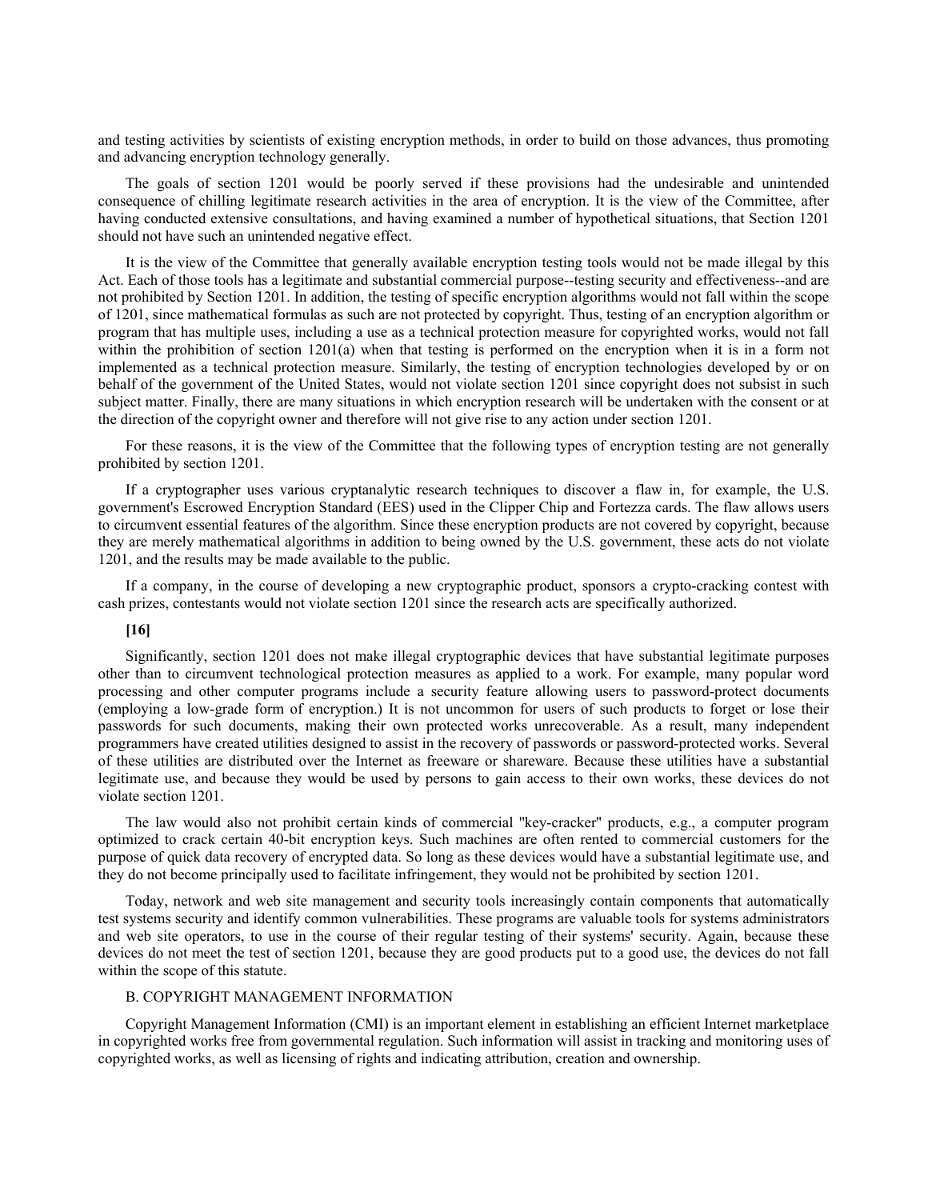and testing activities by scientists of existing encryption methods, in order to build on those advances, thus promoting and advancing encryption technology generally.

The goals of section 1201 would be poorly served if these provisions had the undesirable and unintended consequence of chilling legitimate research activities in the area of encryption. It is the view of the Committee, after having conducted extensive consultations, and having examined a number of hypothetical situations, that Section 1201 should not have such an unintended negative effect.

It is the view of the Committee that generally available encryption testing tools would not be made illegal by this Act. Each of those tools has a legitimate and substantial commercial purpose--testing security and effectiveness--and are not prohibited by Section 1201. In addition, the testing of specific encryption algorithms would not fall within the scope of 1201, since mathematical formulas as such are not protected by copyright. Thus, testing of an encryption algorithm or program that has multiple uses, including a use as a technical protection measure for copyrighted works, would not fall within the prohibition of section 1201(a) when that testing is performed on the encryption when it is in a form not implemented as a technical protection measure. Similarly, the testing of encryption technologies developed by or on behalf of the government of the United States, would not violate section 1201 since copyright does not subsist in such subject matter. Finally, there are many situations in which encryption research will be undertaken with the consent or at the direction of the copyright owner and therefore will not give rise to any action under section 1201.

For these reasons, it is the view of the Committee that the following types of encryption testing are not generally prohibited by section 1201.

If a cryptographer uses various cryptanalytic research techniques to discover a flaw in, for example, the U.S. government's Escrowed Encryption Standard (EES) used in the Clipper Chip and Fortezza cards. The flaw allows users to circumvent essential features of the algorithm. Since these encryption products are not covered by copyright, because they are merely mathematical algorithms in addition to being owned by the U.S. government, these acts do not violate 1201, and the results may be made available to the public.

If a company, in the course of developing a new cryptographic product, sponsors a crypto-cracking contest with cash prizes, contestants would not violate section 1201 since the research acts are specifically authorized.

**[16]**

Significantly, section 1201 does not make illegal cryptographic devices that have substantial legitimate purposes other than to circumvent technological protection measures as applied to a work. For example, many popular word processing and other computer programs include a security feature allowing users to password-protect documents (employing a low-grade form of encryption.) It is not uncommon for users of such products to forget or lose their passwords for such documents, making their own protected works unrecoverable. As a result, many independent programmers have created utilities designed to assist in the recovery of passwords or password-protected works. Several of these utilities are distributed over the Internet as freeware or shareware. Because these utilities have a substantial legitimate use, and because they would be used by persons to gain access to their own works, these devices do not violate section 1201.

The law would also not prohibit certain kinds of commercial "key-cracker" products, e.g., a computer program optimized to crack certain 40-bit encryption keys. Such machines are often rented to commercial customers for the purpose of quick data recovery of encrypted data. So long as these devices would have a substantial legitimate use, and they do not become principally used to facilitate infringement, they would not be prohibited by section 1201.

Today, network and web site management and security tools increasingly contain components that automatically test systems security and identify common vulnerabilities. These programs are valuable tools for systems administrators and web site operators, to use in the course of their regular testing of their systems' security. Again, because these devices do not meet the test of section 1201, because they are good products put to a good use, the devices do not fall within the scope of this statute.

B. COPYRIGHT MANAGEMENT INFORMATION

Copyright Management Information (CMI) is an important element in establishing an efficient Internet marketplace in copyrighted works free from governmental regulation. Such information will assist in tracking and monitoring uses of copyrighted works, as well as licensing of rights and indicating attribution, creation and ownership.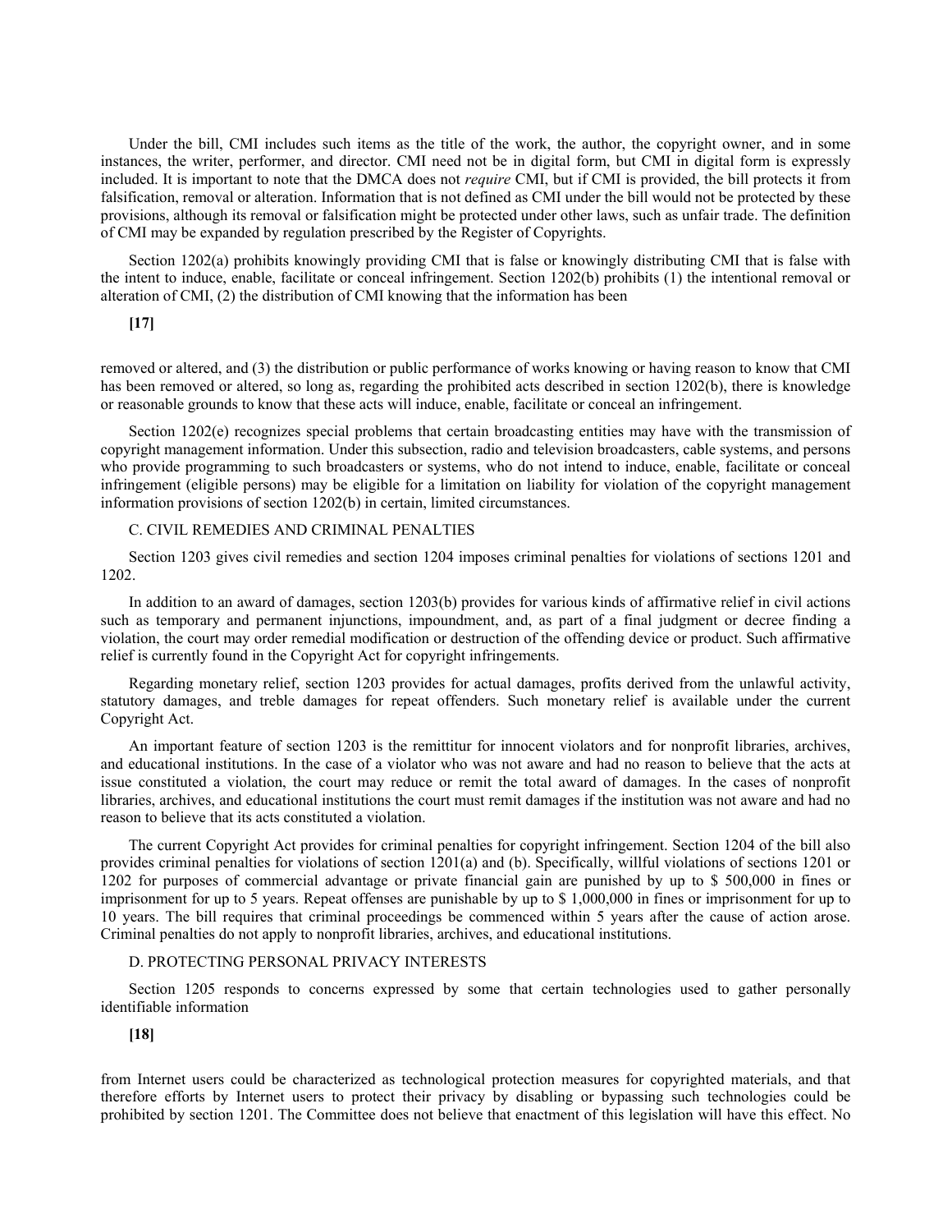Under the bill, CMI includes such items as the title of the work, the author, the copyright owner, and in some instances, the writer, performer, and director. CMI need not be in digital form, but CMI in digital form is expressly included. It is important to note that the DMCA does not *require* CMI, but if CMI is provided, the bill protects it from falsification, removal or alteration. Information that is not defined as CMI under the bill would not be protected by these provisions, although its removal or falsification might be protected under other laws, such as unfair trade. The definition of CMI may be expanded by regulation prescribed by the Register of Copyrights.

Section 1202(a) prohibits knowingly providing CMI that is false or knowingly distributing CMI that is false with the intent to induce, enable, facilitate or conceal infringement. Section 1202(b) prohibits (1) the intentional removal or alteration of CMI, (2) the distribution of CMI knowing that the information has been

**[17]**

removed or altered, and (3) the distribution or public performance of works knowing or having reason to know that CMI has been removed or altered, so long as, regarding the prohibited acts described in section 1202(b), there is knowledge or reasonable grounds to know that these acts will induce, enable, facilitate or conceal an infringement.

Section 1202(e) recognizes special problems that certain broadcasting entities may have with the transmission of copyright management information. Under this subsection, radio and television broadcasters, cable systems, and persons who provide programming to such broadcasters or systems, who do not intend to induce, enable, facilitate or conceal infringement (eligible persons) may be eligible for a limitation on liability for violation of the copyright management information provisions of section 1202(b) in certain, limited circumstances.

C. CIVIL REMEDIES AND CRIMINAL PENALTIES

Section 1203 gives civil remedies and section 1204 imposes criminal penalties for violations of sections 1201 and 1202.

In addition to an award of damages, section 1203(b) provides for various kinds of affirmative relief in civil actions such as temporary and permanent injunctions, impoundment, and, as part of a final judgment or decree finding a violation, the court may order remedial modification or destruction of the offending device or product. Such affirmative relief is currently found in the Copyright Act for copyright infringements.

Regarding monetary relief, section 1203 provides for actual damages, profits derived from the unlawful activity, statutory damages, and treble damages for repeat offenders. Such monetary relief is available under the current Copyright Act.

An important feature of section 1203 is the remittitur for innocent violators and for nonprofit libraries, archives, and educational institutions. In the case of a violator who was not aware and had no reason to believe that the acts at issue constituted a violation, the court may reduce or remit the total award of damages. In the cases of nonprofit libraries, archives, and educational institutions the court must remit damages if the institution was not aware and had no reason to believe that its acts constituted a violation.

The current Copyright Act provides for criminal penalties for copyright infringement. Section 1204 of the bill also provides criminal penalties for violations of section 1201(a) and (b). Specifically, willful violations of sections 1201 or 1202 for purposes of commercial advantage or private financial gain are punished by up to $ 500,000 in fines or imprisonment for up to 5 years. Repeat offenses are punishable by up to $ 1,000,000 in fines or imprisonment for up to 10 years. The bill requires that criminal proceedings be commenced within 5 years after the cause of action arose. Criminal penalties do not apply to nonprofit libraries, archives, and educational institutions.

D. PROTECTING PERSONAL PRIVACY INTERESTS

Section 1205 responds to concerns expressed by some that certain technologies used to gather personally identifiable information

**[18]**

from Internet users could be characterized as technological protection measures for copyrighted materials, and that therefore efforts by Internet users to protect their privacy by disabling or bypassing such technologies could be prohibited by section 1201. The Committee does not believe that enactment of this legislation will have this effect. No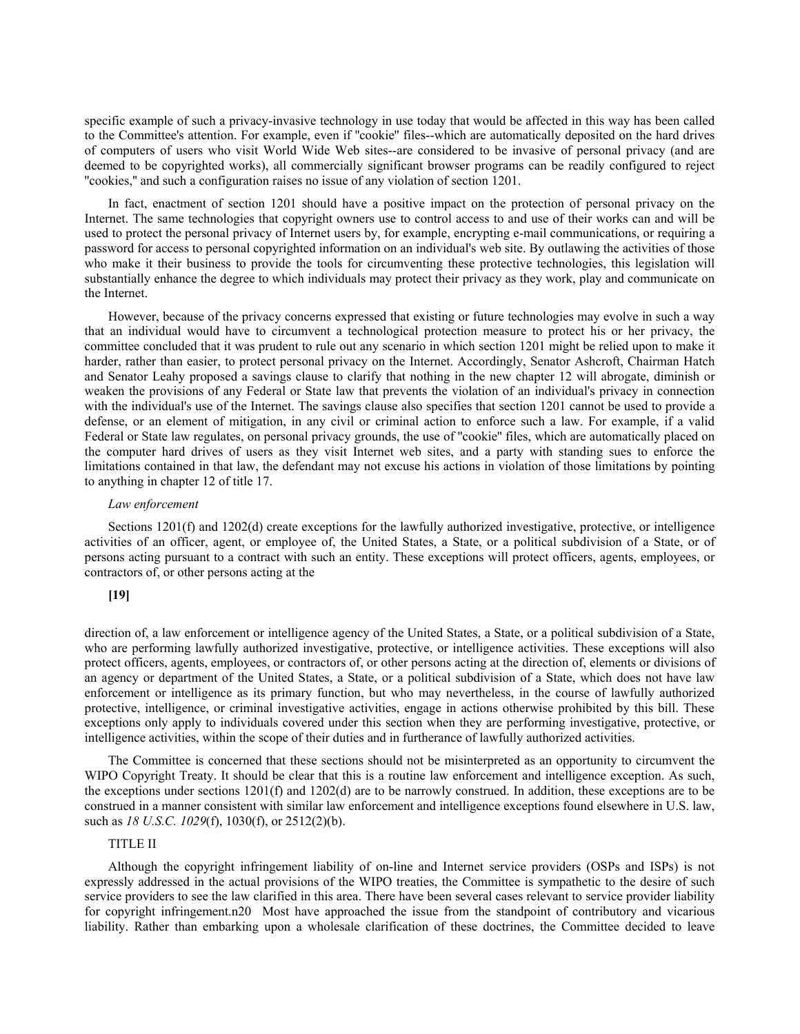specific example of such a privacy-invasive technology in use today that would be affected in this way has been called to the Committee's attention. For example, even if "cookie" files--which are automatically deposited on the hard drives of computers of users who visit World Wide Web sites--are considered to be invasive of personal privacy (and are deemed to be copyrighted works), all commercially significant browser programs can be readily configured to reject "cookies," and such a configuration raises no issue of any violation of section 1201.

In fact, enactment of section 1201 should have a positive impact on the protection of personal privacy on the Internet. The same technologies that copyright owners use to control access to and use of their works can and will be used to protect the personal privacy of Internet users by, for example, encrypting e-mail communications, or requiring a password for access to personal copyrighted information on an individual's web site. By outlawing the activities of those who make it their business to provide the tools for circumventing these protective technologies, this legislation will substantially enhance the degree to which individuals may protect their privacy as they work, play and communicate on the Internet.

However, because of the privacy concerns expressed that existing or future technologies may evolve in such a way that an individual would have to circumvent a technological protection measure to protect his or her privacy, the committee concluded that it was prudent to rule out any scenario in which section 1201 might be relied upon to make it harder, rather than easier, to protect personal privacy on the Internet. Accordingly, Senator Ashcroft, Chairman Hatch and Senator Leahy proposed a savings clause to clarify that nothing in the new chapter 12 will abrogate, diminish or weaken the provisions of any Federal or State law that prevents the violation of an individual's privacy in connection with the individual's use of the Internet. The savings clause also specifies that section 1201 cannot be used to provide a defense, or an element of mitigation, in any civil or criminal action to enforce such a law. For example, if a valid Federal or State law regulates, on personal privacy grounds, the use of "cookie" files, which are automatically placed on the computer hard drives of users as they visit Internet web sites, and a party with standing sues to enforce the limitations contained in that law, the defendant may not excuse his actions in violation of those limitations by pointing to anything in chapter 12 of title 17.

*Law enforcement*

Sections 1201(f) and 1202(d) create exceptions for the lawfully authorized investigative, protective, or intelligence activities of an officer, agent, or employee of, the United States, a State, or a political subdivision of a State, or of persons acting pursuant to a contract with such an entity. These exceptions will protect officers, agents, employees, or contractors of, or other persons acting at the

**[19]**

direction of, a law enforcement or intelligence agency of the United States, a State, or a political subdivision of a State, who are performing lawfully authorized investigative, protective, or intelligence activities. These exceptions will also protect officers, agents, employees, or contractors of, or other persons acting at the direction of, elements or divisions of an agency or department of the United States, a State, or a political subdivision of a State, which does not have law enforcement or intelligence as its primary function, but who may nevertheless, in the course of lawfully authorized protective, intelligence, or criminal investigative activities, engage in actions otherwise prohibited by this bill. These exceptions only apply to individuals covered under this section when they are performing investigative, protective, or intelligence activities, within the scope of their duties and in furtherance of lawfully authorized activities.

The Committee is concerned that these sections should not be misinterpreted as an opportunity to circumvent the WIPO Copyright Treaty. It should be clear that this is a routine law enforcement and intelligence exception. As such, the exceptions under sections 1201(f) and 1202(d) are to be narrowly construed. In addition, these exceptions are to be construed in a manner consistent with similar law enforcement and intelligence exceptions found elsewhere in U.S. law, such as *18 U.S.C. 1029*(f), 1030(f), or 2512(2)(b).

TITLE II

Although the copyright infringement liability of on-line and Internet service providers (OSPs and ISPs) is not expressly addressed in the actual provisions of the WIPO treaties, the Committee is sympathetic to the desire of such service providers to see the law clarified in this area. There have been several cases relevant to service provider liability for copyright infringement.n20 Most have approached the issue from the standpoint of contributory and vicarious liability. Rather than embarking upon a wholesale clarification of these doctrines, the Committee decided to leave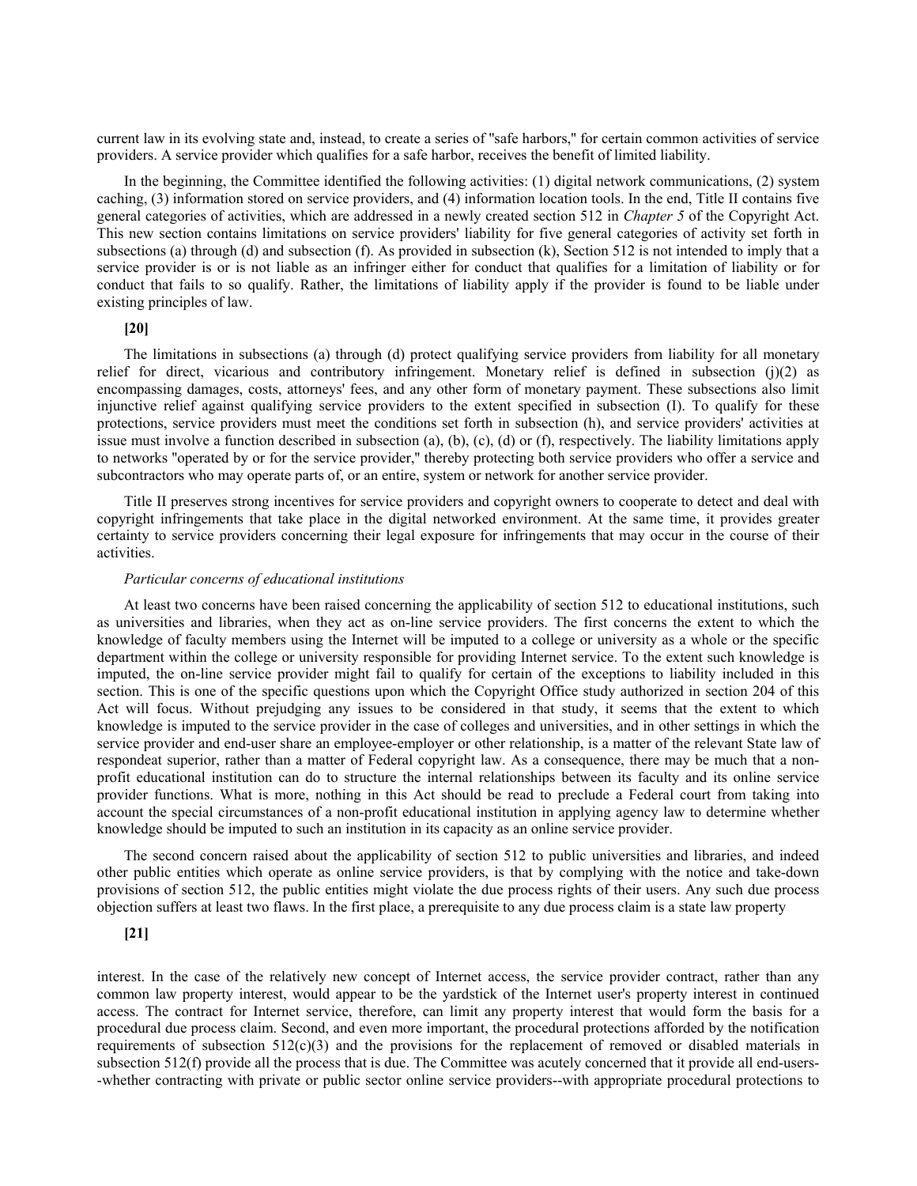current law in its evolving state and, instead, to create a series of "safe harbors," for certain common activities of service providers. A service provider which qualifies for a safe harbor, receives the benefit of limited liability.

In the beginning, the Committee identified the following activities: (1) digital network communications, (2) system caching, (3) information stored on service providers, and (4) information location tools. In the end, Title II contains five general categories of activities, which are addressed in a newly created section 512 in *Chapter 5* of the Copyright Act. This new section contains limitations on service providers' liability for five general categories of activity set forth in subsections (a) through (d) and subsection (f). As provided in subsection (k), Section 512 is not intended to imply that a service provider is or is not liable as an infringer either for conduct that qualifies for a limitation of liability or for conduct that fails to so qualify. Rather, the limitations of liability apply if the provider is found to be liable under existing principles of law.

**[20]**

The limitations in subsections (a) through (d) protect qualifying service providers from liability for all monetary relief for direct, vicarious and contributory infringement. Monetary relief is defined in subsection (j)(2) as encompassing damages, costs, attorneys' fees, and any other form of monetary payment. These subsections also limit injunctive relief against qualifying service providers to the extent specified in subsection (I). To qualify for these protections, service providers must meet the conditions set forth in subsection (h), and service providers' activities at issue must involve a function described in subsection (a), (b), (c), (d) or (f), respectively. The liability limitations apply to networks "operated by or for the service provider," thereby protecting both service providers who offer a service and subcontractors who may operate parts of, or an entire, system or network for another service provider.

Title II preserves strong incentives for service providers and copyright owners to cooperate to detect and deal with copyright infringements that take place in the digital networked environment. At the same time, it provides greater certainty to service providers concerning their legal exposure for infringements that may occur in the course of their activities.

*Particular concerns of educational institutions*

At least two concerns have been raised concerning the applicability of section 512 to educational institutions, such as universities and libraries, when they act as on-line service providers. The first concerns the extent to which the knowledge of faculty members using the Internet will be imputed to a college or university as a whole or the specific department within the college or university responsible for providing Internet service. To the extent such knowledge is imputed, the on-line service provider might fail to qualify for certain of the exceptions to liability included in this section. This is one of the specific questions upon which the Copyright Office study authorized in section 204 of this Act will focus. Without prejudging any issues to be considered in that study, it seems that the extent to which knowledge is imputed to the service provider in the case of colleges and universities, and in other settings in which the service provider and end-user share an employee-employer or other relationship, is a matter of the relevant State law of respondeat superior, rather than a matter of Federal copyright law. As a consequence, there may be much that a non-profit educational institution can do to structure the internal relationships between its faculty and its online service provider functions. What is more, nothing in this Act should be read to preclude a Federal court from taking into account the special circumstances of a non-profit educational institution in applying agency law to determine whether knowledge should be imputed to such an institution in its capacity as an online service provider.

The second concern raised about the applicability of section 512 to public universities and libraries, and indeed other public entities which operate as online service providers, is that by complying with the notice and take-down provisions of section 512, the public entities might violate the due process rights of their users. Any such due process objection suffers at least two flaws. In the first place, a prerequisite to any due process claim is a state law property

**[21]**

interest. In the case of the relatively new concept of Internet access, the service provider contract, rather than any common law property interest, would appear to be the yardstick of the Internet user's property interest in continued access. The contract for Internet service, therefore, can limit any property interest that would form the basis for a procedural due process claim. Second, and even more important, the procedural protections afforded by the notification requirements of subsection 512(c)(3) and the provisions for the replacement of removed or disabled materials in subsection 512(f) provide all the process that is due. The Committee was acutely concerned that it provide all end-users--whether contracting with private or public sector online service providers--with appropriate procedural protections to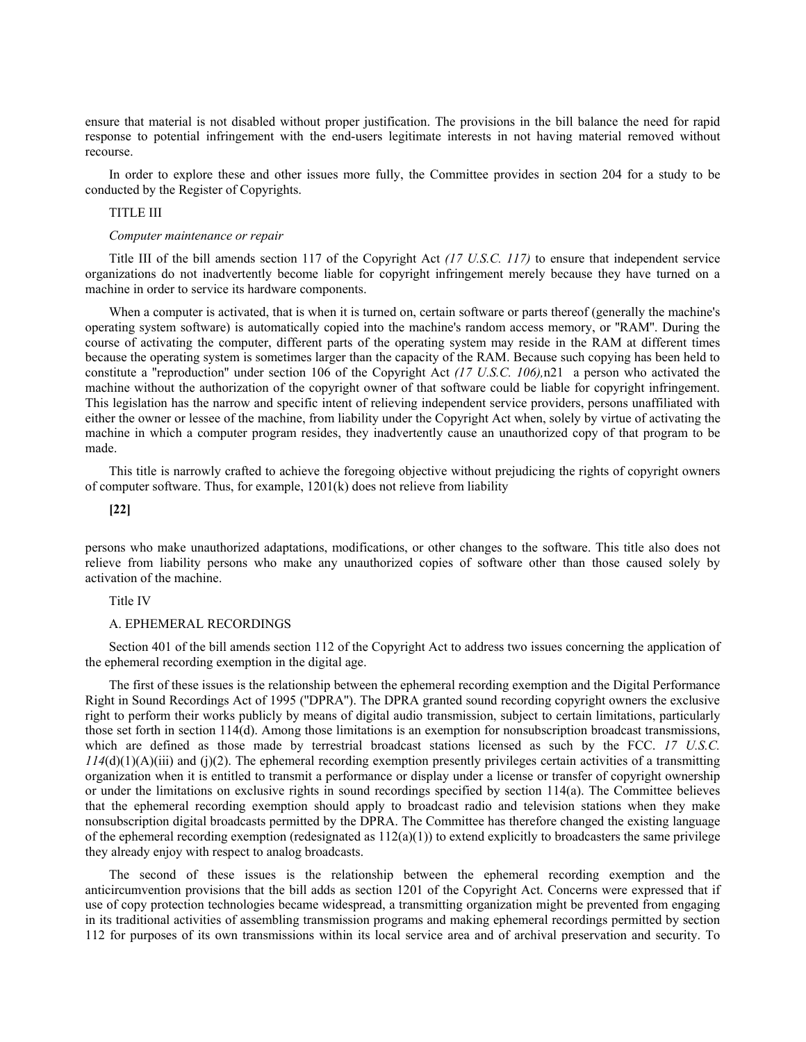ensure that material is not disabled without proper justification. The provisions in the bill balance the need for rapid response to potential infringement with the end-users legitimate interests in not having material removed without recourse.

In order to explore these and other issues more fully, the Committee provides in section 204 for a study to be conducted by the Register of Copyrights.

TITLE III

*Computer maintenance or repair*

Title III of the bill amends section 117 of the Copyright Act *(17 U.S.C. 117)* to ensure that independent service organizations do not inadvertently become liable for copyright infringement merely because they have turned on a machine in order to service its hardware components.

When a computer is activated, that is when it is turned on, certain software or parts thereof (generally the machine's operating system software) is automatically copied into the machine's random access memory, or "RAM". During the course of activating the computer, different parts of the operating system may reside in the RAM at different times because the operating system is sometimes larger than the capacity of the RAM. Because such copying has been held to constitute a "reproduction" under section 106 of the Copyright Act *(17 U.S.C. 106),*n21 a person who activated the machine without the authorization of the copyright owner of that software could be liable for copyright infringement. This legislation has the narrow and specific intent of relieving independent service providers, persons unaffiliated with either the owner or lessee of the machine, from liability under the Copyright Act when, solely by virtue of activating the machine in which a computer program resides, they inadvertently cause an unauthorized copy of that program to be made.

This title is narrowly crafted to achieve the foregoing objective without prejudicing the rights of copyright owners of computer software. Thus, for example, 1201(k) does not relieve from liability

**[22]**

persons who make unauthorized adaptations, modifications, or other changes to the software. This title also does not relieve from liability persons who make any unauthorized copies of software other than those caused solely by activation of the machine.

Title IV

A. EPHEMERAL RECORDINGS

Section 401 of the bill amends section 112 of the Copyright Act to address two issues concerning the application of the ephemeral recording exemption in the digital age.

The first of these issues is the relationship between the ephemeral recording exemption and the Digital Performance Right in Sound Recordings Act of 1995 ("DPRA"). The DPRA granted sound recording copyright owners the exclusive right to perform their works publicly by means of digital audio transmission, subject to certain limitations, particularly those set forth in section 114(d). Among those limitations is an exemption for nonsubscription broadcast transmissions, which are defined as those made by terrestrial broadcast stations licensed as such by the FCC. *17 U.S.C. 114*(d)(1)(A)(iii) and (j)(2). The ephemeral recording exemption presently privileges certain activities of a transmitting organization when it is entitled to transmit a performance or display under a license or transfer of copyright ownership or under the limitations on exclusive rights in sound recordings specified by section 114(a). The Committee believes that the ephemeral recording exemption should apply to broadcast radio and television stations when they make nonsubscription digital broadcasts permitted by the DPRA. The Committee has therefore changed the existing language of the ephemeral recording exemption (redesignated as 112(a)(1)) to extend explicitly to broadcasters the same privilege they already enjoy with respect to analog broadcasts.

The second of these issues is the relationship between the ephemeral recording exemption and the anticircumvention provisions that the bill adds as section 1201 of the Copyright Act. Concerns were expressed that if use of copy protection technologies became widespread, a transmitting organization might be prevented from engaging in its traditional activities of assembling transmission programs and making ephemeral recordings permitted by section 112 for purposes of its own transmissions within its local service area and of archival preservation and security. To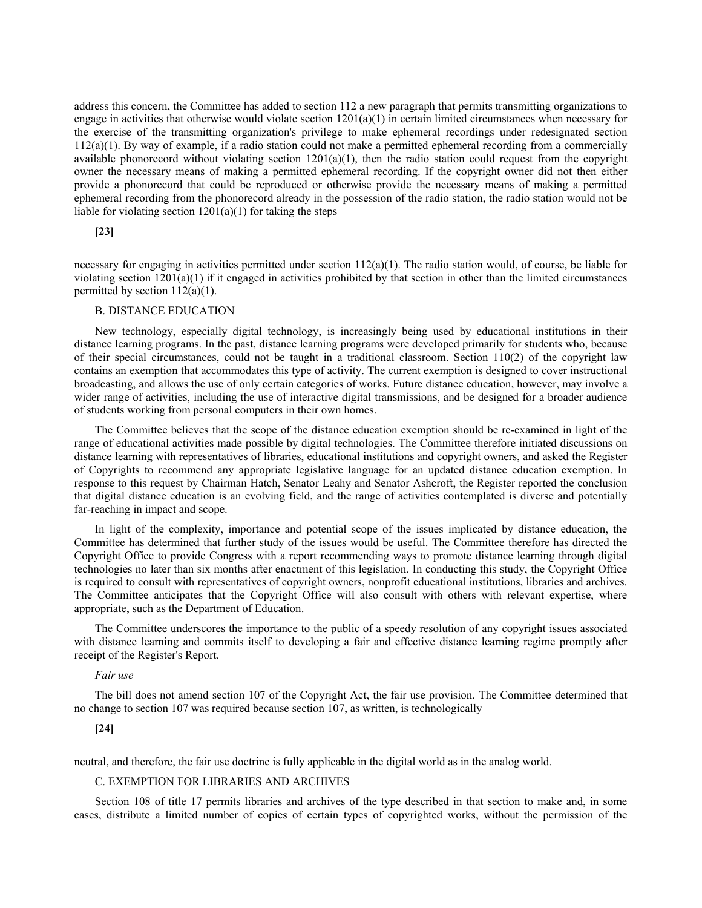address this concern, the Committee has added to section 112 a new paragraph that permits transmitting organizations to engage in activities that otherwise would violate section 1201(a)(1) in certain limited circumstances when necessary for the exercise of the transmitting organization's privilege to make ephemeral recordings under redesignated section 112(a)(1). By way of example, if a radio station could not make a permitted ephemeral recording from a commercially available phonorecord without violating section 1201(a)(1), then the radio station could request from the copyright owner the necessary means of making a permitted ephemeral recording. If the copyright owner did not then either provide a phonorecord that could be reproduced or otherwise provide the necessary means of making a permitted ephemeral recording from the phonorecord already in the possession of the radio station, the radio station would not be liable for violating section 1201(a)(1) for taking the steps

**[23]**

necessary for engaging in activities permitted under section 112(a)(1). The radio station would, of course, be liable for violating section 1201(a)(1) if it engaged in activities prohibited by that section in other than the limited circumstances permitted by section 112(a)(1).

B. DISTANCE EDUCATION

New technology, especially digital technology, is increasingly being used by educational institutions in their distance learning programs. In the past, distance learning programs were developed primarily for students who, because of their special circumstances, could not be taught in a traditional classroom. Section 110(2) of the copyright law contains an exemption that accommodates this type of activity. The current exemption is designed to cover instructional broadcasting, and allows the use of only certain categories of works. Future distance education, however, may involve a wider range of activities, including the use of interactive digital transmissions, and be designed for a broader audience of students working from personal computers in their own homes.

The Committee believes that the scope of the distance education exemption should be re-examined in light of the range of educational activities made possible by digital technologies. The Committee therefore initiated discussions on distance learning with representatives of libraries, educational institutions and copyright owners, and asked the Register of Copyrights to recommend any appropriate legislative language for an updated distance education exemption. In response to this request by Chairman Hatch, Senator Leahy and Senator Ashcroft, the Register reported the conclusion that digital distance education is an evolving field, and the range of activities contemplated is diverse and potentially far-reaching in impact and scope.

In light of the complexity, importance and potential scope of the issues implicated by distance education, the Committee has determined that further study of the issues would be useful. The Committee therefore has directed the Copyright Office to provide Congress with a report recommending ways to promote distance learning through digital technologies no later than six months after enactment of this legislation. In conducting this study, the Copyright Office is required to consult with representatives of copyright owners, nonprofit educational institutions, libraries and archives. The Committee anticipates that the Copyright Office will also consult with others with relevant expertise, where appropriate, such as the Department of Education.

The Committee underscores the importance to the public of a speedy resolution of any copyright issues associated with distance learning and commits itself to developing a fair and effective distance learning regime promptly after receipt of the Register's Report.

*Fair use*

The bill does not amend section 107 of the Copyright Act, the fair use provision. The Committee determined that no change to section 107 was required because section 107, as written, is technologically

**[24]**

neutral, and therefore, the fair use doctrine is fully applicable in the digital world as in the analog world.

C. EXEMPTION FOR LIBRARIES AND ARCHIVES

Section 108 of title 17 permits libraries and archives of the type described in that section to make and, in some cases, distribute a limited number of copies of certain types of copyrighted works, without the permission of the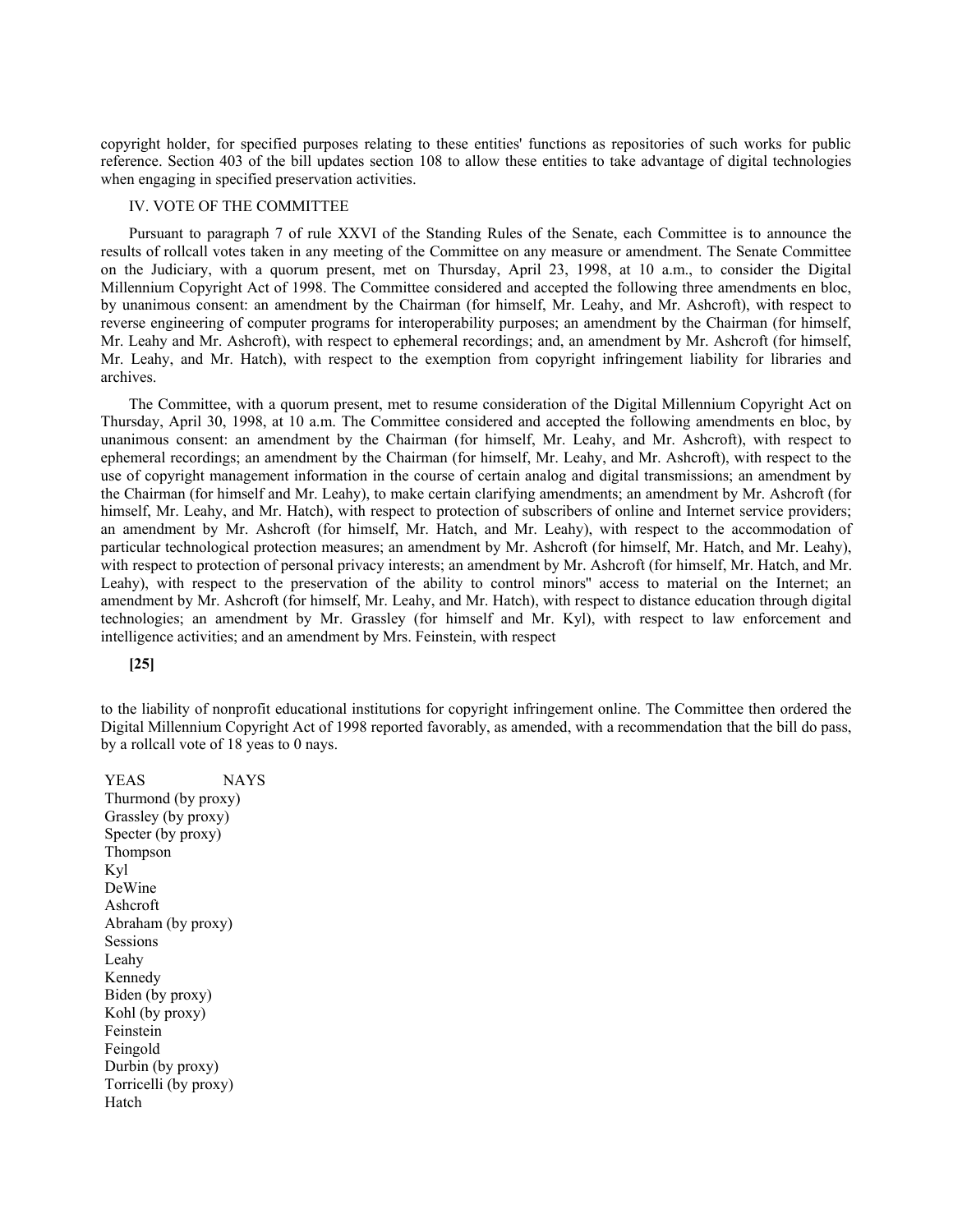copyright holder, for specified purposes relating to these entities' functions as repositories of such works for public reference. Section 403 of the bill updates section 108 to allow these entities to take advantage of digital technologies when engaging in specified preservation activities.

## IV. VOTE OF THE COMMITTEE

Pursuant to paragraph 7 of rule XXVI of the Standing Rules of the Senate, each Committee is to announce the results of rollcall votes taken in any meeting of the Committee on any measure or amendment. The Senate Committee on the Judiciary, with a quorum present, met on Thursday, April 23, 1998, at 10 a.m., to consider the Digital Millennium Copyright Act of 1998. The Committee considered and accepted the following three amendments en bloc, by unanimous consent: an amendment by the Chairman (for himself, Mr. Leahy, and Mr. Ashcroft), with respect to reverse engineering of computer programs for interoperability purposes; an amendment by the Chairman (for himself, Mr. Leahy and Mr. Ashcroft), with respect to ephemeral recordings; and, an amendment by Mr. Ashcroft (for himself, Mr. Leahy, and Mr. Hatch), with respect to the exemption from copyright infringement liability for libraries and archives.

The Committee, with a quorum present, met to resume consideration of the Digital Millennium Copyright Act on Thursday, April 30, 1998, at 10 a.m. The Committee considered and accepted the following amendments en bloc, by unanimous consent: an amendment by the Chairman (for himself, Mr. Leahy, and Mr. Ashcroft), with respect to ephemeral recordings; an amendment by the Chairman (for himself, Mr. Leahy, and Mr. Ashcroft), with respect to the use of copyright management information in the course of certain analog and digital transmissions; an amendment by the Chairman (for himself and Mr. Leahy), to make certain clarifying amendments; an amendment by Mr. Ashcroft (for himself, Mr. Leahy, and Mr. Hatch), with respect to protection of subscribers of online and Internet service providers; an amendment by Mr. Ashcroft (for himself, Mr. Hatch, and Mr. Leahy), with respect to the accommodation of particular technological protection measures; an amendment by Mr. Ashcroft (for himself, Mr. Hatch, and Mr. Leahy), with respect to protection of personal privacy interests; an amendment by Mr. Ashcroft (for himself, Mr. Hatch, and Mr. Leahy), with respect to the preservation of the ability to control minors'' access to material on the Internet; an amendment by Mr. Ashcroft (for himself, Mr. Leahy, and Mr. Hatch), with respect to distance education through digital technologies; an amendment by Mr. Grassley (for himself and Mr. Kyl), with respect to law enforcement and intelligence activities; and an amendment by Mrs. Feinstein, with respect

**[25]**

to the liability of nonprofit educational institutions for copyright infringement online. The Committee then ordered the Digital Millennium Copyright Act of 1998 reported favorably, as amended, with a recommendation that the bill do pass, by a rollcall vote of 18 yeas to 0 nays.

| YEAS | NAYS |
|---|---|
| Thurmond (by proxy) | |
| Grassley (by proxy) | |
| Specter (by proxy) | |
| Thompson | |
| Kyl | |
| DeWine | |
| Ashcroft | |
| Abraham (by proxy) | |
| Sessions | |
| Leahy | |
| Kennedy | |
| Biden (by proxy) | |
| Kohl (by proxy) | |
| Feinstein | |
| Feingold | |
| Durbin (by proxy) | |
| Torricelli (by proxy) | |
| Hatch | |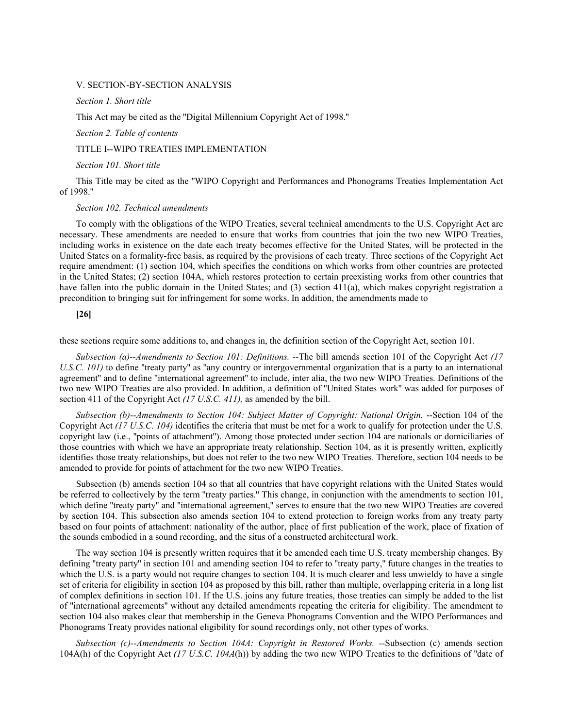V. SECTION-BY-SECTION ANALYSIS

*Section 1. Short title*

This Act may be cited as the "Digital Millennium Copyright Act of 1998."

*Section 2. Table of contents*

TITLE I--WIPO TREATIES IMPLEMENTATION

*Section 101. Short title*

This Title may be cited as the "WIPO Copyright and Performances and Phonograms Treaties Implementation Act of 1998."

*Section 102. Technical amendments*

To comply with the obligations of the WIPO Treaties, several technical amendments to the U.S. Copyright Act are necessary. These amendments are needed to ensure that works from countries that join the two new WIPO Treaties, including works in existence on the date each treaty becomes effective for the United States, will be protected in the United States on a formality-free basis, as required by the provisions of each treaty. Three sections of the Copyright Act require amendment: (1) section 104, which specifies the conditions on which works from other countries are protected in the United States; (2) section 104A, which restores protection to certain preexisting works from other countries that have fallen into the public domain in the United States; and (3) section 411(a), which makes copyright registration a precondition to bringing suit for infringement for some works. In addition, the amendments made to

**[26]**

these sections require some additions to, and changes in, the definition section of the Copyright Act, section 101.

*Subsection (a)--Amendments to Section 101: Definitions.* --The bill amends section 101 of the Copyright Act *(17 U.S.C. 101)* to define "treaty party" as "any country or intergovernmental organization that is a party to an international agreement" and to define "international agreement" to include, inter alia, the two new WIPO Treaties. Definitions of the two new WIPO Treaties are also provided. In addition, a definition of "United States work" was added for purposes of section 411 of the Copyright Act *(17 U.S.C. 411),* as amended by the bill.

*Subsection (b)--Amendments to Section 104: Subject Matter of Copyright: National Origin.* --Section 104 of the Copyright Act *(17 U.S.C. 104)* identifies the criteria that must be met for a work to qualify for protection under the U.S. copyright law (i.e., "points of attachment"). Among those protected under section 104 are nationals or domiciliaries of those countries with which we have an appropriate treaty relationship. Section 104, as it is presently written, explicitly identifies those treaty relationships, but does not refer to the two new WIPO Treaties. Therefore, section 104 needs to be amended to provide for points of attachment for the two new WIPO Treaties.

Subsection (b) amends section 104 so that all countries that have copyright relations with the United States would be referred to collectively by the term "treaty parties." This change, in conjunction with the amendments to section 101, which define "treaty party" and "international agreement," serves to ensure that the two new WIPO Treaties are covered by section 104. This subsection also amends section 104 to extend protection to foreign works from any treaty party based on four points of attachment: nationality of the author, place of first publication of the work, place of fixation of the sounds embodied in a sound recording, and the situs of a constructed architectural work.

The way section 104 is presently written requires that it be amended each time U.S. treaty membership changes. By defining "treaty party" in section 101 and amending section 104 to refer to "treaty party," future changes in the treaties to which the U.S. is a party would not require changes to section 104. It is much clearer and less unwieldy to have a single set of criteria for eligibility in section 104 as proposed by this bill, rather than multiple, overlapping criteria in a long list of complex definitions in section 101. If the U.S. joins any future treaties, those treaties can simply be added to the list of "international agreements" without any detailed amendments repeating the criteria for eligibility. The amendment to section 104 also makes clear that membership in the Geneva Phonograms Convention and the WIPO Performances and Phonograms Treaty provides national eligibility for sound recordings only, not other types of works.

*Subsection (c)--Amendments to Section 104A: Copyright in Restored Works.* --Subsection (c) amends section 104A(h) of the Copyright Act *(17 U.S.C. 104A*(h)) by adding the two new WIPO Treaties to the definitions of "date of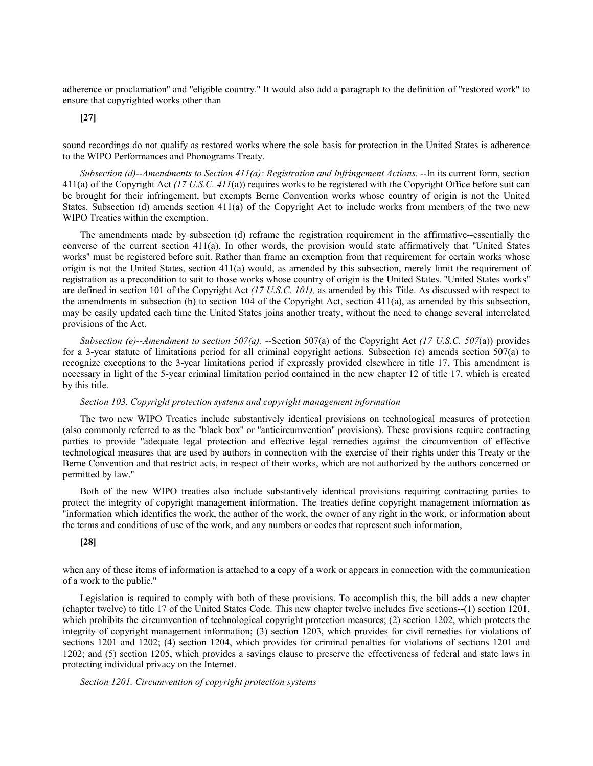adherence or proclamation" and "eligible country." It would also add a paragraph to the definition of "restored work" to ensure that copyrighted works other than

**[27]**

sound recordings do not qualify as restored works where the sole basis for protection in the United States is adherence to the WIPO Performances and Phonograms Treaty.

*Subsection (d)--Amendments to Section 411(a): Registration and Infringement Actions.* --In its current form, section 411(a) of the Copyright Act *(17 U.S.C. 411*(a)) requires works to be registered with the Copyright Office before suit can be brought for their infringement, but exempts Berne Convention works whose country of origin is not the United States. Subsection (d) amends section 411(a) of the Copyright Act to include works from members of the two new WIPO Treaties within the exemption.

The amendments made by subsection (d) reframe the registration requirement in the affirmative--essentially the converse of the current section 411(a). In other words, the provision would state affirmatively that "United States works" must be registered before suit. Rather than frame an exemption from that requirement for certain works whose origin is not the United States, section 411(a) would, as amended by this subsection, merely limit the requirement of registration as a precondition to suit to those works whose country of origin is the United States. "United States works" are defined in section 101 of the Copyright Act *(17 U.S.C. 101),* as amended by this Title. As discussed with respect to the amendments in subsection (b) to section 104 of the Copyright Act, section 411(a), as amended by this subsection, may be easily updated each time the United States joins another treaty, without the need to change several interrelated provisions of the Act.

*Subsection (e)--Amendment to section 507(a).* --Section 507(a) of the Copyright Act *(17 U.S.C. 507*(a)) provides for a 3-year statute of limitations period for all criminal copyright actions. Subsection (e) amends section 507(a) to recognize exceptions to the 3-year limitations period if expressly provided elsewhere in title 17. This amendment is necessary in light of the 5-year criminal limitation period contained in the new chapter 12 of title 17, which is created by this title.

*Section 103. Copyright protection systems and copyright management information*

The two new WIPO Treaties include substantively identical provisions on technological measures of protection (also commonly referred to as the "black box" or "anticircumvention" provisions). These provisions require contracting parties to provide "adequate legal protection and effective legal remedies against the circumvention of effective technological measures that are used by authors in connection with the exercise of their rights under this Treaty or the Berne Convention and that restrict acts, in respect of their works, which are not authorized by the authors concerned or permitted by law."

Both of the new WIPO treaties also include substantively identical provisions requiring contracting parties to protect the integrity of copyright management information. The treaties define copyright management information as "information which identifies the work, the author of the work, the owner of any right in the work, or information about the terms and conditions of use of the work, and any numbers or codes that represent such information,

**[28]**

when any of these items of information is attached to a copy of a work or appears in connection with the communication of a work to the public."

Legislation is required to comply with both of these provisions. To accomplish this, the bill adds a new chapter (chapter twelve) to title 17 of the United States Code. This new chapter twelve includes five sections--(1) section 1201, which prohibits the circumvention of technological copyright protection measures; (2) section 1202, which protects the integrity of copyright management information; (3) section 1203, which provides for civil remedies for violations of sections 1201 and 1202; (4) section 1204, which provides for criminal penalties for violations of sections 1201 and 1202; and (5) section 1205, which provides a savings clause to preserve the effectiveness of federal and state laws in protecting individual privacy on the Internet.

*Section 1201. Circumvention of copyright protection systems*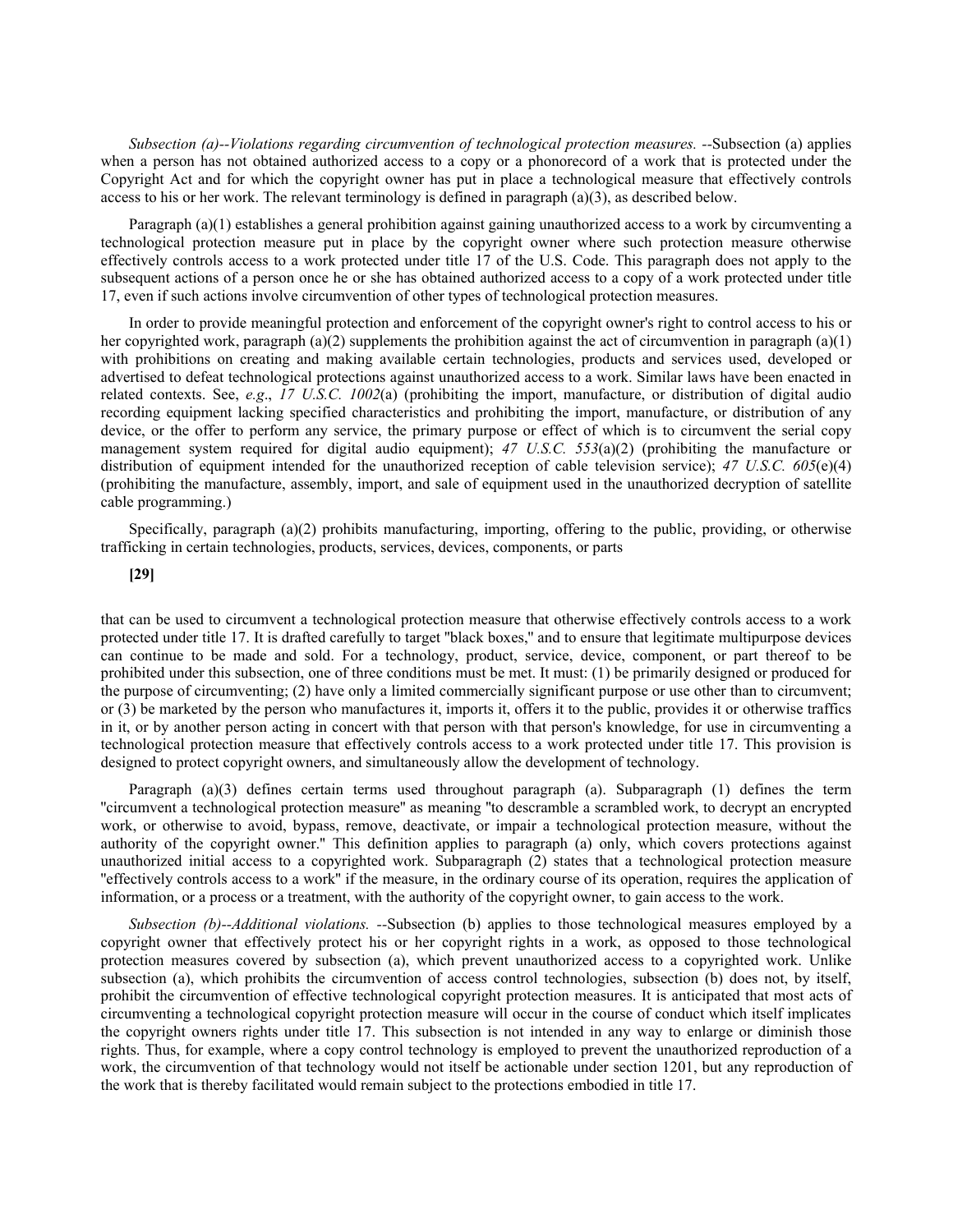*Subsection (a)--Violations regarding circumvention of technological protection measures.* --Subsection (a) applies when a person has not obtained authorized access to a copy or a phonorecord of a work that is protected under the Copyright Act and for which the copyright owner has put in place a technological measure that effectively controls access to his or her work. The relevant terminology is defined in paragraph (a)(3), as described below.

Paragraph (a)(1) establishes a general prohibition against gaining unauthorized access to a work by circumventing a technological protection measure put in place by the copyright owner where such protection measure otherwise effectively controls access to a work protected under title 17 of the U.S. Code. This paragraph does not apply to the subsequent actions of a person once he or she has obtained authorized access to a copy of a work protected under title 17, even if such actions involve circumvention of other types of technological protection measures.

In order to provide meaningful protection and enforcement of the copyright owner's right to control access to his or her copyrighted work, paragraph (a)(2) supplements the prohibition against the act of circumvention in paragraph (a)(1) with prohibitions on creating and making available certain technologies, products and services used, developed or advertised to defeat technological protections against unauthorized access to a work. Similar laws have been enacted in related contexts. See, *e.g*., *17 U.S.C. 1002*(a) (prohibiting the import, manufacture, or distribution of digital audio recording equipment lacking specified characteristics and prohibiting the import, manufacture, or distribution of any device, or the offer to perform any service, the primary purpose or effect of which is to circumvent the serial copy management system required for digital audio equipment); *47 U.S.C. 553*(a)(2) (prohibiting the manufacture or distribution of equipment intended for the unauthorized reception of cable television service); *47 U.S.C. 605*(e)(4) (prohibiting the manufacture, assembly, import, and sale of equipment used in the unauthorized decryption of satellite cable programming.)

Specifically, paragraph (a)(2) prohibits manufacturing, importing, offering to the public, providing, or otherwise trafficking in certain technologies, products, services, devices, components, or parts

**[29]**

that can be used to circumvent a technological protection measure that otherwise effectively controls access to a work protected under title 17. It is drafted carefully to target "black boxes," and to ensure that legitimate multipurpose devices can continue to be made and sold. For a technology, product, service, device, component, or part thereof to be prohibited under this subsection, one of three conditions must be met. It must: (1) be primarily designed or produced for the purpose of circumventing; (2) have only a limited commercially significant purpose or use other than to circumvent; or (3) be marketed by the person who manufactures it, imports it, offers it to the public, provides it or otherwise traffics in it, or by another person acting in concert with that person with that person's knowledge, for use in circumventing a technological protection measure that effectively controls access to a work protected under title 17. This provision is designed to protect copyright owners, and simultaneously allow the development of technology.

Paragraph (a)(3) defines certain terms used throughout paragraph (a). Subparagraph (1) defines the term "circumvent a technological protection measure" as meaning "to descramble a scrambled work, to decrypt an encrypted work, or otherwise to avoid, bypass, remove, deactivate, or impair a technological protection measure, without the authority of the copyright owner." This definition applies to paragraph (a) only, which covers protections against unauthorized initial access to a copyrighted work. Subparagraph (2) states that a technological protection measure "effectively controls access to a work" if the measure, in the ordinary course of its operation, requires the application of information, or a process or a treatment, with the authority of the copyright owner, to gain access to the work.

*Subsection (b)--Additional violations.* --Subsection (b) applies to those technological measures employed by a copyright owner that effectively protect his or her copyright rights in a work, as opposed to those technological protection measures covered by subsection (a), which prevent unauthorized access to a copyrighted work. Unlike subsection (a), which prohibits the circumvention of access control technologies, subsection (b) does not, by itself, prohibit the circumvention of effective technological copyright protection measures. It is anticipated that most acts of circumventing a technological copyright protection measure will occur in the course of conduct which itself implicates the copyright owners rights under title 17. This subsection is not intended in any way to enlarge or diminish those rights. Thus, for example, where a copy control technology is employed to prevent the unauthorized reproduction of a work, the circumvention of that technology would not itself be actionable under section 1201, but any reproduction of the work that is thereby facilitated would remain subject to the protections embodied in title 17.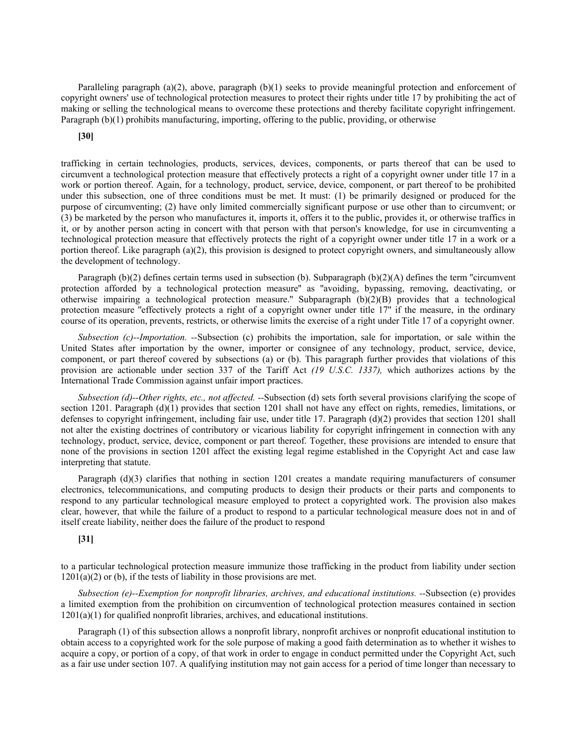Paralleling paragraph (a)(2), above, paragraph (b)(1) seeks to provide meaningful protection and enforcement of copyright owners' use of technological protection measures to protect their rights under title 17 by prohibiting the act of making or selling the technological means to overcome these protections and thereby facilitate copyright infringement. Paragraph (b)(1) prohibits manufacturing, importing, offering to the public, providing, or otherwise

**[30]**

trafficking in certain technologies, products, services, devices, components, or parts thereof that can be used to circumvent a technological protection measure that effectively protects a right of a copyright owner under title 17 in a work or portion thereof. Again, for a technology, product, service, device, component, or part thereof to be prohibited under this subsection, one of three conditions must be met. It must: (1) be primarily designed or produced for the purpose of circumventing; (2) have only limited commercially significant purpose or use other than to circumvent; or (3) be marketed by the person who manufactures it, imports it, offers it to the public, provides it, or otherwise traffics in it, or by another person acting in concert with that person with that person's knowledge, for use in circumventing a technological protection measure that effectively protects the right of a copyright owner under title 17 in a work or a portion thereof. Like paragraph (a)(2), this provision is designed to protect copyright owners, and simultaneously allow the development of technology.

Paragraph (b)(2) defines certain terms used in subsection (b). Subparagraph (b)(2)(A) defines the term "circumvent protection afforded by a technological protection measure" as "avoiding, bypassing, removing, deactivating, or otherwise impairing a technological protection measure." Subparagraph (b)(2)(B) provides that a technological protection measure "effectively protects a right of a copyright owner under title 17" if the measure, in the ordinary course of its operation, prevents, restricts, or otherwise limits the exercise of a right under Title 17 of a copyright owner.

*Subsection (c)--Importation.* --Subsection (c) prohibits the importation, sale for importation, or sale within the United States after importation by the owner, importer or consignee of any technology, product, service, device, component, or part thereof covered by subsections (a) or (b). This paragraph further provides that violations of this provision are actionable under section 337 of the Tariff Act *(19 U.S.C. 1337),* which authorizes actions by the International Trade Commission against unfair import practices.

*Subsection (d)--Other rights, etc., not affected.* --Subsection (d) sets forth several provisions clarifying the scope of section 1201. Paragraph (d)(1) provides that section 1201 shall not have any effect on rights, remedies, limitations, or defenses to copyright infringement, including fair use, under title 17. Paragraph (d)(2) provides that section 1201 shall not alter the existing doctrines of contributory or vicarious liability for copyright infringement in connection with any technology, product, service, device, component or part thereof. Together, these provisions are intended to ensure that none of the provisions in section 1201 affect the existing legal regime established in the Copyright Act and case law interpreting that statute.

Paragraph (d)(3) clarifies that nothing in section 1201 creates a mandate requiring manufacturers of consumer electronics, telecommunications, and computing products to design their products or their parts and components to respond to any particular technological measure employed to protect a copyrighted work. The provision also makes clear, however, that while the failure of a product to respond to a particular technological measure does not in and of itself create liability, neither does the failure of the product to respond

**[31]**

to a particular technological protection measure immunize those trafficking in the product from liability under section 1201(a)(2) or (b), if the tests of liability in those provisions are met.

*Subsection (e)--Exemption for nonprofit libraries, archives, and educational institutions.* --Subsection (e) provides a limited exemption from the prohibition on circumvention of technological protection measures contained in section 1201(a)(1) for qualified nonprofit libraries, archives, and educational institutions.

Paragraph (1) of this subsection allows a nonprofit library, nonprofit archives or nonprofit educational institution to obtain access to a copyrighted work for the sole purpose of making a good faith determination as to whether it wishes to acquire a copy, or portion of a copy, of that work in order to engage in conduct permitted under the Copyright Act, such as a fair use under section 107. A qualifying institution may not gain access for a period of time longer than necessary to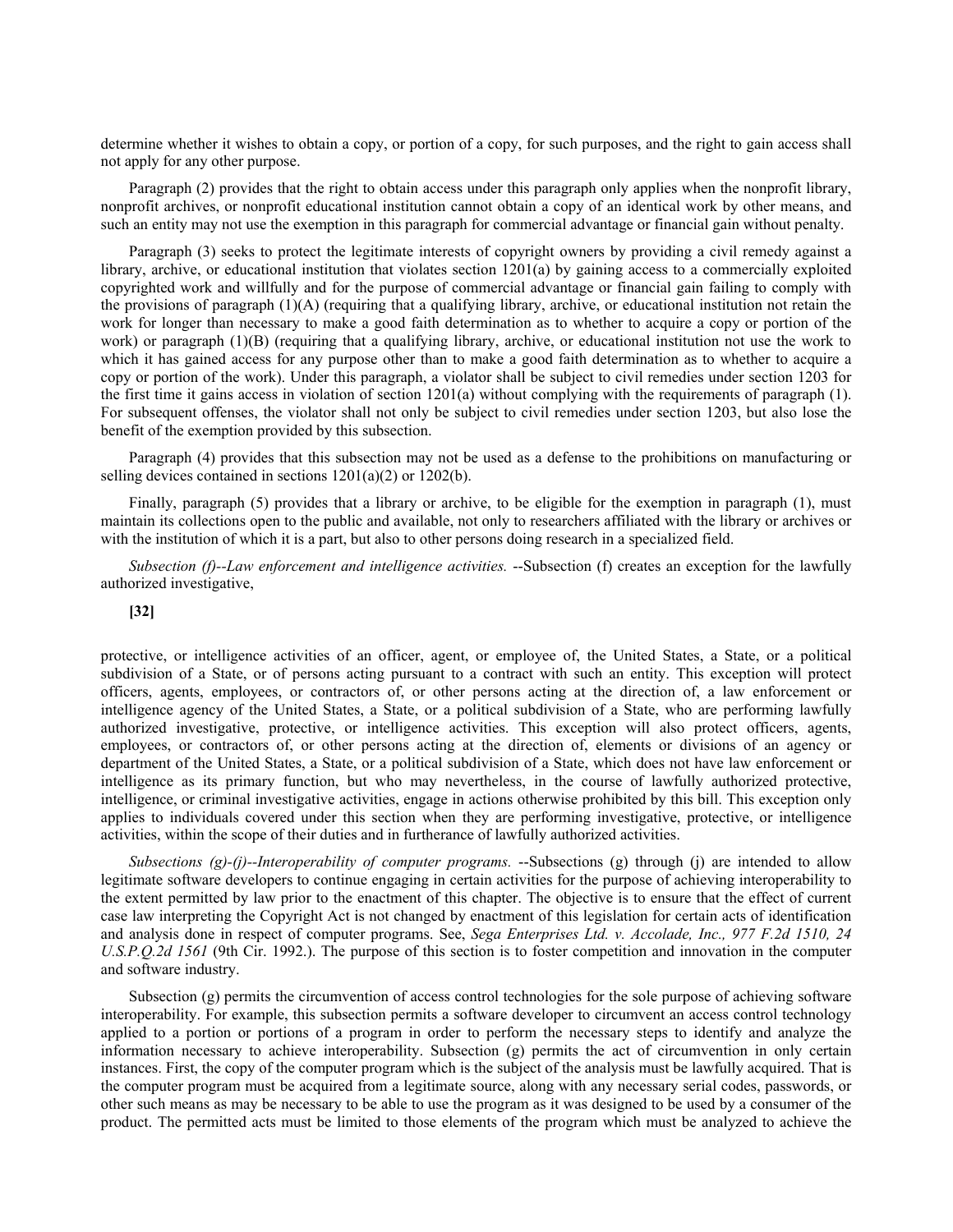determine whether it wishes to obtain a copy, or portion of a copy, for such purposes, and the right to gain access shall not apply for any other purpose.

Paragraph (2) provides that the right to obtain access under this paragraph only applies when the nonprofit library, nonprofit archives, or nonprofit educational institution cannot obtain a copy of an identical work by other means, and such an entity may not use the exemption in this paragraph for commercial advantage or financial gain without penalty.

Paragraph (3) seeks to protect the legitimate interests of copyright owners by providing a civil remedy against a library, archive, or educational institution that violates section 1201(a) by gaining access to a commercially exploited copyrighted work and willfully and for the purpose of commercial advantage or financial gain failing to comply with the provisions of paragraph (1)(A) (requiring that a qualifying library, archive, or educational institution not retain the work for longer than necessary to make a good faith determination as to whether to acquire a copy or portion of the work) or paragraph (1)(B) (requiring that a qualifying library, archive, or educational institution not use the work to which it has gained access for any purpose other than to make a good faith determination as to whether to acquire a copy or portion of the work). Under this paragraph, a violator shall be subject to civil remedies under section 1203 for the first time it gains access in violation of section 1201(a) without complying with the requirements of paragraph (1). For subsequent offenses, the violator shall not only be subject to civil remedies under section 1203, but also lose the benefit of the exemption provided by this subsection.

Paragraph (4) provides that this subsection may not be used as a defense to the prohibitions on manufacturing or selling devices contained in sections 1201(a)(2) or 1202(b).

Finally, paragraph (5) provides that a library or archive, to be eligible for the exemption in paragraph (1), must maintain its collections open to the public and available, not only to researchers affiliated with the library or archives or with the institution of which it is a part, but also to other persons doing research in a specialized field.

*Subsection (f)--Law enforcement and intelligence activities.* --Subsection (f) creates an exception for the lawfully authorized investigative,

**[32]**

protective, or intelligence activities of an officer, agent, or employee of, the United States, a State, or a political subdivision of a State, or of persons acting pursuant to a contract with such an entity. This exception will protect officers, agents, employees, or contractors of, or other persons acting at the direction of, a law enforcement or intelligence agency of the United States, a State, or a political subdivision of a State, who are performing lawfully authorized investigative, protective, or intelligence activities. This exception will also protect officers, agents, employees, or contractors of, or other persons acting at the direction of, elements or divisions of an agency or department of the United States, a State, or a political subdivision of a State, which does not have law enforcement or intelligence as its primary function, but who may nevertheless, in the course of lawfully authorized protective, intelligence, or criminal investigative activities, engage in actions otherwise prohibited by this bill. This exception only applies to individuals covered under this section when they are performing investigative, protective, or intelligence activities, within the scope of their duties and in furtherance of lawfully authorized activities.

*Subsections (g)-(j)--Interoperability of computer programs.* --Subsections (g) through (j) are intended to allow legitimate software developers to continue engaging in certain activities for the purpose of achieving interoperability to the extent permitted by law prior to the enactment of this chapter. The objective is to ensure that the effect of current case law interpreting the Copyright Act is not changed by enactment of this legislation for certain acts of identification and analysis done in respect of computer programs. See, *Sega Enterprises Ltd. v. Accolade, Inc., 977 F.2d 1510, 24 U.S.P.Q.2d 1561* (9th Cir. 1992.). The purpose of this section is to foster competition and innovation in the computer and software industry.

Subsection (g) permits the circumvention of access control technologies for the sole purpose of achieving software interoperability. For example, this subsection permits a software developer to circumvent an access control technology applied to a portion or portions of a program in order to perform the necessary steps to identify and analyze the information necessary to achieve interoperability. Subsection (g) permits the act of circumvention in only certain instances. First, the copy of the computer program which is the subject of the analysis must be lawfully acquired. That is the computer program must be acquired from a legitimate source, along with any necessary serial codes, passwords, or other such means as may be necessary to be able to use the program as it was designed to be used by a consumer of the product. The permitted acts must be limited to those elements of the program which must be analyzed to achieve the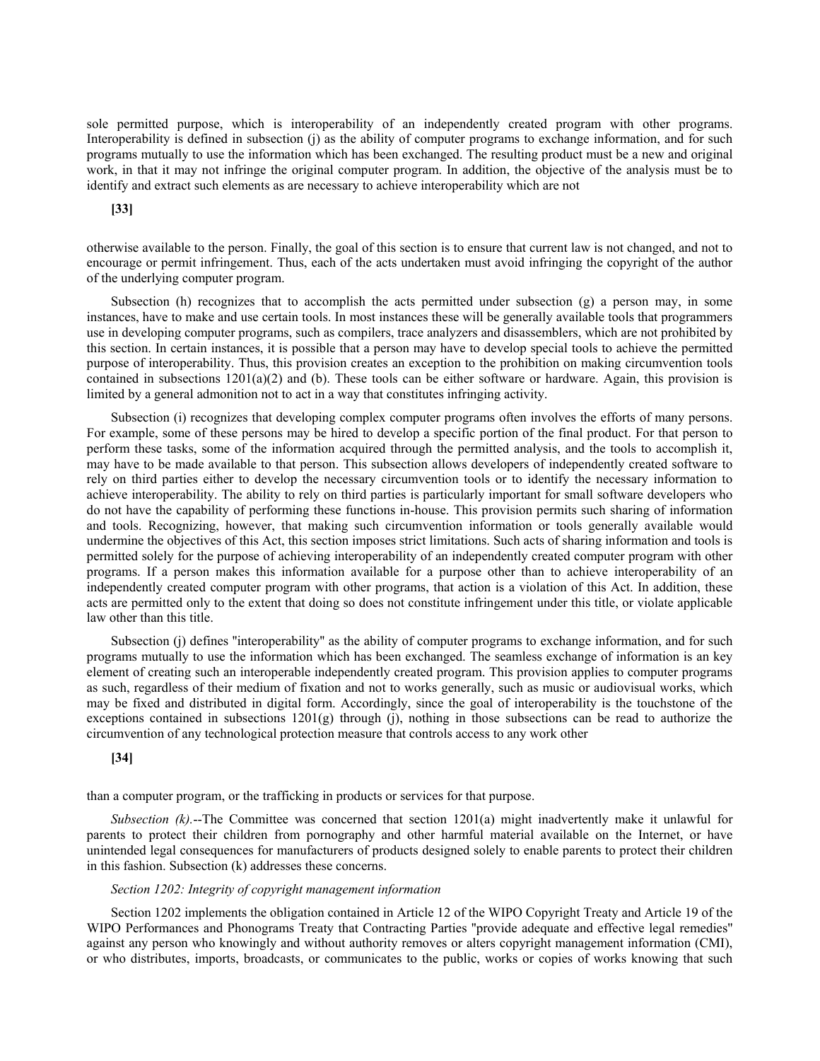sole permitted purpose, which is interoperability of an independently created program with other programs. Interoperability is defined in subsection (j) as the ability of computer programs to exchange information, and for such programs mutually to use the information which has been exchanged. The resulting product must be a new and original work, in that it may not infringe the original computer program. In addition, the objective of the analysis must be to identify and extract such elements as are necessary to achieve interoperability which are not

**[33]**

otherwise available to the person. Finally, the goal of this section is to ensure that current law is not changed, and not to encourage or permit infringement. Thus, each of the acts undertaken must avoid infringing the copyright of the author of the underlying computer program.

Subsection (h) recognizes that to accomplish the acts permitted under subsection (g) a person may, in some instances, have to make and use certain tools. In most instances these will be generally available tools that programmers use in developing computer programs, such as compilers, trace analyzers and disassemblers, which are not prohibited by this section. In certain instances, it is possible that a person may have to develop special tools to achieve the permitted purpose of interoperability. Thus, this provision creates an exception to the prohibition on making circumvention tools contained in subsections 1201(a)(2) and (b). These tools can be either software or hardware. Again, this provision is limited by a general admonition not to act in a way that constitutes infringing activity.

Subsection (i) recognizes that developing complex computer programs often involves the efforts of many persons. For example, some of these persons may be hired to develop a specific portion of the final product. For that person to perform these tasks, some of the information acquired through the permitted analysis, and the tools to accomplish it, may have to be made available to that person. This subsection allows developers of independently created software to rely on third parties either to develop the necessary circumvention tools or to identify the necessary information to achieve interoperability. The ability to rely on third parties is particularly important for small software developers who do not have the capability of performing these functions in-house. This provision permits such sharing of information and tools. Recognizing, however, that making such circumvention information or tools generally available would undermine the objectives of this Act, this section imposes strict limitations. Such acts of sharing information and tools is permitted solely for the purpose of achieving interoperability of an independently created computer program with other programs. If a person makes this information available for a purpose other than to achieve interoperability of an independently created computer program with other programs, that action is a violation of this Act. In addition, these acts are permitted only to the extent that doing so does not constitute infringement under this title, or violate applicable law other than this title.

Subsection (j) defines "interoperability" as the ability of computer programs to exchange information, and for such programs mutually to use the information which has been exchanged. The seamless exchange of information is an key element of creating such an interoperable independently created program. This provision applies to computer programs as such, regardless of their medium of fixation and not to works generally, such as music or audiovisual works, which may be fixed and distributed in digital form. Accordingly, since the goal of interoperability is the touchstone of the exceptions contained in subsections 1201(g) through (j), nothing in those subsections can be read to authorize the circumvention of any technological protection measure that controls access to any work other

**[34]**

than a computer program, or the trafficking in products or services for that purpose.

*Subsection (k).*--The Committee was concerned that section 1201(a) might inadvertently make it unlawful for parents to protect their children from pornography and other harmful material available on the Internet, or have unintended legal consequences for manufacturers of products designed solely to enable parents to protect their children in this fashion. Subsection (k) addresses these concerns.

*Section 1202: Integrity of copyright management information*

Section 1202 implements the obligation contained in Article 12 of the WIPO Copyright Treaty and Article 19 of the WIPO Performances and Phonograms Treaty that Contracting Parties "provide adequate and effective legal remedies" against any person who knowingly and without authority removes or alters copyright management information (CMI), or who distributes, imports, broadcasts, or communicates to the public, works or copies of works knowing that such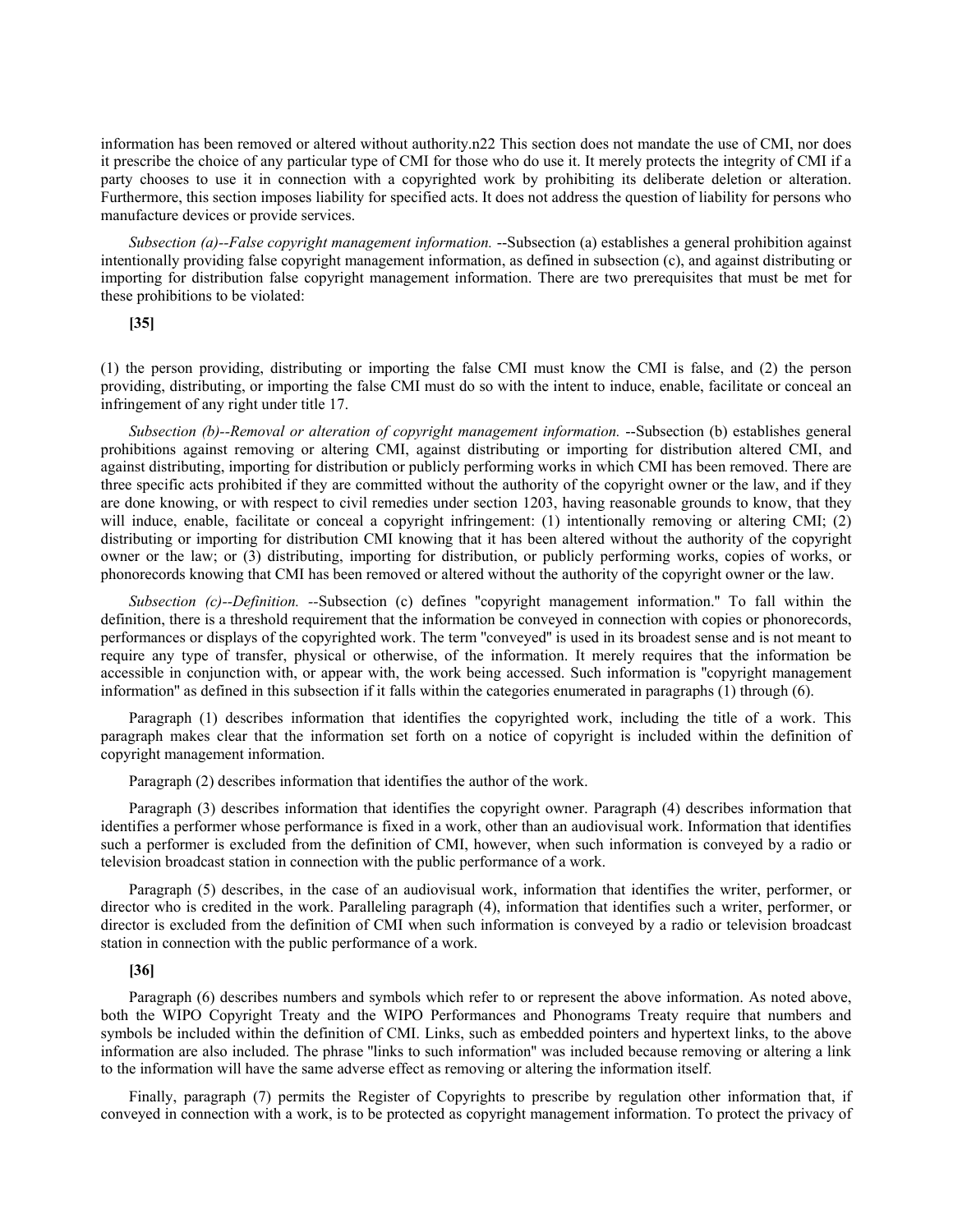information has been removed or altered without authority.n22 This section does not mandate the use of CMI, nor does it prescribe the choice of any particular type of CMI for those who do use it. It merely protects the integrity of CMI if a party chooses to use it in connection with a copyrighted work by prohibiting its deliberate deletion or alteration. Furthermore, this section imposes liability for specified acts. It does not address the question of liability for persons who manufacture devices or provide services.

*Subsection (a)--False copyright management information.* --Subsection (a) establishes a general prohibition against intentionally providing false copyright management information, as defined in subsection (c), and against distributing or importing for distribution false copyright management information. There are two prerequisites that must be met for these prohibitions to be violated:

**[35]**

(1) the person providing, distributing or importing the false CMI must know the CMI is false, and (2) the person providing, distributing, or importing the false CMI must do so with the intent to induce, enable, facilitate or conceal an infringement of any right under title 17.

*Subsection (b)--Removal or alteration of copyright management information.* --Subsection (b) establishes general prohibitions against removing or altering CMI, against distributing or importing for distribution altered CMI, and against distributing, importing for distribution or publicly performing works in which CMI has been removed. There are three specific acts prohibited if they are committed without the authority of the copyright owner or the law, and if they are done knowing, or with respect to civil remedies under section 1203, having reasonable grounds to know, that they will induce, enable, facilitate or conceal a copyright infringement: (1) intentionally removing or altering CMI; (2) distributing or importing for distribution CMI knowing that it has been altered without the authority of the copyright owner or the law; or (3) distributing, importing for distribution, or publicly performing works, copies of works, or phonorecords knowing that CMI has been removed or altered without the authority of the copyright owner or the law.

*Subsection (c)--Definition.* --Subsection (c) defines "copyright management information." To fall within the definition, there is a threshold requirement that the information be conveyed in connection with copies or phonorecords, performances or displays of the copyrighted work. The term "conveyed" is used in its broadest sense and is not meant to require any type of transfer, physical or otherwise, of the information. It merely requires that the information be accessible in conjunction with, or appear with, the work being accessed. Such information is "copyright management information" as defined in this subsection if it falls within the categories enumerated in paragraphs (1) through (6).

Paragraph (1) describes information that identifies the copyrighted work, including the title of a work. This paragraph makes clear that the information set forth on a notice of copyright is included within the definition of copyright management information.

Paragraph (2) describes information that identifies the author of the work.

Paragraph (3) describes information that identifies the copyright owner. Paragraph (4) describes information that identifies a performer whose performance is fixed in a work, other than an audiovisual work. Information that identifies such a performer is excluded from the definition of CMI, however, when such information is conveyed by a radio or television broadcast station in connection with the public performance of a work.

Paragraph (5) describes, in the case of an audiovisual work, information that identifies the writer, performer, or director who is credited in the work. Paralleling paragraph (4), information that identifies such a writer, performer, or director is excluded from the definition of CMI when such information is conveyed by a radio or television broadcast station in connection with the public performance of a work.

**[36]**

Paragraph (6) describes numbers and symbols which refer to or represent the above information. As noted above, both the WIPO Copyright Treaty and the WIPO Performances and Phonograms Treaty require that numbers and symbols be included within the definition of CMI. Links, such as embedded pointers and hypertext links, to the above information are also included. The phrase "links to such information" was included because removing or altering a link to the information will have the same adverse effect as removing or altering the information itself.

Finally, paragraph (7) permits the Register of Copyrights to prescribe by regulation other information that, if conveyed in connection with a work, is to be protected as copyright management information. To protect the privacy of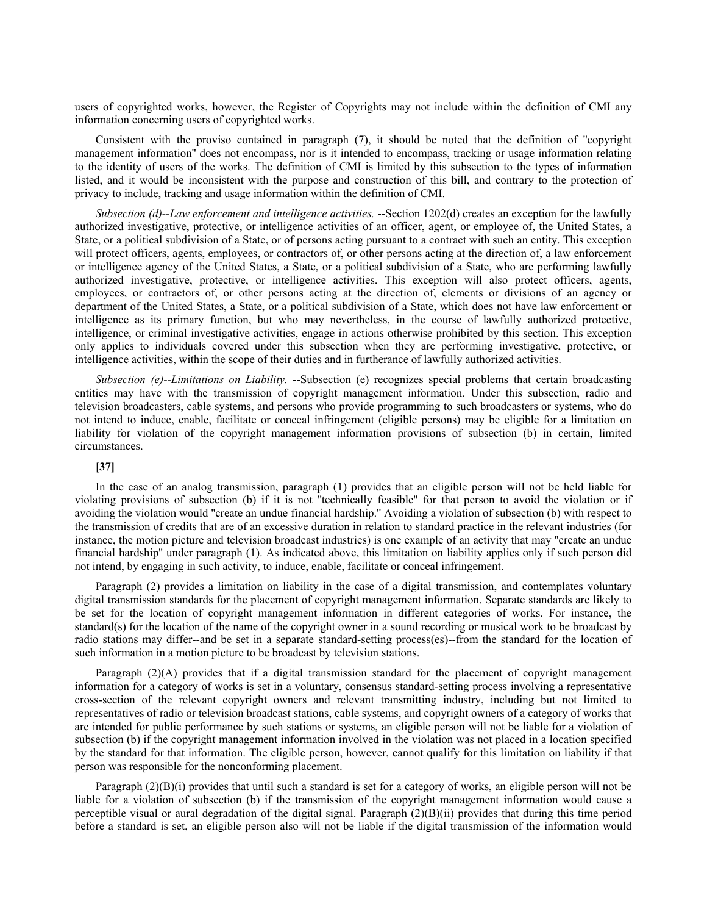users of copyrighted works, however, the Register of Copyrights may not include within the definition of CMI any information concerning users of copyrighted works.

Consistent with the proviso contained in paragraph (7), it should be noted that the definition of "copyright management information" does not encompass, nor is it intended to encompass, tracking or usage information relating to the identity of users of the works. The definition of CMI is limited by this subsection to the types of information listed, and it would be inconsistent with the purpose and construction of this bill, and contrary to the protection of privacy to include, tracking and usage information within the definition of CMI.

*Subsection (d)--Law enforcement and intelligence activities.* --Section 1202(d) creates an exception for the lawfully authorized investigative, protective, or intelligence activities of an officer, agent, or employee of, the United States, a State, or a political subdivision of a State, or of persons acting pursuant to a contract with such an entity. This exception will protect officers, agents, employees, or contractors of, or other persons acting at the direction of, a law enforcement or intelligence agency of the United States, a State, or a political subdivision of a State, who are performing lawfully authorized investigative, protective, or intelligence activities. This exception will also protect officers, agents, employees, or contractors of, or other persons acting at the direction of, elements or divisions of an agency or department of the United States, a State, or a political subdivision of a State, which does not have law enforcement or intelligence as its primary function, but who may nevertheless, in the course of lawfully authorized protective, intelligence, or criminal investigative activities, engage in actions otherwise prohibited by this section. This exception only applies to individuals covered under this subsection when they are performing investigative, protective, or intelligence activities, within the scope of their duties and in furtherance of lawfully authorized activities.

*Subsection (e)--Limitations on Liability.* --Subsection (e) recognizes special problems that certain broadcasting entities may have with the transmission of copyright management information. Under this subsection, radio and television broadcasters, cable systems, and persons who provide programming to such broadcasters or systems, who do not intend to induce, enable, facilitate or conceal infringement (eligible persons) may be eligible for a limitation on liability for violation of the copyright management information provisions of subsection (b) in certain, limited circumstances.

**[37]**

In the case of an analog transmission, paragraph (1) provides that an eligible person will not be held liable for violating provisions of subsection (b) if it is not "technically feasible" for that person to avoid the violation or if avoiding the violation would "create an undue financial hardship." Avoiding a violation of subsection (b) with respect to the transmission of credits that are of an excessive duration in relation to standard practice in the relevant industries (for instance, the motion picture and television broadcast industries) is one example of an activity that may "create an undue financial hardship" under paragraph (1). As indicated above, this limitation on liability applies only if such person did not intend, by engaging in such activity, to induce, enable, facilitate or conceal infringement.

Paragraph (2) provides a limitation on liability in the case of a digital transmission, and contemplates voluntary digital transmission standards for the placement of copyright management information. Separate standards are likely to be set for the location of copyright management information in different categories of works. For instance, the standard(s) for the location of the name of the copyright owner in a sound recording or musical work to be broadcast by radio stations may differ--and be set in a separate standard-setting process(es)--from the standard for the location of such information in a motion picture to be broadcast by television stations.

Paragraph (2)(A) provides that if a digital transmission standard for the placement of copyright management information for a category of works is set in a voluntary, consensus standard-setting process involving a representative cross-section of the relevant copyright owners and relevant transmitting industry, including but not limited to representatives of radio or television broadcast stations, cable systems, and copyright owners of a category of works that are intended for public performance by such stations or systems, an eligible person will not be liable for a violation of subsection (b) if the copyright management information involved in the violation was not placed in a location specified by the standard for that information. The eligible person, however, cannot qualify for this limitation on liability if that person was responsible for the nonconforming placement.

Paragraph (2)(B)(i) provides that until such a standard is set for a category of works, an eligible person will not be liable for a violation of subsection (b) if the transmission of the copyright management information would cause a perceptible visual or aural degradation of the digital signal. Paragraph (2)(B)(ii) provides that during this time period before a standard is set, an eligible person also will not be liable if the digital transmission of the information would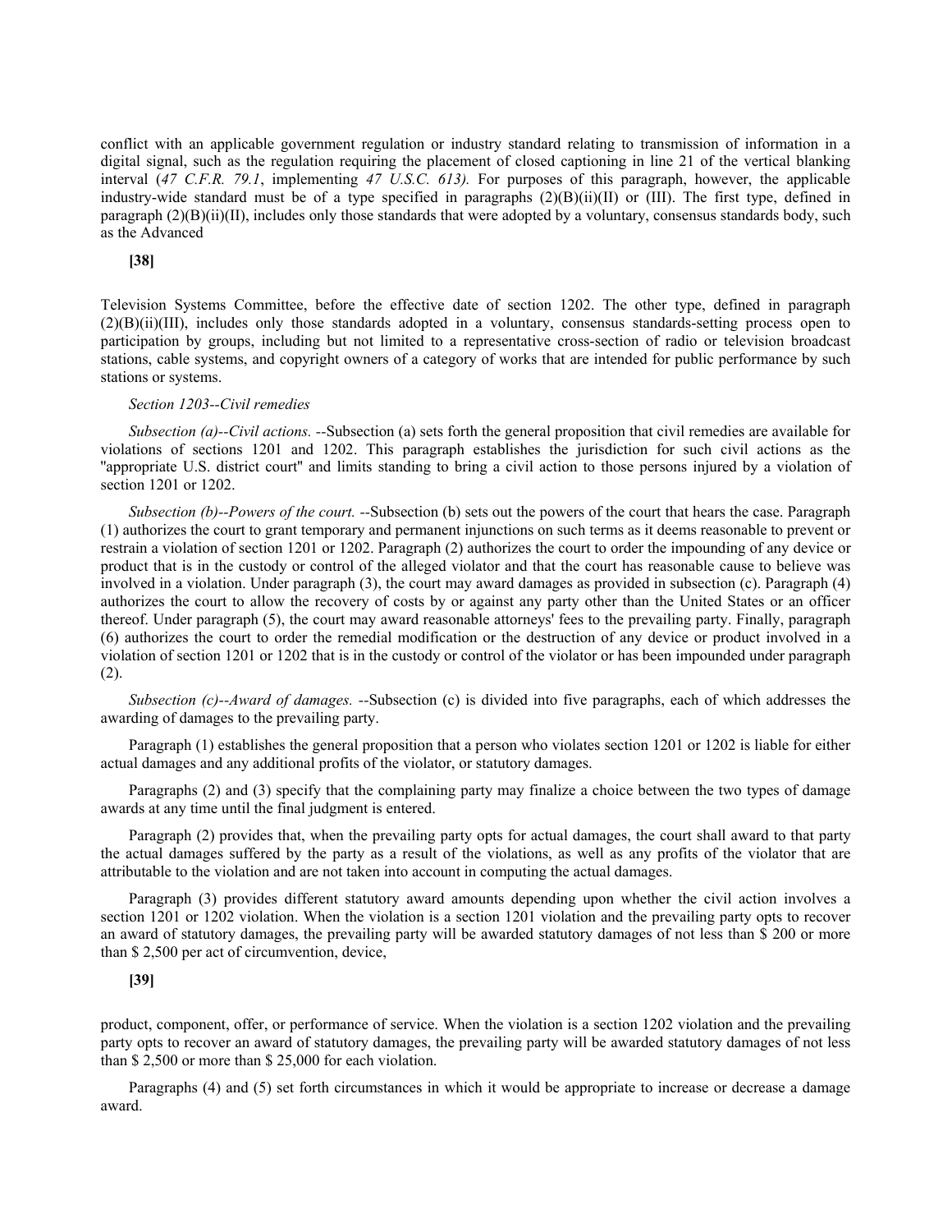conflict with an applicable government regulation or industry standard relating to transmission of information in a digital signal, such as the regulation requiring the placement of closed captioning in line 21 of the vertical blanking interval (*47 C.F.R. 79.1*, implementing *47 U.S.C. 613).* For purposes of this paragraph, however, the applicable industry-wide standard must be of a type specified in paragraphs (2)(B)(ii)(II) or (III). The first type, defined in paragraph (2)(B)(ii)(II), includes only those standards that were adopted by a voluntary, consensus standards body, such as the Advanced

**[38]**

Television Systems Committee, before the effective date of section 1202. The other type, defined in paragraph (2)(B)(ii)(III), includes only those standards adopted in a voluntary, consensus standards-setting process open to participation by groups, including but not limited to a representative cross-section of radio or television broadcast stations, cable systems, and copyright owners of a category of works that are intended for public performance by such stations or systems.

*Section 1203--Civil remedies*

*Subsection (a)--Civil actions.* --Subsection (a) sets forth the general proposition that civil remedies are available for violations of sections 1201 and 1202. This paragraph establishes the jurisdiction for such civil actions as the "appropriate U.S. district court" and limits standing to bring a civil action to those persons injured by a violation of section 1201 or 1202.

*Subsection (b)--Powers of the court.* --Subsection (b) sets out the powers of the court that hears the case. Paragraph (1) authorizes the court to grant temporary and permanent injunctions on such terms as it deems reasonable to prevent or restrain a violation of section 1201 or 1202. Paragraph (2) authorizes the court to order the impounding of any device or product that is in the custody or control of the alleged violator and that the court has reasonable cause to believe was involved in a violation. Under paragraph (3), the court may award damages as provided in subsection (c). Paragraph (4) authorizes the court to allow the recovery of costs by or against any party other than the United States or an officer thereof. Under paragraph (5), the court may award reasonable attorneys' fees to the prevailing party. Finally, paragraph (6) authorizes the court to order the remedial modification or the destruction of any device or product involved in a violation of section 1201 or 1202 that is in the custody or control of the violator or has been impounded under paragraph (2).

*Subsection (c)--Award of damages.* --Subsection (c) is divided into five paragraphs, each of which addresses the awarding of damages to the prevailing party.

Paragraph (1) establishes the general proposition that a person who violates section 1201 or 1202 is liable for either actual damages and any additional profits of the violator, or statutory damages.

Paragraphs (2) and (3) specify that the complaining party may finalize a choice between the two types of damage awards at any time until the final judgment is entered.

Paragraph (2) provides that, when the prevailing party opts for actual damages, the court shall award to that party the actual damages suffered by the party as a result of the violations, as well as any profits of the violator that are attributable to the violation and are not taken into account in computing the actual damages.

Paragraph (3) provides different statutory award amounts depending upon whether the civil action involves a section 1201 or 1202 violation. When the violation is a section 1201 violation and the prevailing party opts to recover an award of statutory damages, the prevailing party will be awarded statutory damages of not less than $ 200 or more than $ 2,500 per act of circumvention, device,

**[39]**

product, component, offer, or performance of service. When the violation is a section 1202 violation and the prevailing party opts to recover an award of statutory damages, the prevailing party will be awarded statutory damages of not less than $ 2,500 or more than $ 25,000 for each violation.

Paragraphs (4) and (5) set forth circumstances in which it would be appropriate to increase or decrease a damage award.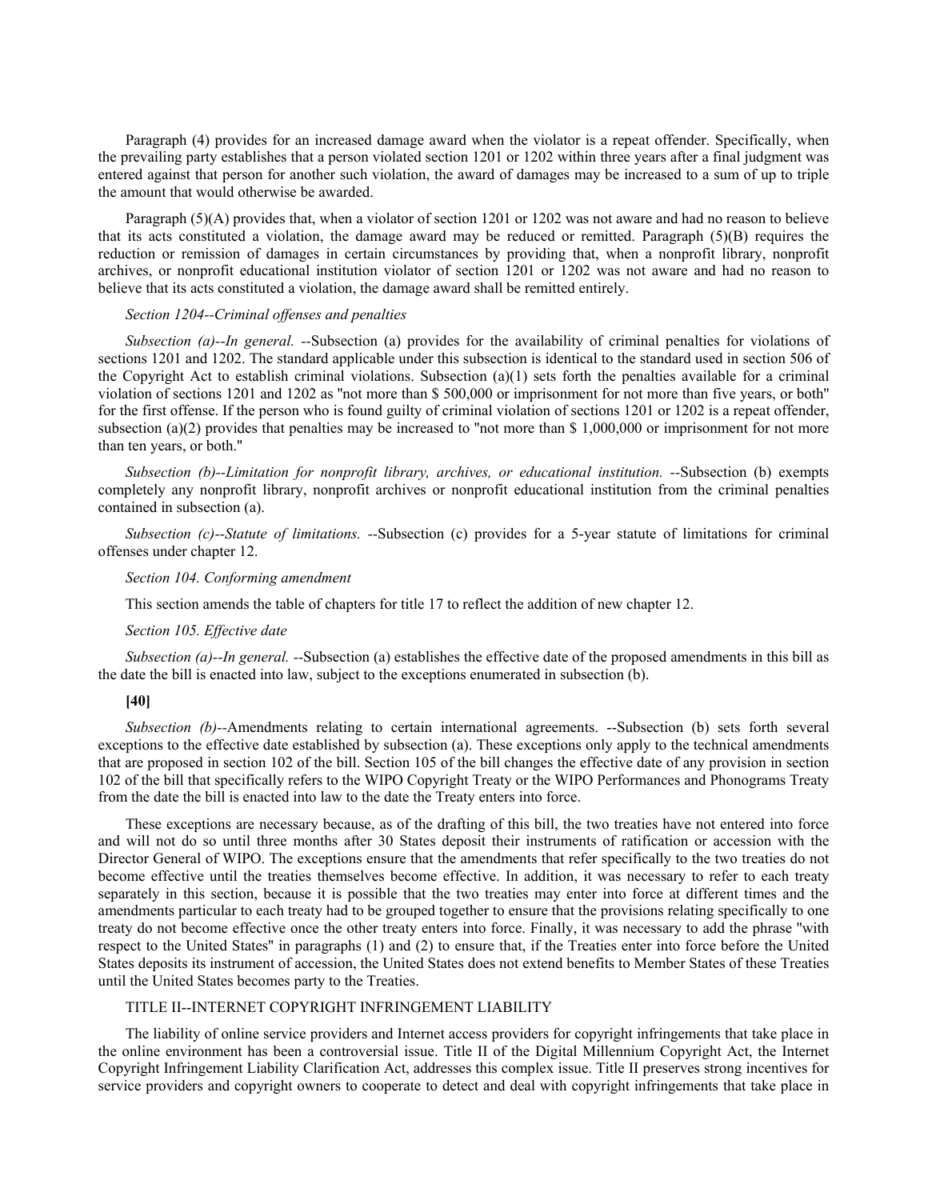Paragraph (4) provides for an increased damage award when the violator is a repeat offender. Specifically, when the prevailing party establishes that a person violated section 1201 or 1202 within three years after a final judgment was entered against that person for another such violation, the award of damages may be increased to a sum of up to triple the amount that would otherwise be awarded.

Paragraph (5)(A) provides that, when a violator of section 1201 or 1202 was not aware and had no reason to believe that its acts constituted a violation, the damage award may be reduced or remitted. Paragraph (5)(B) requires the reduction or remission of damages in certain circumstances by providing that, when a nonprofit library, nonprofit archives, or nonprofit educational institution violator of section 1201 or 1202 was not aware and had no reason to believe that its acts constituted a violation, the damage award shall be remitted entirely.

*Section 1204--Criminal offenses and penalties*

*Subsection (a)--In general. --*Subsection (a) provides for the availability of criminal penalties for violations of sections 1201 and 1202. The standard applicable under this subsection is identical to the standard used in section 506 of the Copyright Act to establish criminal violations. Subsection (a)(1) sets forth the penalties available for a criminal violation of sections 1201 and 1202 as "not more than $ 500,000 or imprisonment for not more than five years, or both" for the first offense. If the person who is found guilty of criminal violation of sections 1201 or 1202 is a repeat offender, subsection (a)(2) provides that penalties may be increased to "not more than $ 1,000,000 or imprisonment for not more than ten years, or both."

*Subsection (b)--Limitation for nonprofit library, archives, or educational institution. --*Subsection (b) exempts completely any nonprofit library, nonprofit archives or nonprofit educational institution from the criminal penalties contained in subsection (a).

*Subsection (c)--Statute of limitations. --*Subsection (c) provides for a 5-year statute of limitations for criminal offenses under chapter 12.

*Section 104. Conforming amendment*

This section amends the table of chapters for title 17 to reflect the addition of new chapter 12.

*Section 105. Effective date*

*Subsection (a)--In general. --*Subsection (a) establishes the effective date of the proposed amendments in this bill as the date the bill is enacted into law, subject to the exceptions enumerated in subsection (b).

**[40]**

*Subsection (b)--*Amendments relating to certain international agreements. --Subsection (b) sets forth several exceptions to the effective date established by subsection (a). These exceptions only apply to the technical amendments that are proposed in section 102 of the bill. Section 105 of the bill changes the effective date of any provision in section 102 of the bill that specifically refers to the WIPO Copyright Treaty or the WIPO Performances and Phonograms Treaty from the date the bill is enacted into law to the date the Treaty enters into force.

These exceptions are necessary because, as of the drafting of this bill, the two treaties have not entered into force and will not do so until three months after 30 States deposit their instruments of ratification or accession with the Director General of WIPO. The exceptions ensure that the amendments that refer specifically to the two treaties do not become effective until the treaties themselves become effective. In addition, it was necessary to refer to each treaty separately in this section, because it is possible that the two treaties may enter into force at different times and the amendments particular to each treaty had to be grouped together to ensure that the provisions relating specifically to one treaty do not become effective once the other treaty enters into force. Finally, it was necessary to add the phrase "with respect to the United States" in paragraphs (1) and (2) to ensure that, if the Treaties enter into force before the United States deposits its instrument of accession, the United States does not extend benefits to Member States of these Treaties until the United States becomes party to the Treaties.

TITLE II--INTERNET COPYRIGHT INFRINGEMENT LIABILITY

The liability of online service providers and Internet access providers for copyright infringements that take place in the online environment has been a controversial issue. Title II of the Digital Millennium Copyright Act, the Internet Copyright Infringement Liability Clarification Act, addresses this complex issue. Title II preserves strong incentives for service providers and copyright owners to cooperate to detect and deal with copyright infringements that take place in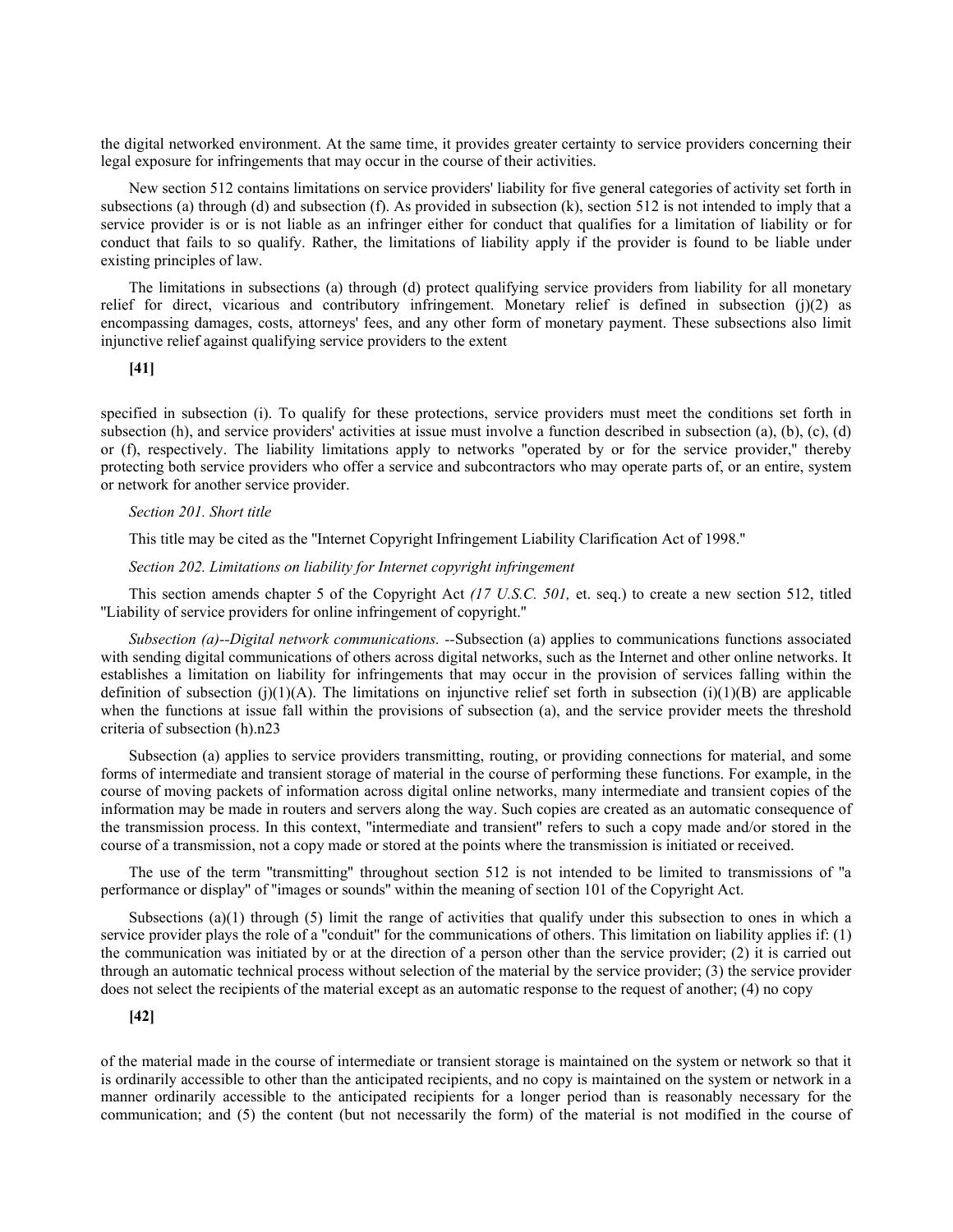the digital networked environment. At the same time, it provides greater certainty to service providers concerning their legal exposure for infringements that may occur in the course of their activities.

New section 512 contains limitations on service providers' liability for five general categories of activity set forth in subsections (a) through (d) and subsection (f). As provided in subsection (k), section 512 is not intended to imply that a service provider is or is not liable as an infringer either for conduct that qualifies for a limitation of liability or for conduct that fails to so qualify. Rather, the limitations of liability apply if the provider is found to be liable under existing principles of law.

The limitations in subsections (a) through (d) protect qualifying service providers from liability for all monetary relief for direct, vicarious and contributory infringement. Monetary relief is defined in subsection (j)(2) as encompassing damages, costs, attorneys' fees, and any other form of monetary payment. These subsections also limit injunctive relief against qualifying service providers to the extent

**[41]**

specified in subsection (i). To qualify for these protections, service providers must meet the conditions set forth in subsection (h), and service providers' activities at issue must involve a function described in subsection (a), (b), (c), (d) or (f), respectively. The liability limitations apply to networks "operated by or for the service provider," thereby protecting both service providers who offer a service and subcontractors who may operate parts of, or an entire, system or network for another service provider.

*Section 201. Short title*

This title may be cited as the "Internet Copyright Infringement Liability Clarification Act of 1998."

*Section 202. Limitations on liability for Internet copyright infringement*

This section amends chapter 5 of the Copyright Act *(17 U.S.C. 501,* et. seq.) to create a new section 512, titled "Liability of service providers for online infringement of copyright."

*Subsection (a)--Digital network communications.* --Subsection (a) applies to communications functions associated with sending digital communications of others across digital networks, such as the Internet and other online networks. It establishes a limitation on liability for infringements that may occur in the provision of services falling within the definition of subsection (j)(1)(A). The limitations on injunctive relief set forth in subsection (i)(1)(B) are applicable when the functions at issue fall within the provisions of subsection (a), and the service provider meets the threshold criteria of subsection (h).n23

Subsection (a) applies to service providers transmitting, routing, or providing connections for material, and some forms of intermediate and transient storage of material in the course of performing these functions. For example, in the course of moving packets of information across digital online networks, many intermediate and transient copies of the information may be made in routers and servers along the way. Such copies are created as an automatic consequence of the transmission process. In this context, "intermediate and transient" refers to such a copy made and/or stored in the course of a transmission, not a copy made or stored at the points where the transmission is initiated or received.

The use of the term "transmitting" throughout section 512 is not intended to be limited to transmissions of "a performance or display" of "images or sounds" within the meaning of section 101 of the Copyright Act.

Subsections (a)(1) through (5) limit the range of activities that qualify under this subsection to ones in which a service provider plays the role of a "conduit" for the communications of others. This limitation on liability applies if: (1) the communication was initiated by or at the direction of a person other than the service provider; (2) it is carried out through an automatic technical process without selection of the material by the service provider; (3) the service provider does not select the recipients of the material except as an automatic response to the request of another; (4) no copy

**[42]**

of the material made in the course of intermediate or transient storage is maintained on the system or network so that it is ordinarily accessible to other than the anticipated recipients, and no copy is maintained on the system or network in a manner ordinarily accessible to the anticipated recipients for a longer period than is reasonably necessary for the communication; and (5) the content (but not necessarily the form) of the material is not modified in the course of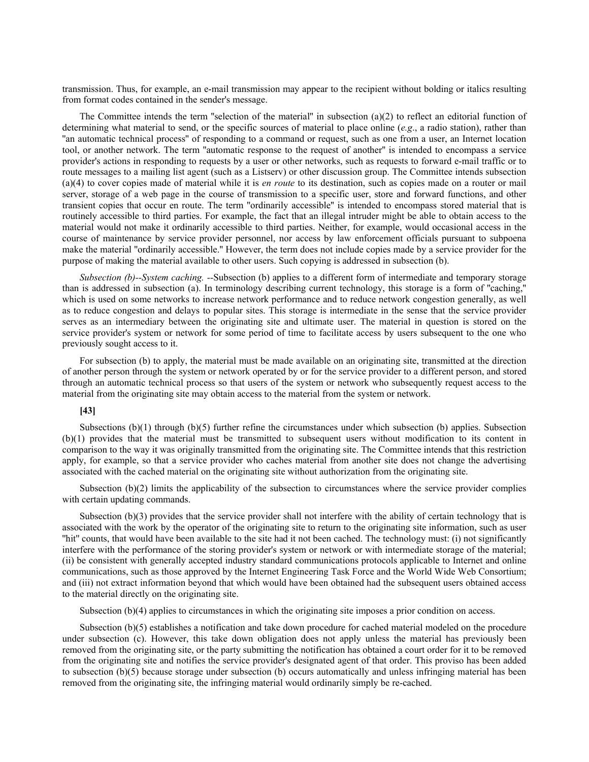transmission. Thus, for example, an e-mail transmission may appear to the recipient without bolding or italics resulting from format codes contained in the sender's message.

The Committee intends the term "selection of the material" in subsection (a)(2) to reflect an editorial function of determining what material to send, or the specific sources of material to place online (*e.g*., a radio station), rather than "an automatic technical process" of responding to a command or request, such as one from a user, an Internet location tool, or another network. The term "automatic response to the request of another" is intended to encompass a service provider's actions in responding to requests by a user or other networks, such as requests to forward e-mail traffic or to route messages to a mailing list agent (such as a Listserv) or other discussion group. The Committee intends subsection (a)(4) to cover copies made of material while it is *en route* to its destination, such as copies made on a router or mail server, storage of a web page in the course of transmission to a specific user, store and forward functions, and other transient copies that occur en route. The term "ordinarily accessible" is intended to encompass stored material that is routinely accessible to third parties. For example, the fact that an illegal intruder might be able to obtain access to the material would not make it ordinarily accessible to third parties. Neither, for example, would occasional access in the course of maintenance by service provider personnel, nor access by law enforcement officials pursuant to subpoena make the material "ordinarily accessible." However, the term does not include copies made by a service provider for the purpose of making the material available to other users. Such copying is addressed in subsection (b).

*Subsection (b)--System caching.* --Subsection (b) applies to a different form of intermediate and temporary storage than is addressed in subsection (a). In terminology describing current technology, this storage is a form of "caching," which is used on some networks to increase network performance and to reduce network congestion generally, as well as to reduce congestion and delays to popular sites. This storage is intermediate in the sense that the service provider serves as an intermediary between the originating site and ultimate user. The material in question is stored on the service provider's system or network for some period of time to facilitate access by users subsequent to the one who previously sought access to it.

For subsection (b) to apply, the material must be made available on an originating site, transmitted at the direction of another person through the system or network operated by or for the service provider to a different person, and stored through an automatic technical process so that users of the system or network who subsequently request access to the material from the originating site may obtain access to the material from the system or network.

**[43]**

Subsections (b)(1) through (b)(5) further refine the circumstances under which subsection (b) applies. Subsection (b)(1) provides that the material must be transmitted to subsequent users without modification to its content in comparison to the way it was originally transmitted from the originating site. The Committee intends that this restriction apply, for example, so that a service provider who caches material from another site does not change the advertising associated with the cached material on the originating site without authorization from the originating site.

Subsection (b)(2) limits the applicability of the subsection to circumstances where the service provider complies with certain updating commands.

Subsection (b)(3) provides that the service provider shall not interfere with the ability of certain technology that is associated with the work by the operator of the originating site to return to the originating site information, such as user "hit" counts, that would have been available to the site had it not been cached. The technology must: (i) not significantly interfere with the performance of the storing provider's system or network or with intermediate storage of the material; (ii) be consistent with generally accepted industry standard communications protocols applicable to Internet and online communications, such as those approved by the Internet Engineering Task Force and the World Wide Web Consortium; and (iii) not extract information beyond that which would have been obtained had the subsequent users obtained access to the material directly on the originating site.

Subsection (b)(4) applies to circumstances in which the originating site imposes a prior condition on access.

Subsection (b)(5) establishes a notification and take down procedure for cached material modeled on the procedure under subsection (c). However, this take down obligation does not apply unless the material has previously been removed from the originating site, or the party submitting the notification has obtained a court order for it to be removed from the originating site and notifies the service provider's designated agent of that order. This proviso has been added to subsection (b)(5) because storage under subsection (b) occurs automatically and unless infringing material has been removed from the originating site, the infringing material would ordinarily simply be re-cached.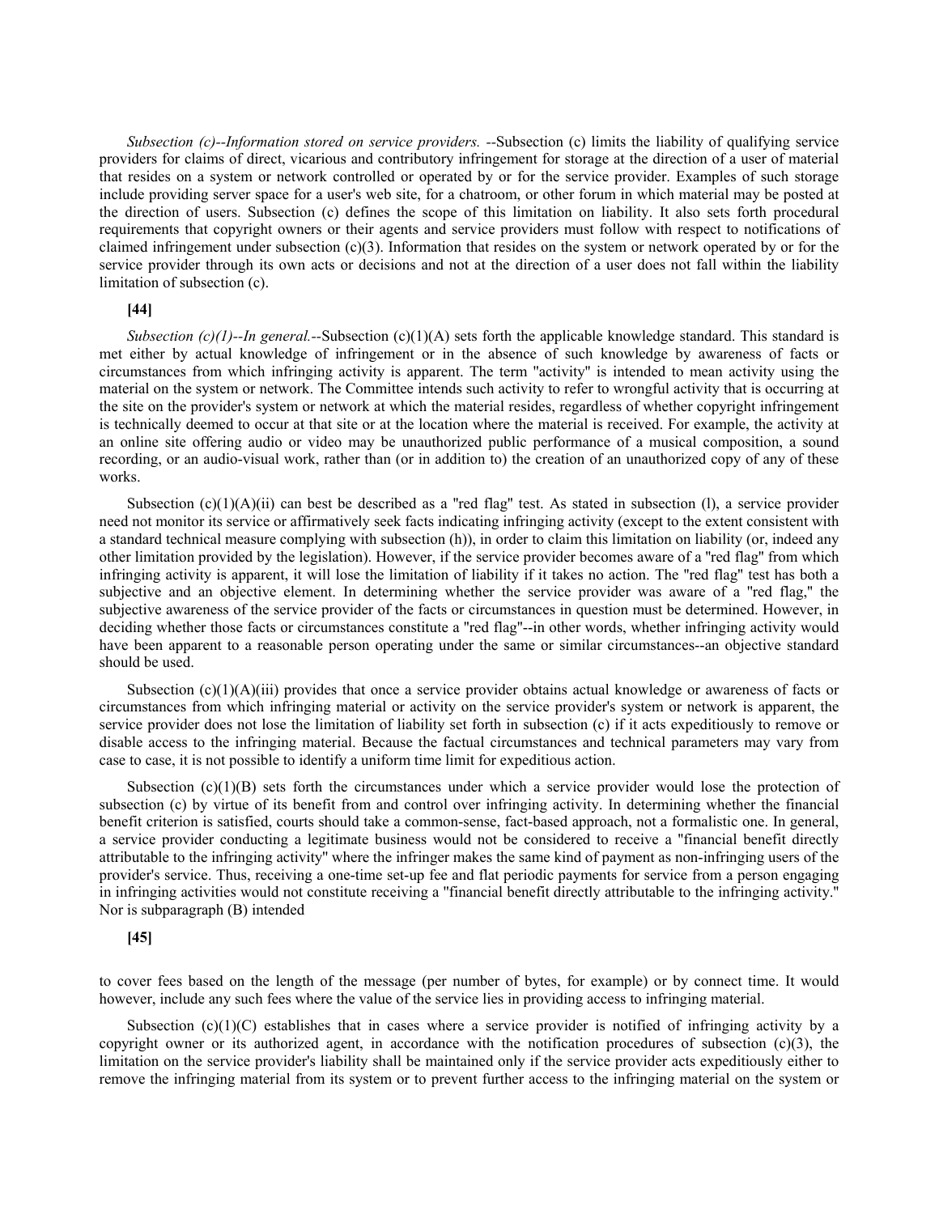*Subsection (c)--Information stored on service providers. --*Subsection (c) limits the liability of qualifying service providers for claims of direct, vicarious and contributory infringement for storage at the direction of a user of material that resides on a system or network controlled or operated by or for the service provider. Examples of such storage include providing server space for a user's web site, for a chatroom, or other forum in which material may be posted at the direction of users. Subsection (c) defines the scope of this limitation on liability. It also sets forth procedural requirements that copyright owners or their agents and service providers must follow with respect to notifications of claimed infringement under subsection (c)(3). Information that resides on the system or network operated by or for the service provider through its own acts or decisions and not at the direction of a user does not fall within the liability limitation of subsection (c).

**[44]**

*Subsection (c)(1)--In general.--*Subsection (c)(1)(A) sets forth the applicable knowledge standard. This standard is met either by actual knowledge of infringement or in the absence of such knowledge by awareness of facts or circumstances from which infringing activity is apparent. The term "activity" is intended to mean activity using the material on the system or network. The Committee intends such activity to refer to wrongful activity that is occurring at the site on the provider's system or network at which the material resides, regardless of whether copyright infringement is technically deemed to occur at that site or at the location where the material is received. For example, the activity at an online site offering audio or video may be unauthorized public performance of a musical composition, a sound recording, or an audio-visual work, rather than (or in addition to) the creation of an unauthorized copy of any of these works.

Subsection (c)(1)(A)(ii) can best be described as a "red flag" test. As stated in subsection (l), a service provider need not monitor its service or affirmatively seek facts indicating infringing activity (except to the extent consistent with a standard technical measure complying with subsection (h)), in order to claim this limitation on liability (or, indeed any other limitation provided by the legislation). However, if the service provider becomes aware of a "red flag" from which infringing activity is apparent, it will lose the limitation of liability if it takes no action. The "red flag" test has both a subjective and an objective element. In determining whether the service provider was aware of a "red flag," the subjective awareness of the service provider of the facts or circumstances in question must be determined. However, in deciding whether those facts or circumstances constitute a "red flag"--in other words, whether infringing activity would have been apparent to a reasonable person operating under the same or similar circumstances--an objective standard should be used.

Subsection (c)(1)(A)(iii) provides that once a service provider obtains actual knowledge or awareness of facts or circumstances from which infringing material or activity on the service provider's system or network is apparent, the service provider does not lose the limitation of liability set forth in subsection (c) if it acts expeditiously to remove or disable access to the infringing material. Because the factual circumstances and technical parameters may vary from case to case, it is not possible to identify a uniform time limit for expeditious action.

Subsection (c)(1)(B) sets forth the circumstances under which a service provider would lose the protection of subsection (c) by virtue of its benefit from and control over infringing activity. In determining whether the financial benefit criterion is satisfied, courts should take a common-sense, fact-based approach, not a formalistic one. In general, a service provider conducting a legitimate business would not be considered to receive a "financial benefit directly attributable to the infringing activity" where the infringer makes the same kind of payment as non-infringing users of the provider's service. Thus, receiving a one-time set-up fee and flat periodic payments for service from a person engaging in infringing activities would not constitute receiving a "financial benefit directly attributable to the infringing activity." Nor is subparagraph (B) intended

**[45]**

to cover fees based on the length of the message (per number of bytes, for example) or by connect time. It would however, include any such fees where the value of the service lies in providing access to infringing material.

Subsection (c)(1)(C) establishes that in cases where a service provider is notified of infringing activity by a copyright owner or its authorized agent, in accordance with the notification procedures of subsection (c)(3), the limitation on the service provider's liability shall be maintained only if the service provider acts expeditiously either to remove the infringing material from its system or to prevent further access to the infringing material on the system or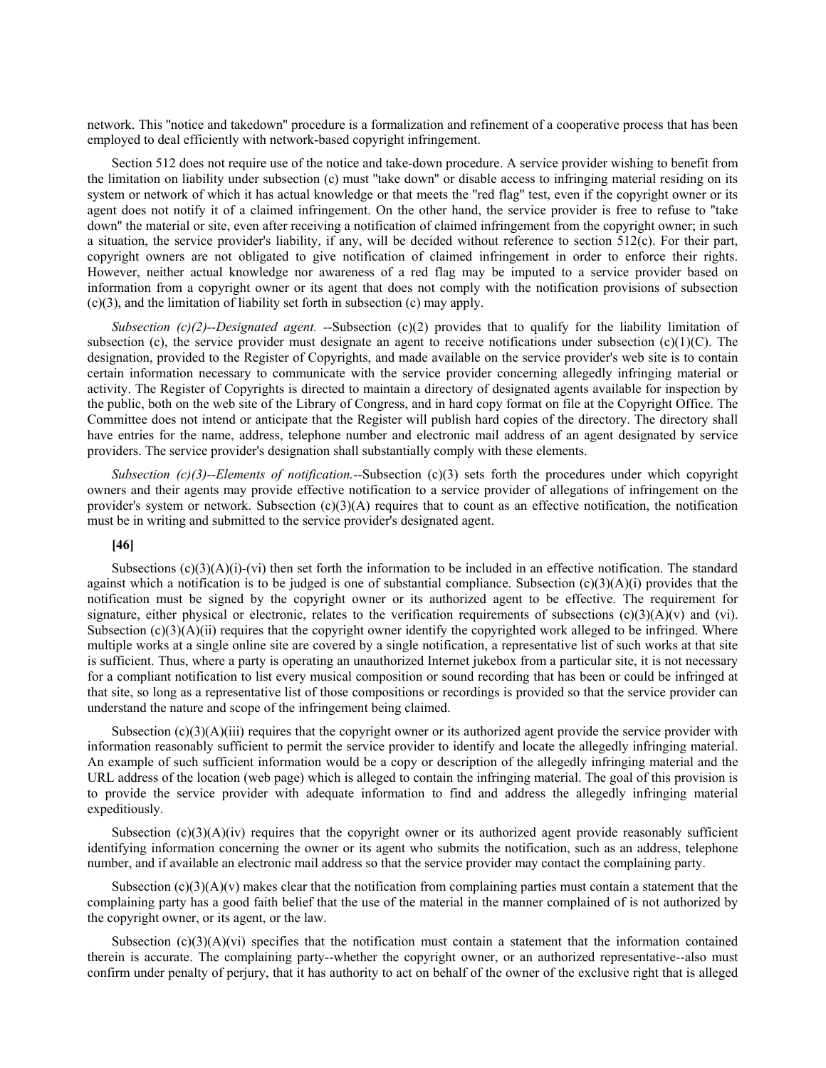network. This "notice and takedown" procedure is a formalization and refinement of a cooperative process that has been employed to deal efficiently with network-based copyright infringement.

Section 512 does not require use of the notice and take-down procedure. A service provider wishing to benefit from the limitation on liability under subsection (c) must "take down" or disable access to infringing material residing on its system or network of which it has actual knowledge or that meets the "red flag" test, even if the copyright owner or its agent does not notify it of a claimed infringement. On the other hand, the service provider is free to refuse to "take down" the material or site, even after receiving a notification of claimed infringement from the copyright owner; in such a situation, the service provider's liability, if any, will be decided without reference to section 512(c). For their part, copyright owners are not obligated to give notification of claimed infringement in order to enforce their rights. However, neither actual knowledge nor awareness of a red flag may be imputed to a service provider based on information from a copyright owner or its agent that does not comply with the notification provisions of subsection (c)(3), and the limitation of liability set forth in subsection (c) may apply.

*Subsection (c)(2)--Designated agent.* --Subsection (c)(2) provides that to qualify for the liability limitation of subsection (c), the service provider must designate an agent to receive notifications under subsection (c)(1)(C). The designation, provided to the Register of Copyrights, and made available on the service provider's web site is to contain certain information necessary to communicate with the service provider concerning allegedly infringing material or activity. The Register of Copyrights is directed to maintain a directory of designated agents available for inspection by the public, both on the web site of the Library of Congress, and in hard copy format on file at the Copyright Office. The Committee does not intend or anticipate that the Register will publish hard copies of the directory. The directory shall have entries for the name, address, telephone number and electronic mail address of an agent designated by service providers. The service provider's designation shall substantially comply with these elements.

*Subsection (c)(3)--Elements of notification.*--Subsection (c)(3) sets forth the procedures under which copyright owners and their agents may provide effective notification to a service provider of allegations of infringement on the provider's system or network. Subsection (c)(3)(A) requires that to count as an effective notification, the notification must be in writing and submitted to the service provider's designated agent.

**[46]**

Subsections (c)(3)(A)(i)-(vi) then set forth the information to be included in an effective notification. The standard against which a notification is to be judged is one of substantial compliance. Subsection (c)(3)(A)(i) provides that the notification must be signed by the copyright owner or its authorized agent to be effective. The requirement for signature, either physical or electronic, relates to the verification requirements of subsections (c)(3)(A)(v) and (vi). Subsection (c)(3)(A)(ii) requires that the copyright owner identify the copyrighted work alleged to be infringed. Where multiple works at a single online site are covered by a single notification, a representative list of such works at that site is sufficient. Thus, where a party is operating an unauthorized Internet jukebox from a particular site, it is not necessary for a compliant notification to list every musical composition or sound recording that has been or could be infringed at that site, so long as a representative list of those compositions or recordings is provided so that the service provider can understand the nature and scope of the infringement being claimed.

Subsection (c)(3)(A)(iii) requires that the copyright owner or its authorized agent provide the service provider with information reasonably sufficient to permit the service provider to identify and locate the allegedly infringing material. An example of such sufficient information would be a copy or description of the allegedly infringing material and the URL address of the location (web page) which is alleged to contain the infringing material. The goal of this provision is to provide the service provider with adequate information to find and address the allegedly infringing material expeditiously.

Subsection (c)(3)(A)(iv) requires that the copyright owner or its authorized agent provide reasonably sufficient identifying information concerning the owner or its agent who submits the notification, such as an address, telephone number, and if available an electronic mail address so that the service provider may contact the complaining party.

Subsection (c)(3)(A)(v) makes clear that the notification from complaining parties must contain a statement that the complaining party has a good faith belief that the use of the material in the manner complained of is not authorized by the copyright owner, or its agent, or the law.

Subsection (c)(3)(A)(vi) specifies that the notification must contain a statement that the information contained therein is accurate. The complaining party--whether the copyright owner, or an authorized representative--also must confirm under penalty of perjury, that it has authority to act on behalf of the owner of the exclusive right that is alleged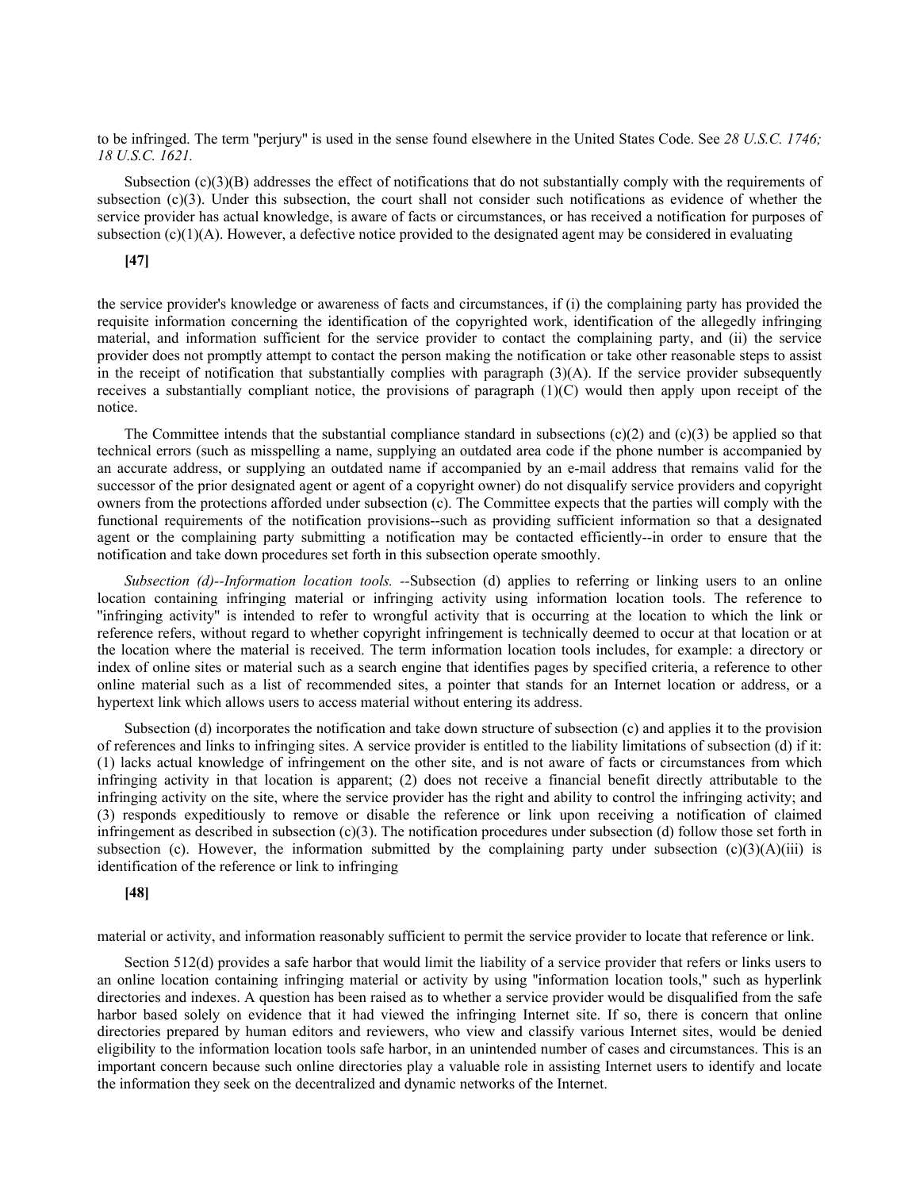to be infringed. The term "perjury" is used in the sense found elsewhere in the United States Code. See *28 U.S.C. 1746; 18 U.S.C. 1621.*

Subsection (c)(3)(B) addresses the effect of notifications that do not substantially comply with the requirements of subsection (c)(3). Under this subsection, the court shall not consider such notifications as evidence of whether the service provider has actual knowledge, is aware of facts or circumstances, or has received a notification for purposes of subsection (c)(1)(A). However, a defective notice provided to the designated agent may be considered in evaluating

**[47]**

the service provider's knowledge or awareness of facts and circumstances, if (i) the complaining party has provided the requisite information concerning the identification of the copyrighted work, identification of the allegedly infringing material, and information sufficient for the service provider to contact the complaining party, and (ii) the service provider does not promptly attempt to contact the person making the notification or take other reasonable steps to assist in the receipt of notification that substantially complies with paragraph (3)(A). If the service provider subsequently receives a substantially compliant notice, the provisions of paragraph (1)(C) would then apply upon receipt of the notice.

The Committee intends that the substantial compliance standard in subsections (c)(2) and (c)(3) be applied so that technical errors (such as misspelling a name, supplying an outdated area code if the phone number is accompanied by an accurate address, or supplying an outdated name if accompanied by an e-mail address that remains valid for the successor of the prior designated agent or agent of a copyright owner) do not disqualify service providers and copyright owners from the protections afforded under subsection (c). The Committee expects that the parties will comply with the functional requirements of the notification provisions--such as providing sufficient information so that a designated agent or the complaining party submitting a notification may be contacted efficiently--in order to ensure that the notification and take down procedures set forth in this subsection operate smoothly.

*Subsection (d)--Information location tools.* --Subsection (d) applies to referring or linking users to an online location containing infringing material or infringing activity using information location tools. The reference to "infringing activity" is intended to refer to wrongful activity that is occurring at the location to which the link or reference refers, without regard to whether copyright infringement is technically deemed to occur at that location or at the location where the material is received. The term information location tools includes, for example: a directory or index of online sites or material such as a search engine that identifies pages by specified criteria, a reference to other online material such as a list of recommended sites, a pointer that stands for an Internet location or address, or a hypertext link which allows users to access material without entering its address.

Subsection (d) incorporates the notification and take down structure of subsection (c) and applies it to the provision of references and links to infringing sites. A service provider is entitled to the liability limitations of subsection (d) if it: (1) lacks actual knowledge of infringement on the other site, and is not aware of facts or circumstances from which infringing activity in that location is apparent; (2) does not receive a financial benefit directly attributable to the infringing activity on the site, where the service provider has the right and ability to control the infringing activity; and (3) responds expeditiously to remove or disable the reference or link upon receiving a notification of claimed infringement as described in subsection (c)(3). The notification procedures under subsection (d) follow those set forth in subsection (c). However, the information submitted by the complaining party under subsection (c)(3)(A)(iii) is identification of the reference or link to infringing

**[48]**

material or activity, and information reasonably sufficient to permit the service provider to locate that reference or link.

Section 512(d) provides a safe harbor that would limit the liability of a service provider that refers or links users to an online location containing infringing material or activity by using "information location tools," such as hyperlink directories and indexes. A question has been raised as to whether a service provider would be disqualified from the safe harbor based solely on evidence that it had viewed the infringing Internet site. If so, there is concern that online directories prepared by human editors and reviewers, who view and classify various Internet sites, would be denied eligibility to the information location tools safe harbor, in an unintended number of cases and circumstances. This is an important concern because such online directories play a valuable role in assisting Internet users to identify and locate the information they seek on the decentralized and dynamic networks of the Internet.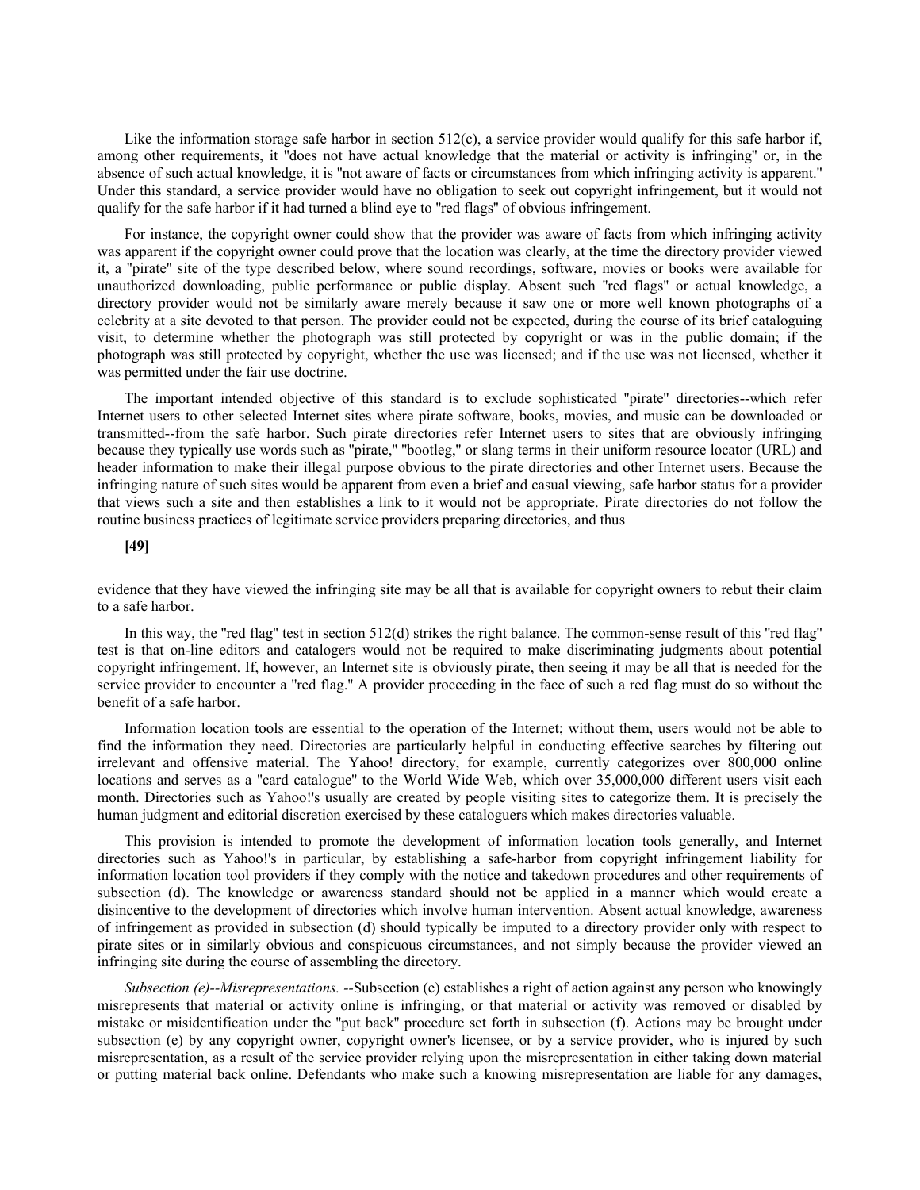Like the information storage safe harbor in section 512(c), a service provider would qualify for this safe harbor if, among other requirements, it "does not have actual knowledge that the material or activity is infringing" or, in the absence of such actual knowledge, it is "not aware of facts or circumstances from which infringing activity is apparent." Under this standard, a service provider would have no obligation to seek out copyright infringement, but it would not qualify for the safe harbor if it had turned a blind eye to "red flags" of obvious infringement.

For instance, the copyright owner could show that the provider was aware of facts from which infringing activity was apparent if the copyright owner could prove that the location was clearly, at the time the directory provider viewed it, a "pirate" site of the type described below, where sound recordings, software, movies or books were available for unauthorized downloading, public performance or public display. Absent such "red flags" or actual knowledge, a directory provider would not be similarly aware merely because it saw one or more well known photographs of a celebrity at a site devoted to that person. The provider could not be expected, during the course of its brief cataloguing visit, to determine whether the photograph was still protected by copyright or was in the public domain; if the photograph was still protected by copyright, whether the use was licensed; and if the use was not licensed, whether it was permitted under the fair use doctrine.

The important intended objective of this standard is to exclude sophisticated "pirate" directories--which refer Internet users to other selected Internet sites where pirate software, books, movies, and music can be downloaded or transmitted--from the safe harbor. Such pirate directories refer Internet users to sites that are obviously infringing because they typically use words such as "pirate," "bootleg," or slang terms in their uniform resource locator (URL) and header information to make their illegal purpose obvious to the pirate directories and other Internet users. Because the infringing nature of such sites would be apparent from even a brief and casual viewing, safe harbor status for a provider that views such a site and then establishes a link to it would not be appropriate. Pirate directories do not follow the routine business practices of legitimate service providers preparing directories, and thus

**[49]**

evidence that they have viewed the infringing site may be all that is available for copyright owners to rebut their claim to a safe harbor.

In this way, the "red flag" test in section 512(d) strikes the right balance. The common-sense result of this "red flag" test is that on-line editors and catalogers would not be required to make discriminating judgments about potential copyright infringement. If, however, an Internet site is obviously pirate, then seeing it may be all that is needed for the service provider to encounter a "red flag." A provider proceeding in the face of such a red flag must do so without the benefit of a safe harbor.

Information location tools are essential to the operation of the Internet; without them, users would not be able to find the information they need. Directories are particularly helpful in conducting effective searches by filtering out irrelevant and offensive material. The Yahoo! directory, for example, currently categorizes over 800,000 online locations and serves as a "card catalogue" to the World Wide Web, which over 35,000,000 different users visit each month. Directories such as Yahoo!'s usually are created by people visiting sites to categorize them. It is precisely the human judgment and editorial discretion exercised by these cataloguers which makes directories valuable.

This provision is intended to promote the development of information location tools generally, and Internet directories such as Yahoo!'s in particular, by establishing a safe-harbor from copyright infringement liability for information location tool providers if they comply with the notice and takedown procedures and other requirements of subsection (d). The knowledge or awareness standard should not be applied in a manner which would create a disincentive to the development of directories which involve human intervention. Absent actual knowledge, awareness of infringement as provided in subsection (d) should typically be imputed to a directory provider only with respect to pirate sites or in similarly obvious and conspicuous circumstances, and not simply because the provider viewed an infringing site during the course of assembling the directory.

*Subsection (e)--Misrepresentations.* --Subsection (e) establishes a right of action against any person who knowingly misrepresents that material or activity online is infringing, or that material or activity was removed or disabled by mistake or misidentification under the "put back" procedure set forth in subsection (f). Actions may be brought under subsection (e) by any copyright owner, copyright owner's licensee, or by a service provider, who is injured by such misrepresentation, as a result of the service provider relying upon the misrepresentation in either taking down material or putting material back online. Defendants who make such a knowing misrepresentation are liable for any damages,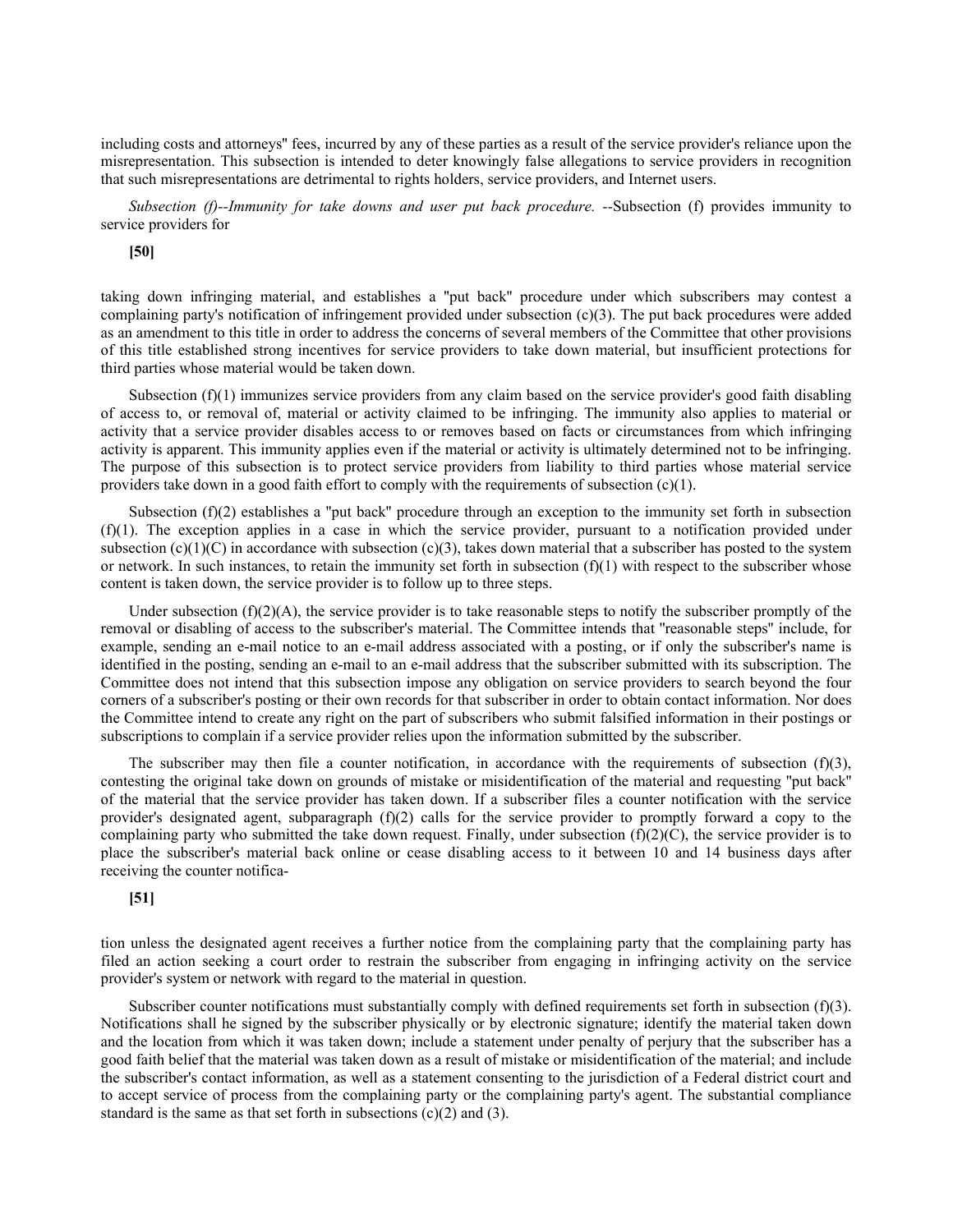including costs and attorneys'' fees, incurred by any of these parties as a result of the service provider's reliance upon the misrepresentation. This subsection is intended to deter knowingly false allegations to service providers in recognition that such misrepresentations are detrimental to rights holders, service providers, and Internet users.

*Subsection (f)--Immunity for take downs and user put back procedure.* --Subsection (f) provides immunity to service providers for

**[50]**

taking down infringing material, and establishes a ''put back'' procedure under which subscribers may contest a complaining party's notification of infringement provided under subsection (c)(3). The put back procedures were added as an amendment to this title in order to address the concerns of several members of the Committee that other provisions of this title established strong incentives for service providers to take down material, but insufficient protections for third parties whose material would be taken down.

Subsection (f)(1) immunizes service providers from any claim based on the service provider's good faith disabling of access to, or removal of, material or activity claimed to be infringing. The immunity also applies to material or activity that a service provider disables access to or removes based on facts or circumstances from which infringing activity is apparent. This immunity applies even if the material or activity is ultimately determined not to be infringing. The purpose of this subsection is to protect service providers from liability to third parties whose material service providers take down in a good faith effort to comply with the requirements of subsection (c)(1).

Subsection (f)(2) establishes a ''put back'' procedure through an exception to the immunity set forth in subsection (f)(1). The exception applies in a case in which the service provider, pursuant to a notification provided under subsection (c)(1)(C) in accordance with subsection (c)(3), takes down material that a subscriber has posted to the system or network. In such instances, to retain the immunity set forth in subsection (f)(1) with respect to the subscriber whose content is taken down, the service provider is to follow up to three steps.

Under subsection (f)(2)(A), the service provider is to take reasonable steps to notify the subscriber promptly of the removal or disabling of access to the subscriber's material. The Committee intends that ''reasonable steps'' include, for example, sending an e-mail notice to an e-mail address associated with a posting, or if only the subscriber's name is identified in the posting, sending an e-mail to an e-mail address that the subscriber submitted with its subscription. The Committee does not intend that this subsection impose any obligation on service providers to search beyond the four corners of a subscriber's posting or their own records for that subscriber in order to obtain contact information. Nor does the Committee intend to create any right on the part of subscribers who submit falsified information in their postings or subscriptions to complain if a service provider relies upon the information submitted by the subscriber.

The subscriber may then file a counter notification, in accordance with the requirements of subsection (f)(3), contesting the original take down on grounds of mistake or misidentification of the material and requesting ''put back'' of the material that the service provider has taken down. If a subscriber files a counter notification with the service provider's designated agent, subparagraph (f)(2) calls for the service provider to promptly forward a copy to the complaining party who submitted the take down request. Finally, under subsection (f)(2)(C), the service provider is to place the subscriber's material back online or cease disabling access to it between 10 and 14 business days after receiving the counter notifica-

**[51]**

tion unless the designated agent receives a further notice from the complaining party that the complaining party has filed an action seeking a court order to restrain the subscriber from engaging in infringing activity on the service provider's system or network with regard to the material in question.

Subscriber counter notifications must substantially comply with defined requirements set forth in subsection (f)(3). Notifications shall he signed by the subscriber physically or by electronic signature; identify the material taken down and the location from which it was taken down; include a statement under penalty of perjury that the subscriber has a good faith belief that the material was taken down as a result of mistake or misidentification of the material; and include the subscriber's contact information, as well as a statement consenting to the jurisdiction of a Federal district court and to accept service of process from the complaining party or the complaining party's agent. The substantial compliance standard is the same as that set forth in subsections (c)(2) and (3).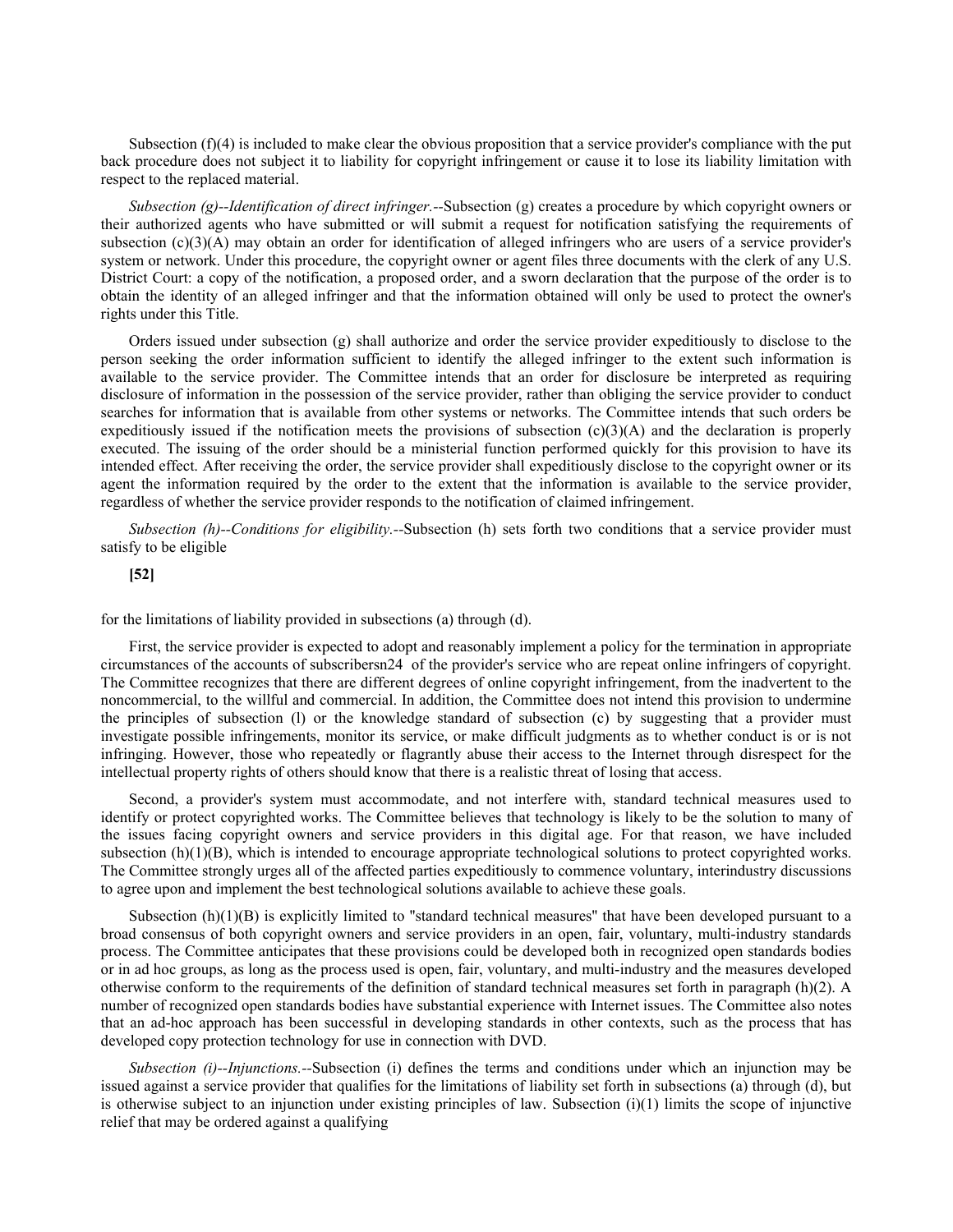Subsection (f)(4) is included to make clear the obvious proposition that a service provider's compliance with the put back procedure does not subject it to liability for copyright infringement or cause it to lose its liability limitation with respect to the replaced material.

*Subsection (g)--Identification of direct infringer.*--Subsection (g) creates a procedure by which copyright owners or their authorized agents who have submitted or will submit a request for notification satisfying the requirements of subsection (c)(3)(A) may obtain an order for identification of alleged infringers who are users of a service provider's system or network. Under this procedure, the copyright owner or agent files three documents with the clerk of any U.S. District Court: a copy of the notification, a proposed order, and a sworn declaration that the purpose of the order is to obtain the identity of an alleged infringer and that the information obtained will only be used to protect the owner's rights under this Title.

Orders issued under subsection (g) shall authorize and order the service provider expeditiously to disclose to the person seeking the order information sufficient to identify the alleged infringer to the extent such information is available to the service provider. The Committee intends that an order for disclosure be interpreted as requiring disclosure of information in the possession of the service provider, rather than obliging the service provider to conduct searches for information that is available from other systems or networks. The Committee intends that such orders be expeditiously issued if the notification meets the provisions of subsection (c)(3)(A) and the declaration is properly executed. The issuing of the order should be a ministerial function performed quickly for this provision to have its intended effect. After receiving the order, the service provider shall expeditiously disclose to the copyright owner or its agent the information required by the order to the extent that the information is available to the service provider, regardless of whether the service provider responds to the notification of claimed infringement.

*Subsection (h)--Conditions for eligibility.*--Subsection (h) sets forth two conditions that a service provider must satisfy to be eligible

**[52]**

for the limitations of liability provided in subsections (a) through (d).

First, the service provider is expected to adopt and reasonably implement a policy for the termination in appropriate circumstances of the accounts of subscribersn24 of the provider's service who are repeat online infringers of copyright. The Committee recognizes that there are different degrees of online copyright infringement, from the inadvertent to the noncommercial, to the willful and commercial. In addition, the Committee does not intend this provision to undermine the principles of subsection (l) or the knowledge standard of subsection (c) by suggesting that a provider must investigate possible infringements, monitor its service, or make difficult judgments as to whether conduct is or is not infringing. However, those who repeatedly or flagrantly abuse their access to the Internet through disrespect for the intellectual property rights of others should know that there is a realistic threat of losing that access.

Second, a provider's system must accommodate, and not interfere with, standard technical measures used to identify or protect copyrighted works. The Committee believes that technology is likely to be the solution to many of the issues facing copyright owners and service providers in this digital age. For that reason, we have included subsection (h)(1)(B), which is intended to encourage appropriate technological solutions to protect copyrighted works. The Committee strongly urges all of the affected parties expeditiously to commence voluntary, interindustry discussions to agree upon and implement the best technological solutions available to achieve these goals.

Subsection (h)(1)(B) is explicitly limited to "standard technical measures" that have been developed pursuant to a broad consensus of both copyright owners and service providers in an open, fair, voluntary, multi-industry standards process. The Committee anticipates that these provisions could be developed both in recognized open standards bodies or in ad hoc groups, as long as the process used is open, fair, voluntary, and multi-industry and the measures developed otherwise conform to the requirements of the definition of standard technical measures set forth in paragraph (h)(2). A number of recognized open standards bodies have substantial experience with Internet issues. The Committee also notes that an ad-hoc approach has been successful in developing standards in other contexts, such as the process that has developed copy protection technology for use in connection with DVD.

*Subsection (i)--Injunctions.*--Subsection (i) defines the terms and conditions under which an injunction may be issued against a service provider that qualifies for the limitations of liability set forth in subsections (a) through (d), but is otherwise subject to an injunction under existing principles of law. Subsection (i)(1) limits the scope of injunctive relief that may be ordered against a qualifying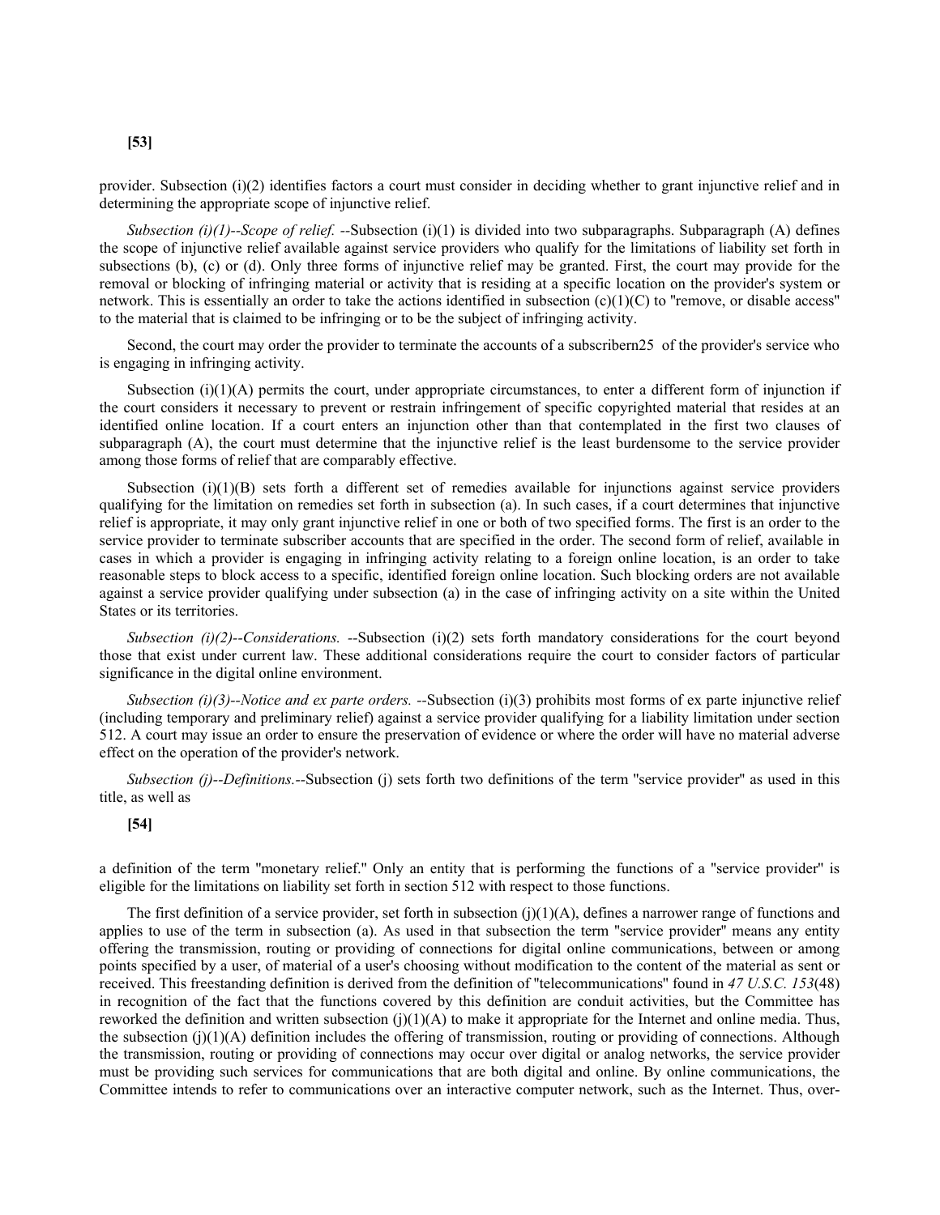**[53]**

provider. Subsection (i)(2) identifies factors a court must consider in deciding whether to grant injunctive relief and in determining the appropriate scope of injunctive relief.

*Subsection (i)(1)--Scope of relief.* --Subsection (i)(1) is divided into two subparagraphs. Subparagraph (A) defines the scope of injunctive relief available against service providers who qualify for the limitations of liability set forth in subsections (b), (c) or (d). Only three forms of injunctive relief may be granted. First, the court may provide for the removal or blocking of infringing material or activity that is residing at a specific location on the provider's system or network. This is essentially an order to take the actions identified in subsection (c)(1)(C) to "remove, or disable access" to the material that is claimed to be infringing or to be the subject of infringing activity.

Second, the court may order the provider to terminate the accounts of a subscribern25 of the provider's service who is engaging in infringing activity.

Subsection (i)(1)(A) permits the court, under appropriate circumstances, to enter a different form of injunction if the court considers it necessary to prevent or restrain infringement of specific copyrighted material that resides at an identified online location. If a court enters an injunction other than that contemplated in the first two clauses of subparagraph (A), the court must determine that the injunctive relief is the least burdensome to the service provider among those forms of relief that are comparably effective.

Subsection (i)(1)(B) sets forth a different set of remedies available for injunctions against service providers qualifying for the limitation on remedies set forth in subsection (a). In such cases, if a court determines that injunctive relief is appropriate, it may only grant injunctive relief in one or both of two specified forms. The first is an order to the service provider to terminate subscriber accounts that are specified in the order. The second form of relief, available in cases in which a provider is engaging in infringing activity relating to a foreign online location, is an order to take reasonable steps to block access to a specific, identified foreign online location. Such blocking orders are not available against a service provider qualifying under subsection (a) in the case of infringing activity on a site within the United States or its territories.

*Subsection (i)(2)--Considerations.* --Subsection (i)(2) sets forth mandatory considerations for the court beyond those that exist under current law. These additional considerations require the court to consider factors of particular significance in the digital online environment.

*Subsection (i)(3)--Notice and ex parte orders.* --Subsection (i)(3) prohibits most forms of ex parte injunctive relief (including temporary and preliminary relief) against a service provider qualifying for a liability limitation under section 512. A court may issue an order to ensure the preservation of evidence or where the order will have no material adverse effect on the operation of the provider's network.

*Subsection (j)--Definitions.*--Subsection (j) sets forth two definitions of the term "service provider" as used in this title, as well as

**[54]**

a definition of the term "monetary relief." Only an entity that is performing the functions of a "service provider" is eligible for the limitations on liability set forth in section 512 with respect to those functions.

The first definition of a service provider, set forth in subsection (j)(1)(A), defines a narrower range of functions and applies to use of the term in subsection (a). As used in that subsection the term "service provider" means any entity offering the transmission, routing or providing of connections for digital online communications, between or among points specified by a user, of material of a user's choosing without modification to the content of the material as sent or received. This freestanding definition is derived from the definition of "telecommunications" found in *47 U.S.C. 153*(48) in recognition of the fact that the functions covered by this definition are conduit activities, but the Committee has reworked the definition and written subsection (j)(1)(A) to make it appropriate for the Internet and online media. Thus, the subsection (j)(1)(A) definition includes the offering of transmission, routing or providing of connections. Although the transmission, routing or providing of connections may occur over digital or analog networks, the service provider must be providing such services for communications that are both digital and online. By online communications, the Committee intends to refer to communications over an interactive computer network, such as the Internet. Thus, over-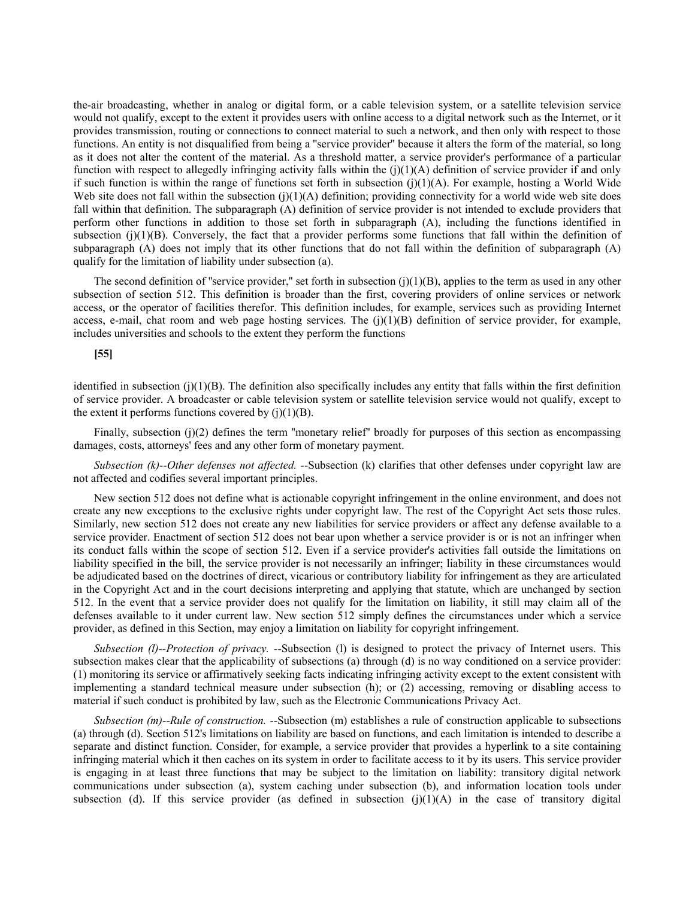the-air broadcasting, whether in analog or digital form, or a cable television system, or a satellite television service would not qualify, except to the extent it provides users with online access to a digital network such as the Internet, or it provides transmission, routing or connections to connect material to such a network, and then only with respect to those functions. An entity is not disqualified from being a "service provider" because it alters the form of the material, so long as it does not alter the content of the material. As a threshold matter, a service provider's performance of a particular function with respect to allegedly infringing activity falls within the (j)(1)(A) definition of service provider if and only if such function is within the range of functions set forth in subsection (j)(1)(A). For example, hosting a World Wide Web site does not fall within the subsection (j)(1)(A) definition; providing connectivity for a world wide web site does fall within that definition. The subparagraph (A) definition of service provider is not intended to exclude providers that perform other functions in addition to those set forth in subparagraph (A), including the functions identified in subsection (j)(1)(B). Conversely, the fact that a provider performs some functions that fall within the definition of subparagraph (A) does not imply that its other functions that do not fall within the definition of subparagraph (A) qualify for the limitation of liability under subsection (a).

The second definition of "service provider," set forth in subsection (j)(1)(B), applies to the term as used in any other subsection of section 512. This definition is broader than the first, covering providers of online services or network access, or the operator of facilities therefor. This definition includes, for example, services such as providing Internet access, e-mail, chat room and web page hosting services. The (j)(1)(B) definition of service provider, for example, includes universities and schools to the extent they perform the functions

**[55]**

identified in subsection (j)(1)(B). The definition also specifically includes any entity that falls within the first definition of service provider. A broadcaster or cable television system or satellite television service would not qualify, except to the extent it performs functions covered by (j)(1)(B).

Finally, subsection (j)(2) defines the term "monetary relief" broadly for purposes of this section as encompassing damages, costs, attorneys' fees and any other form of monetary payment.

*Subsection (k)--Other defenses not affected.* --Subsection (k) clarifies that other defenses under copyright law are not affected and codifies several important principles.

New section 512 does not define what is actionable copyright infringement in the online environment, and does not create any new exceptions to the exclusive rights under copyright law. The rest of the Copyright Act sets those rules. Similarly, new section 512 does not create any new liabilities for service providers or affect any defense available to a service provider. Enactment of section 512 does not bear upon whether a service provider is or is not an infringer when its conduct falls within the scope of section 512. Even if a service provider's activities fall outside the limitations on liability specified in the bill, the service provider is not necessarily an infringer; liability in these circumstances would be adjudicated based on the doctrines of direct, vicarious or contributory liability for infringement as they are articulated in the Copyright Act and in the court decisions interpreting and applying that statute, which are unchanged by section 512. In the event that a service provider does not qualify for the limitation on liability, it still may claim all of the defenses available to it under current law. New section 512 simply defines the circumstances under which a service provider, as defined in this Section, may enjoy a limitation on liability for copyright infringement.

*Subsection (l)--Protection of privacy.* --Subsection (l) is designed to protect the privacy of Internet users. This subsection makes clear that the applicability of subsections (a) through (d) is no way conditioned on a service provider: (1) monitoring its service or affirmatively seeking facts indicating infringing activity except to the extent consistent with implementing a standard technical measure under subsection (h); or (2) accessing, removing or disabling access to material if such conduct is prohibited by law, such as the Electronic Communications Privacy Act.

*Subsection (m)--Rule of construction.* --Subsection (m) establishes a rule of construction applicable to subsections (a) through (d). Section 512's limitations on liability are based on functions, and each limitation is intended to describe a separate and distinct function. Consider, for example, a service provider that provides a hyperlink to a site containing infringing material which it then caches on its system in order to facilitate access to it by its users. This service provider is engaging in at least three functions that may be subject to the limitation on liability: transitory digital network communications under subsection (a), system caching under subsection (b), and information location tools under subsection (d). If this service provider (as defined in subsection (j)(1)(A) in the case of transitory digital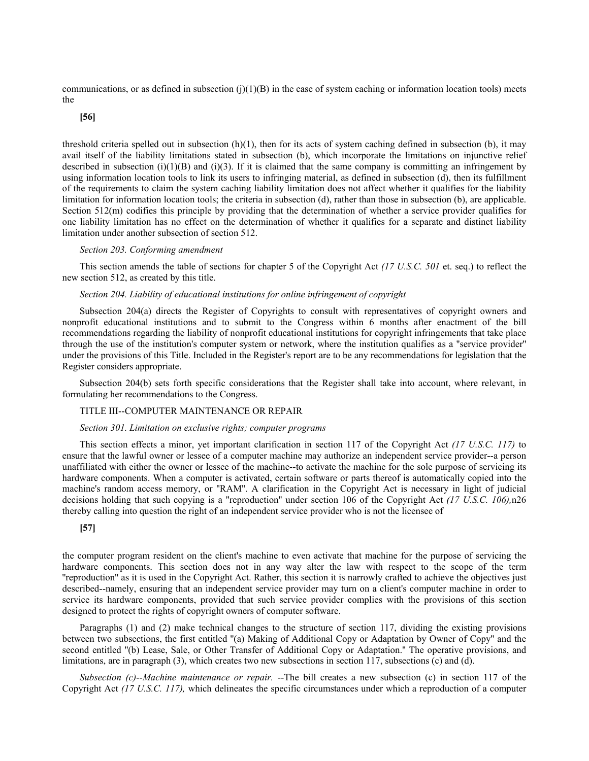communications, or as defined in subsection (j)(1)(B) in the case of system caching or information location tools) meets the

**[56]**

threshold criteria spelled out in subsection (h)(1), then for its acts of system caching defined in subsection (b), it may avail itself of the liability limitations stated in subsection (b), which incorporate the limitations on injunctive relief described in subsection (i)(1)(B) and (i)(3). If it is claimed that the same company is committing an infringement by using information location tools to link its users to infringing material, as defined in subsection (d), then its fulfillment of the requirements to claim the system caching liability limitation does not affect whether it qualifies for the liability limitation for information location tools; the criteria in subsection (d), rather than those in subsection (b), are applicable. Section 512(m) codifies this principle by providing that the determination of whether a service provider qualifies for one liability limitation has no effect on the determination of whether it qualifies for a separate and distinct liability limitation under another subsection of section 512.

*Section 203. Conforming amendment*

This section amends the table of sections for chapter 5 of the Copyright Act *(17 U.S.C. 501* et. seq.) to reflect the new section 512, as created by this title.

*Section 204. Liability of educational institutions for online infringement of copyright*

Subsection 204(a) directs the Register of Copyrights to consult with representatives of copyright owners and nonprofit educational institutions and to submit to the Congress within 6 months after enactment of the bill recommendations regarding the liability of nonprofit educational institutions for copyright infringements that take place through the use of the institution's computer system or network, where the institution qualifies as a "service provider" under the provisions of this Title. Included in the Register's report are to be any recommendations for legislation that the Register considers appropriate.

Subsection 204(b) sets forth specific considerations that the Register shall take into account, where relevant, in formulating her recommendations to the Congress.

TITLE III--COMPUTER MAINTENANCE OR REPAIR

*Section 301. Limitation on exclusive rights; computer programs*

This section effects a minor, yet important clarification in section 117 of the Copyright Act *(17 U.S.C. 117)* to ensure that the lawful owner or lessee of a computer machine may authorize an independent service provider--a person unaffiliated with either the owner or lessee of the machine--to activate the machine for the sole purpose of servicing its hardware components. When a computer is activated, certain software or parts thereof is automatically copied into the machine's random access memory, or "RAM". A clarification in the Copyright Act is necessary in light of judicial decisions holding that such copying is a "reproduction" under section 106 of the Copyright Act *(17 U.S.C. 106),*n26 thereby calling into question the right of an independent service provider who is not the licensee of

**[57]**

the computer program resident on the client's machine to even activate that machine for the purpose of servicing the hardware components. This section does not in any way alter the law with respect to the scope of the term "reproduction" as it is used in the Copyright Act. Rather, this section it is narrowly crafted to achieve the objectives just described--namely, ensuring that an independent service provider may turn on a client's computer machine in order to service its hardware components, provided that such service provider complies with the provisions of this section designed to protect the rights of copyright owners of computer software.

Paragraphs (1) and (2) make technical changes to the structure of section 117, dividing the existing provisions between two subsections, the first entitled "(a) Making of Additional Copy or Adaptation by Owner of Copy" and the second entitled "(b) Lease, Sale, or Other Transfer of Additional Copy or Adaptation." The operative provisions, and limitations, are in paragraph (3), which creates two new subsections in section 117, subsections (c) and (d).

*Subsection (c)--Machine maintenance or repair.* --The bill creates a new subsection (c) in section 117 of the Copyright Act *(17 U.S.C. 117),* which delineates the specific circumstances under which a reproduction of a computer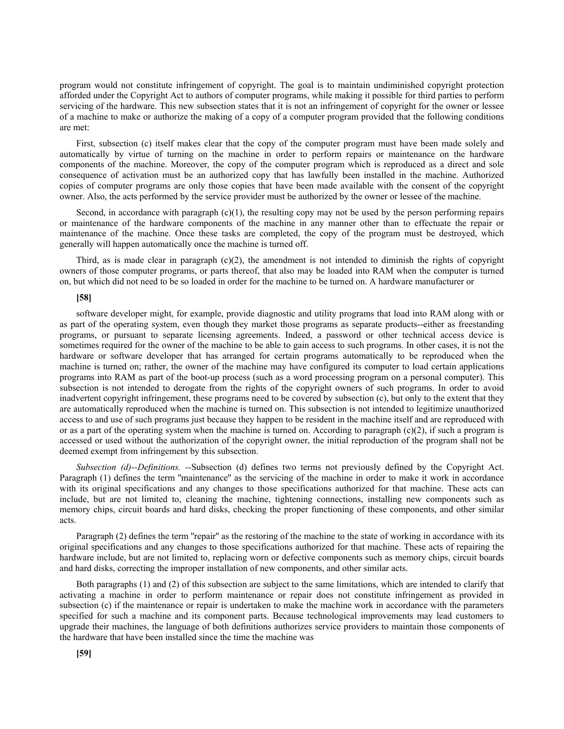program would not constitute infringement of copyright. The goal is to maintain undiminished copyright protection afforded under the Copyright Act to authors of computer programs, while making it possible for third parties to perform servicing of the hardware. This new subsection states that it is not an infringement of copyright for the owner or lessee of a machine to make or authorize the making of a copy of a computer program provided that the following conditions are met:

First, subsection (c) itself makes clear that the copy of the computer program must have been made solely and automatically by virtue of turning on the machine in order to perform repairs or maintenance on the hardware components of the machine. Moreover, the copy of the computer program which is reproduced as a direct and sole consequence of activation must be an authorized copy that has lawfully been installed in the machine. Authorized copies of computer programs are only those copies that have been made available with the consent of the copyright owner. Also, the acts performed by the service provider must be authorized by the owner or lessee of the machine.

Second, in accordance with paragraph (c)(1), the resulting copy may not be used by the person performing repairs or maintenance of the hardware components of the machine in any manner other than to effectuate the repair or maintenance of the machine. Once these tasks are completed, the copy of the program must be destroyed, which generally will happen automatically once the machine is turned off.

Third, as is made clear in paragraph (c)(2), the amendment is not intended to diminish the rights of copyright owners of those computer programs, or parts thereof, that also may be loaded into RAM when the computer is turned on, but which did not need to be so loaded in order for the machine to be turned on. A hardware manufacturer or

**[58]**

software developer might, for example, provide diagnostic and utility programs that load into RAM along with or as part of the operating system, even though they market those programs as separate products--either as freestanding programs, or pursuant to separate licensing agreements. Indeed, a password or other technical access device is sometimes required for the owner of the machine to be able to gain access to such programs. In other cases, it is not the hardware or software developer that has arranged for certain programs automatically to be reproduced when the machine is turned on; rather, the owner of the machine may have configured its computer to load certain applications programs into RAM as part of the boot-up process (such as a word processing program on a personal computer). This subsection is not intended to derogate from the rights of the copyright owners of such programs. In order to avoid inadvertent copyright infringement, these programs need to be covered by subsection (c), but only to the extent that they are automatically reproduced when the machine is turned on. This subsection is not intended to legitimize unauthorized access to and use of such programs just because they happen to be resident in the machine itself and are reproduced with or as a part of the operating system when the machine is turned on. According to paragraph (c)(2), if such a program is accessed or used without the authorization of the copyright owner, the initial reproduction of the program shall not be deemed exempt from infringement by this subsection.

*Subsection (d)--Definitions.* --Subsection (d) defines two terms not previously defined by the Copyright Act. Paragraph (1) defines the term "maintenance" as the servicing of the machine in order to make it work in accordance with its original specifications and any changes to those specifications authorized for that machine. These acts can include, but are not limited to, cleaning the machine, tightening connections, installing new components such as memory chips, circuit boards and hard disks, checking the proper functioning of these components, and other similar acts.

Paragraph (2) defines the term "repair" as the restoring of the machine to the state of working in accordance with its original specifications and any changes to those specifications authorized for that machine. These acts of repairing the hardware include, but are not limited to, replacing worn or defective components such as memory chips, circuit boards and hard disks, correcting the improper installation of new components, and other similar acts.

Both paragraphs (1) and (2) of this subsection are subject to the same limitations, which are intended to clarify that activating a machine in order to perform maintenance or repair does not constitute infringement as provided in subsection (c) if the maintenance or repair is undertaken to make the machine work in accordance with the parameters specified for such a machine and its component parts. Because technological improvements may lead customers to upgrade their machines, the language of both definitions authorizes service providers to maintain those components of the hardware that have been installed since the time the machine was

**[59]**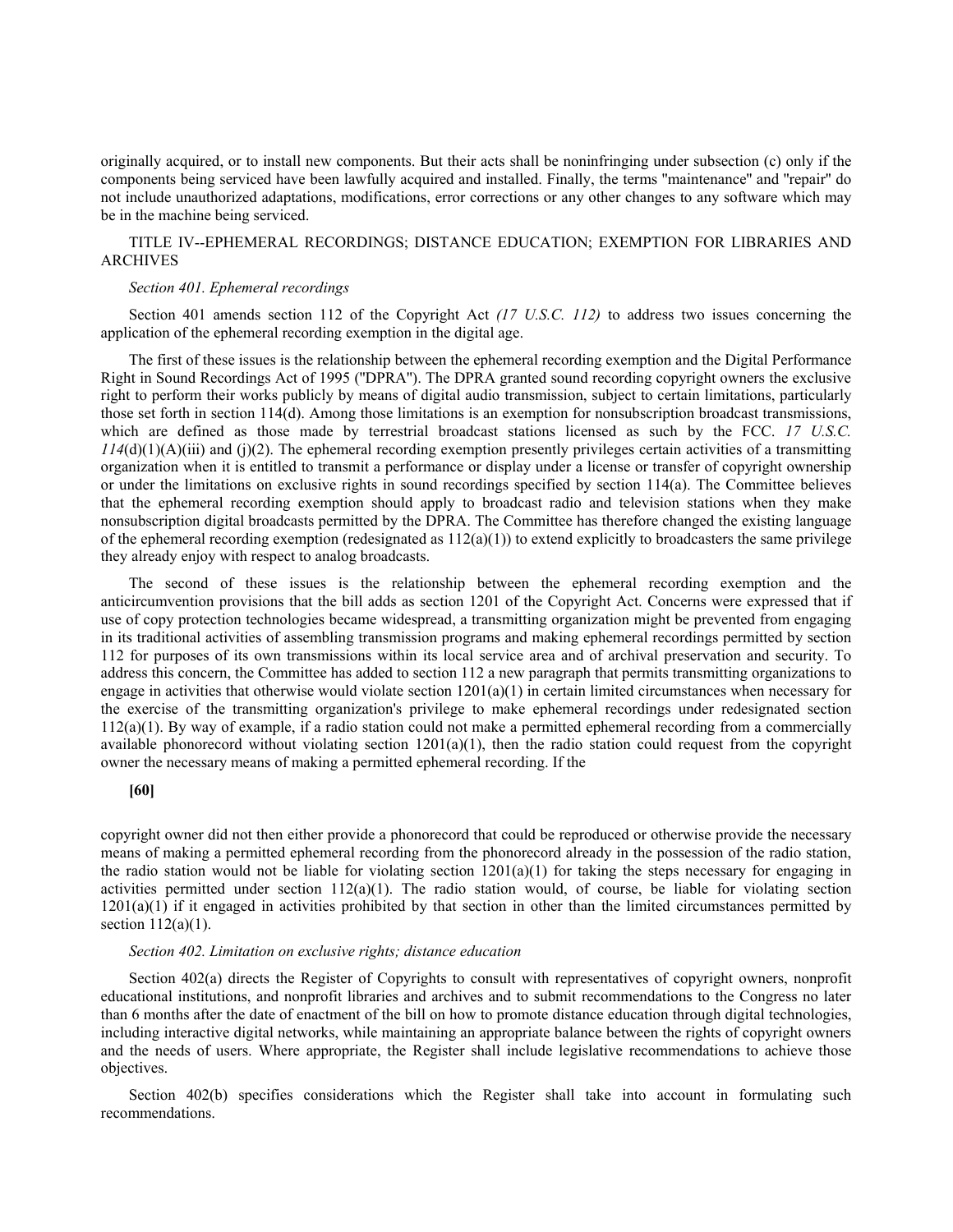originally acquired, or to install new components. But their acts shall be noninfringing under subsection (c) only if the components being serviced have been lawfully acquired and installed. Finally, the terms "maintenance" and "repair" do not include unauthorized adaptations, modifications, error corrections or any other changes to any software which may be in the machine being serviced.

TITLE IV--EPHEMERAL RECORDINGS; DISTANCE EDUCATION; EXEMPTION FOR LIBRARIES AND ARCHIVES

*Section 401. Ephemeral recordings*

Section 401 amends section 112 of the Copyright Act *(17 U.S.C. 112)* to address two issues concerning the application of the ephemeral recording exemption in the digital age.

The first of these issues is the relationship between the ephemeral recording exemption and the Digital Performance Right in Sound Recordings Act of 1995 ("DPRA"). The DPRA granted sound recording copyright owners the exclusive right to perform their works publicly by means of digital audio transmission, subject to certain limitations, particularly those set forth in section 114(d). Among those limitations is an exemption for nonsubscription broadcast transmissions, which are defined as those made by terrestrial broadcast stations licensed as such by the FCC. *17 U.S.C. 114*(d)(1)(A)(iii) and (j)(2). The ephemeral recording exemption presently privileges certain activities of a transmitting organization when it is entitled to transmit a performance or display under a license or transfer of copyright ownership or under the limitations on exclusive rights in sound recordings specified by section 114(a). The Committee believes that the ephemeral recording exemption should apply to broadcast radio and television stations when they make nonsubscription digital broadcasts permitted by the DPRA. The Committee has therefore changed the existing language of the ephemeral recording exemption (redesignated as 112(a)(1)) to extend explicitly to broadcasters the same privilege they already enjoy with respect to analog broadcasts.

The second of these issues is the relationship between the ephemeral recording exemption and the anticircumvention provisions that the bill adds as section 1201 of the Copyright Act. Concerns were expressed that if use of copy protection technologies became widespread, a transmitting organization might be prevented from engaging in its traditional activities of assembling transmission programs and making ephemeral recordings permitted by section 112 for purposes of its own transmissions within its local service area and of archival preservation and security. To address this concern, the Committee has added to section 112 a new paragraph that permits transmitting organizations to engage in activities that otherwise would violate section 1201(a)(1) in certain limited circumstances when necessary for the exercise of the transmitting organization's privilege to make ephemeral recordings under redesignated section 112(a)(1). By way of example, if a radio station could not make a permitted ephemeral recording from a commercially available phonorecord without violating section 1201(a)(1), then the radio station could request from the copyright owner the necessary means of making a permitted ephemeral recording. If the

**[60]**

copyright owner did not then either provide a phonorecord that could be reproduced or otherwise provide the necessary means of making a permitted ephemeral recording from the phonorecord already in the possession of the radio station, the radio station would not be liable for violating section 1201(a)(1) for taking the steps necessary for engaging in activities permitted under section 112(a)(1). The radio station would, of course, be liable for violating section 1201(a)(1) if it engaged in activities prohibited by that section in other than the limited circumstances permitted by section 112(a)(1).

*Section 402. Limitation on exclusive rights; distance education*

Section 402(a) directs the Register of Copyrights to consult with representatives of copyright owners, nonprofit educational institutions, and nonprofit libraries and archives and to submit recommendations to the Congress no later than 6 months after the date of enactment of the bill on how to promote distance education through digital technologies, including interactive digital networks, while maintaining an appropriate balance between the rights of copyright owners and the needs of users. Where appropriate, the Register shall include legislative recommendations to achieve those objectives.

Section 402(b) specifies considerations which the Register shall take into account in formulating such recommendations.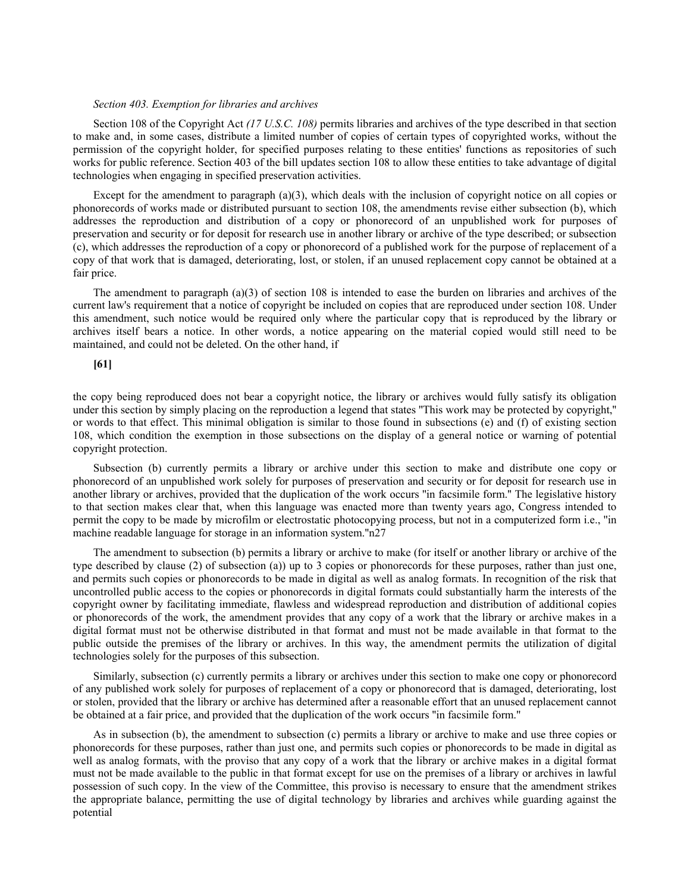*Section 403. Exemption for libraries and archives*

Section 108 of the Copyright Act *(17 U.S.C. 108)* permits libraries and archives of the type described in that section to make and, in some cases, distribute a limited number of copies of certain types of copyrighted works, without the permission of the copyright holder, for specified purposes relating to these entities' functions as repositories of such works for public reference. Section 403 of the bill updates section 108 to allow these entities to take advantage of digital technologies when engaging in specified preservation activities.

Except for the amendment to paragraph (a)(3), which deals with the inclusion of copyright notice on all copies or phonorecords of works made or distributed pursuant to section 108, the amendments revise either subsection (b), which addresses the reproduction and distribution of a copy or phonorecord of an unpublished work for purposes of preservation and security or for deposit for research use in another library or archive of the type described; or subsection (c), which addresses the reproduction of a copy or phonorecord of a published work for the purpose of replacement of a copy of that work that is damaged, deteriorating, lost, or stolen, if an unused replacement copy cannot be obtained at a fair price.

The amendment to paragraph (a)(3) of section 108 is intended to ease the burden on libraries and archives of the current law's requirement that a notice of copyright be included on copies that are reproduced under section 108. Under this amendment, such notice would be required only where the particular copy that is reproduced by the library or archives itself bears a notice. In other words, a notice appearing on the material copied would still need to be maintained, and could not be deleted. On the other hand, if

**[61]**

the copy being reproduced does not bear a copyright notice, the library or archives would fully satisfy its obligation under this section by simply placing on the reproduction a legend that states "This work may be protected by copyright," or words to that effect. This minimal obligation is similar to those found in subsections (e) and (f) of existing section 108, which condition the exemption in those subsections on the display of a general notice or warning of potential copyright protection.

Subsection (b) currently permits a library or archive under this section to make and distribute one copy or phonorecord of an unpublished work solely for purposes of preservation and security or for deposit for research use in another library or archives, provided that the duplication of the work occurs "in facsimile form." The legislative history to that section makes clear that, when this language was enacted more than twenty years ago, Congress intended to permit the copy to be made by microfilm or electrostatic photocopying process, but not in a computerized form i.e., "in machine readable language for storage in an information system."n27

The amendment to subsection (b) permits a library or archive to make (for itself or another library or archive of the type described by clause (2) of subsection (a)) up to 3 copies or phonorecords for these purposes, rather than just one, and permits such copies or phonorecords to be made in digital as well as analog formats. In recognition of the risk that uncontrolled public access to the copies or phonorecords in digital formats could substantially harm the interests of the copyright owner by facilitating immediate, flawless and widespread reproduction and distribution of additional copies or phonorecords of the work, the amendment provides that any copy of a work that the library or archive makes in a digital format must not be otherwise distributed in that format and must not be made available in that format to the public outside the premises of the library or archives. In this way, the amendment permits the utilization of digital technologies solely for the purposes of this subsection.

Similarly, subsection (c) currently permits a library or archives under this section to make one copy or phonorecord of any published work solely for purposes of replacement of a copy or phonorecord that is damaged, deteriorating, lost or stolen, provided that the library or archive has determined after a reasonable effort that an unused replacement cannot be obtained at a fair price, and provided that the duplication of the work occurs "in facsimile form."

As in subsection (b), the amendment to subsection (c) permits a library or archive to make and use three copies or phonorecords for these purposes, rather than just one, and permits such copies or phonorecords to be made in digital as well as analog formats, with the proviso that any copy of a work that the library or archive makes in a digital format must not be made available to the public in that format except for use on the premises of a library or archives in lawful possession of such copy. In the view of the Committee, this proviso is necessary to ensure that the amendment strikes the appropriate balance, permitting the use of digital technology by libraries and archives while guarding against the potential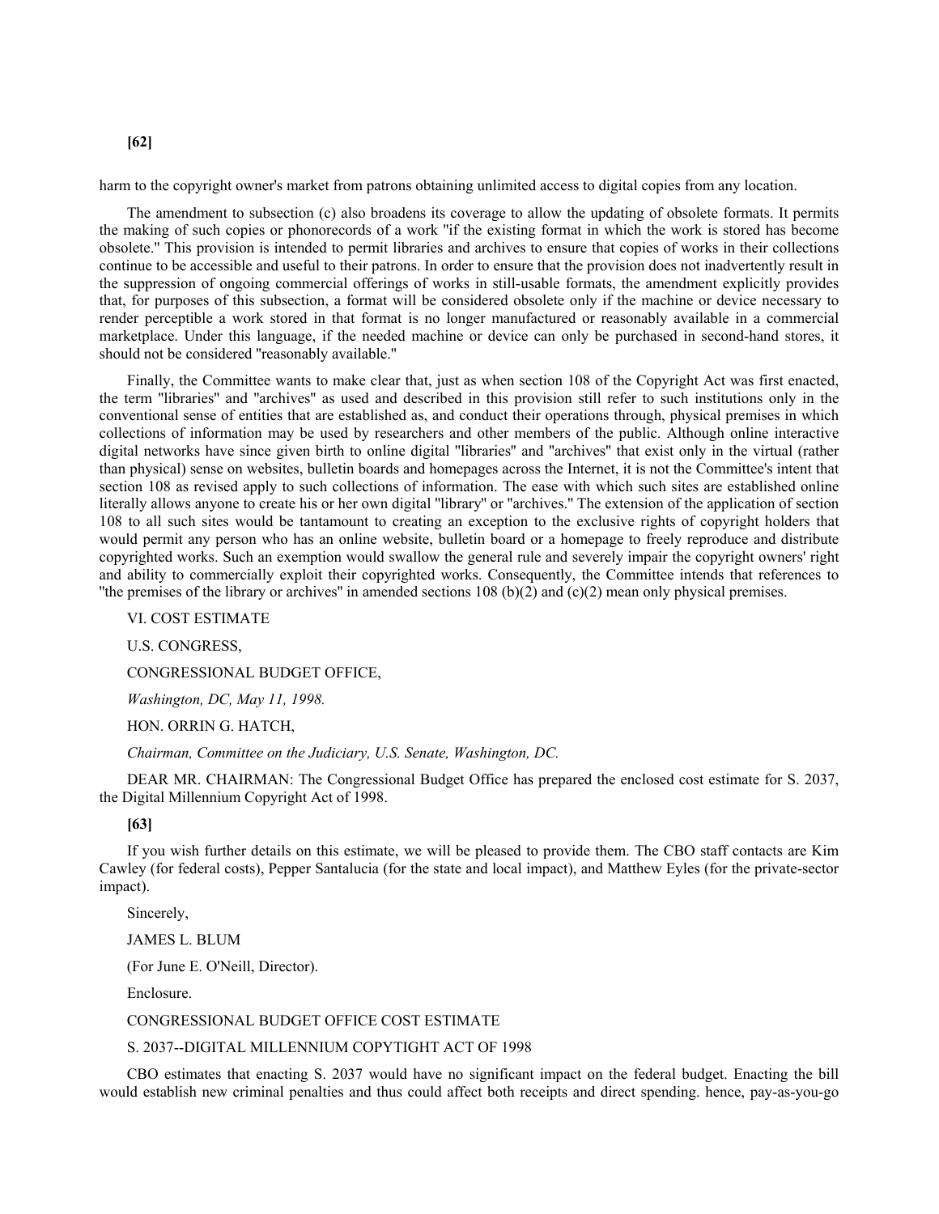**[62]**

harm to the copyright owner's market from patrons obtaining unlimited access to digital copies from any location.

The amendment to subsection (c) also broadens its coverage to allow the updating of obsolete formats. It permits the making of such copies or phonorecords of a work "if the existing format in which the work is stored has become obsolete." This provision is intended to permit libraries and archives to ensure that copies of works in their collections continue to be accessible and useful to their patrons. In order to ensure that the provision does not inadvertently result in the suppression of ongoing commercial offerings of works in still-usable formats, the amendment explicitly provides that, for purposes of this subsection, a format will be considered obsolete only if the machine or device necessary to render perceptible a work stored in that format is no longer manufactured or reasonably available in a commercial marketplace. Under this language, if the needed machine or device can only be purchased in second-hand stores, it should not be considered "reasonably available."

Finally, the Committee wants to make clear that, just as when section 108 of the Copyright Act was first enacted, the term "libraries" and "archives" as used and described in this provision still refer to such institutions only in the conventional sense of entities that are established as, and conduct their operations through, physical premises in which collections of information may be used by researchers and other members of the public. Although online interactive digital networks have since given birth to online digital "libraries" and "archives" that exist only in the virtual (rather than physical) sense on websites, bulletin boards and homepages across the Internet, it is not the Committee's intent that section 108 as revised apply to such collections of information. The ease with which such sites are established online literally allows anyone to create his or her own digital "library" or "archives." The extension of the application of section 108 to all such sites would be tantamount to creating an exception to the exclusive rights of copyright holders that would permit any person who has an online website, bulletin board or a homepage to freely reproduce and distribute copyrighted works. Such an exemption would swallow the general rule and severely impair the copyright owners' right and ability to commercially exploit their copyrighted works. Consequently, the Committee intends that references to "the premises of the library or archives" in amended sections 108 (b)(2) and (c)(2) mean only physical premises.

VI. COST ESTIMATE

U.S. CONGRESS,

CONGRESSIONAL BUDGET OFFICE,

*Washington, DC, May 11, 1998.*

HON. ORRIN G. HATCH,

*Chairman, Committee on the Judiciary, U.S. Senate, Washington, DC.*

DEAR MR. CHAIRMAN: The Congressional Budget Office has prepared the enclosed cost estimate for S. 2037, the Digital Millennium Copyright Act of 1998.

**[63]**

If you wish further details on this estimate, we will be pleased to provide them. The CBO staff contacts are Kim Cawley (for federal costs), Pepper Santalucia (for the state and local impact), and Matthew Eyles (for the private-sector impact).

Sincerely,

JAMES L. BLUM

(For June E. O'Neill, Director).

Enclosure.

CONGRESSIONAL BUDGET OFFICE COST ESTIMATE

S. 2037--DIGITAL MILLENNIUM COPYTIGHT ACT OF 1998

CBO estimates that enacting S. 2037 would have no significant impact on the federal budget. Enacting the bill would establish new criminal penalties and thus could affect both receipts and direct spending. hence, pay-as-you-go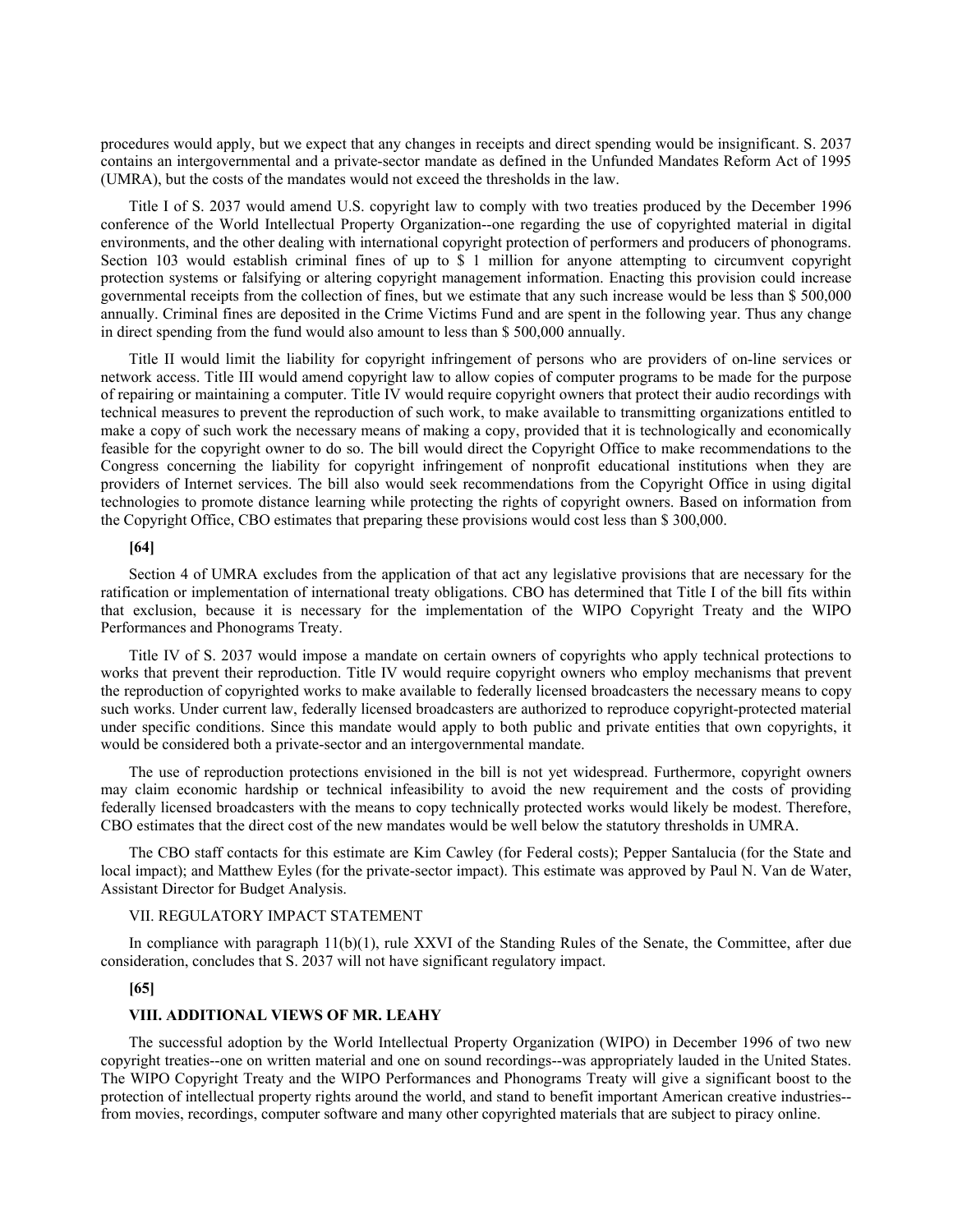procedures would apply, but we expect that any changes in receipts and direct spending would be insignificant. S. 2037 contains an intergovernmental and a private-sector mandate as defined in the Unfunded Mandates Reform Act of 1995 (UMRA), but the costs of the mandates would not exceed the thresholds in the law.

Title I of S. 2037 would amend U.S. copyright law to comply with two treaties produced by the December 1996 conference of the World Intellectual Property Organization--one regarding the use of copyrighted material in digital environments, and the other dealing with international copyright protection of performers and producers of phonograms. Section 103 would establish criminal fines of up to $ 1 million for anyone attempting to circumvent copyright protection systems or falsifying or altering copyright management information. Enacting this provision could increase governmental receipts from the collection of fines, but we estimate that any such increase would be less than $ 500,000 annually. Criminal fines are deposited in the Crime Victims Fund and are spent in the following year. Thus any change in direct spending from the fund would also amount to less than $ 500,000 annually.

Title II would limit the liability for copyright infringement of persons who are providers of on-line services or network access. Title III would amend copyright law to allow copies of computer programs to be made for the purpose of repairing or maintaining a computer. Title IV would require copyright owners that protect their audio recordings with technical measures to prevent the reproduction of such work, to make available to transmitting organizations entitled to make a copy of such work the necessary means of making a copy, provided that it is technologically and economically feasible for the copyright owner to do so. The bill would direct the Copyright Office to make recommendations to the Congress concerning the liability for copyright infringement of nonprofit educational institutions when they are providers of Internet services. The bill also would seek recommendations from the Copyright Office in using digital technologies to promote distance learning while protecting the rights of copyright owners. Based on information from the Copyright Office, CBO estimates that preparing these provisions would cost less than $ 300,000.

**[64]**

Section 4 of UMRA excludes from the application of that act any legislative provisions that are necessary for the ratification or implementation of international treaty obligations. CBO has determined that Title I of the bill fits within that exclusion, because it is necessary for the implementation of the WIPO Copyright Treaty and the WIPO Performances and Phonograms Treaty.

Title IV of S. 2037 would impose a mandate on certain owners of copyrights who apply technical protections to works that prevent their reproduction. Title IV would require copyright owners who employ mechanisms that prevent the reproduction of copyrighted works to make available to federally licensed broadcasters the necessary means to copy such works. Under current law, federally licensed broadcasters are authorized to reproduce copyright-protected material under specific conditions. Since this mandate would apply to both public and private entities that own copyrights, it would be considered both a private-sector and an intergovernmental mandate.

The use of reproduction protections envisioned in the bill is not yet widespread. Furthermore, copyright owners may claim economic hardship or technical infeasibility to avoid the new requirement and the costs of providing federally licensed broadcasters with the means to copy technically protected works would likely be modest. Therefore, CBO estimates that the direct cost of the new mandates would be well below the statutory thresholds in UMRA.

The CBO staff contacts for this estimate are Kim Cawley (for Federal costs); Pepper Santalucia (for the State and local impact); and Matthew Eyles (for the private-sector impact). This estimate was approved by Paul N. Van de Water, Assistant Director for Budget Analysis.

VII. REGULATORY IMPACT STATEMENT

In compliance with paragraph 11(b)(1), rule XXVI of the Standing Rules of the Senate, the Committee, after due consideration, concludes that S. 2037 will not have significant regulatory impact.

**[65]**

**VIII. ADDITIONAL VIEWS OF MR. LEAHY**

The successful adoption by the World Intellectual Property Organization (WIPO) in December 1996 of two new copyright treaties--one on written material and one on sound recordings--was appropriately lauded in the United States. The WIPO Copyright Treaty and the WIPO Performances and Phonograms Treaty will give a significant boost to the protection of intellectual property rights around the world, and stand to benefit important American creative industries--from movies, recordings, computer software and many other copyrighted materials that are subject to piracy online.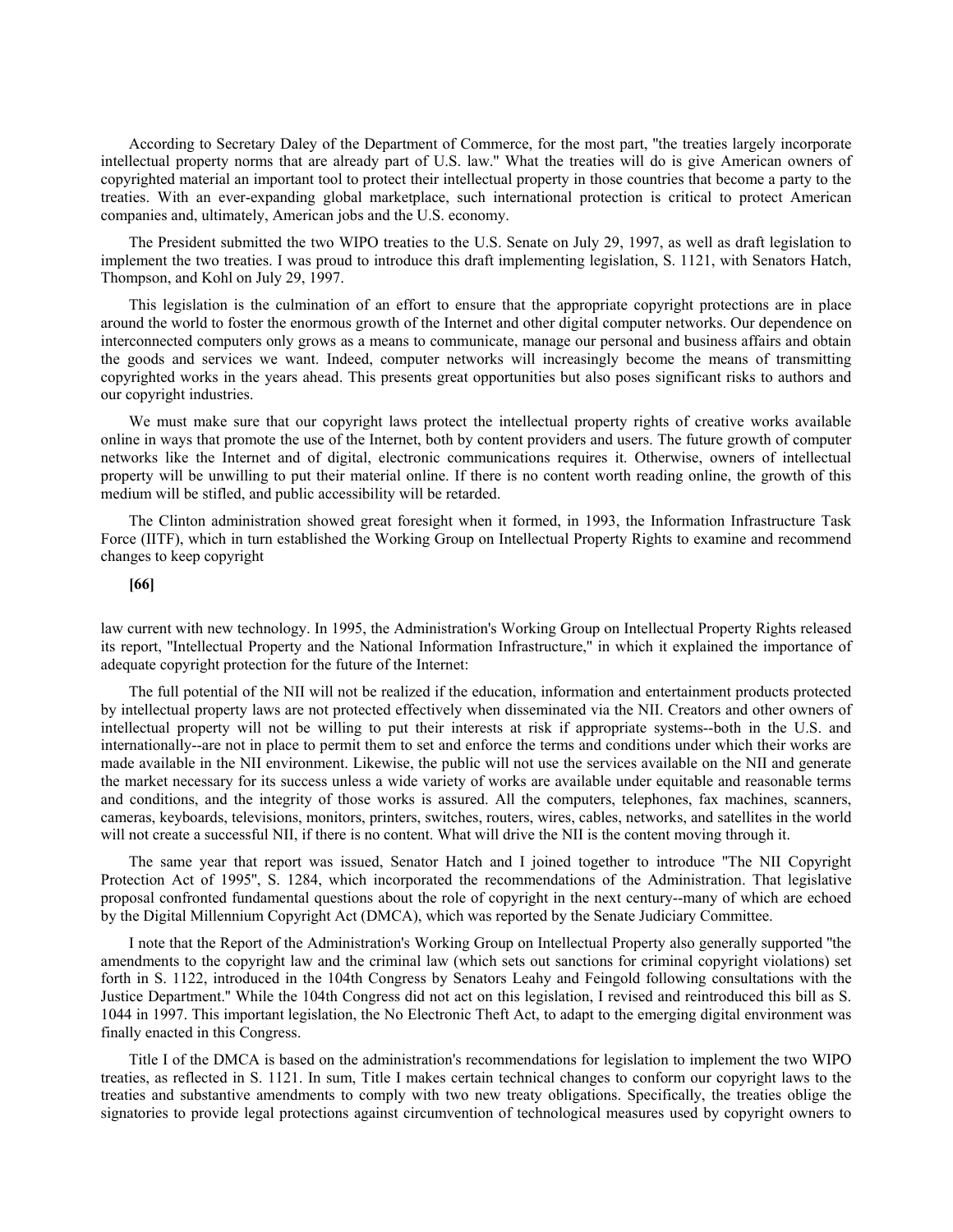According to Secretary Daley of the Department of Commerce, for the most part, "the treaties largely incorporate intellectual property norms that are already part of U.S. law." What the treaties will do is give American owners of copyrighted material an important tool to protect their intellectual property in those countries that become a party to the treaties. With an ever-expanding global marketplace, such international protection is critical to protect American companies and, ultimately, American jobs and the U.S. economy.

The President submitted the two WIPO treaties to the U.S. Senate on July 29, 1997, as well as draft legislation to implement the two treaties. I was proud to introduce this draft implementing legislation, S. 1121, with Senators Hatch, Thompson, and Kohl on July 29, 1997.

This legislation is the culmination of an effort to ensure that the appropriate copyright protections are in place around the world to foster the enormous growth of the Internet and other digital computer networks. Our dependence on interconnected computers only grows as a means to communicate, manage our personal and business affairs and obtain the goods and services we want. Indeed, computer networks will increasingly become the means of transmitting copyrighted works in the years ahead. This presents great opportunities but also poses significant risks to authors and our copyright industries.

We must make sure that our copyright laws protect the intellectual property rights of creative works available online in ways that promote the use of the Internet, both by content providers and users. The future growth of computer networks like the Internet and of digital, electronic communications requires it. Otherwise, owners of intellectual property will be unwilling to put their material online. If there is no content worth reading online, the growth of this medium will be stifled, and public accessibility will be retarded.

The Clinton administration showed great foresight when it formed, in 1993, the Information Infrastructure Task Force (IITF), which in turn established the Working Group on Intellectual Property Rights to examine and recommend changes to keep copyright

**[66]**

law current with new technology. In 1995, the Administration's Working Group on Intellectual Property Rights released its report, "Intellectual Property and the National Information Infrastructure," in which it explained the importance of adequate copyright protection for the future of the Internet:

The full potential of the NII will not be realized if the education, information and entertainment products protected by intellectual property laws are not protected effectively when disseminated via the NII. Creators and other owners of intellectual property will not be willing to put their interests at risk if appropriate systems--both in the U.S. and internationally--are not in place to permit them to set and enforce the terms and conditions under which their works are made available in the NII environment. Likewise, the public will not use the services available on the NII and generate the market necessary for its success unless a wide variety of works are available under equitable and reasonable terms and conditions, and the integrity of those works is assured. All the computers, telephones, fax machines, scanners, cameras, keyboards, televisions, monitors, printers, switches, routers, wires, cables, networks, and satellites in the world will not create a successful NII, if there is no content. What will drive the NII is the content moving through it.

The same year that report was issued, Senator Hatch and I joined together to introduce "The NII Copyright Protection Act of 1995", S. 1284, which incorporated the recommendations of the Administration. That legislative proposal confronted fundamental questions about the role of copyright in the next century--many of which are echoed by the Digital Millennium Copyright Act (DMCA), which was reported by the Senate Judiciary Committee.

I note that the Report of the Administration's Working Group on Intellectual Property also generally supported "the amendments to the copyright law and the criminal law (which sets out sanctions for criminal copyright violations) set forth in S. 1122, introduced in the 104th Congress by Senators Leahy and Feingold following consultations with the Justice Department." While the 104th Congress did not act on this legislation, I revised and reintroduced this bill as S. 1044 in 1997. This important legislation, the No Electronic Theft Act, to adapt to the emerging digital environment was finally enacted in this Congress.

Title I of the DMCA is based on the administration's recommendations for legislation to implement the two WIPO treaties, as reflected in S. 1121. In sum, Title I makes certain technical changes to conform our copyright laws to the treaties and substantive amendments to comply with two new treaty obligations. Specifically, the treaties oblige the signatories to provide legal protections against circumvention of technological measures used by copyright owners to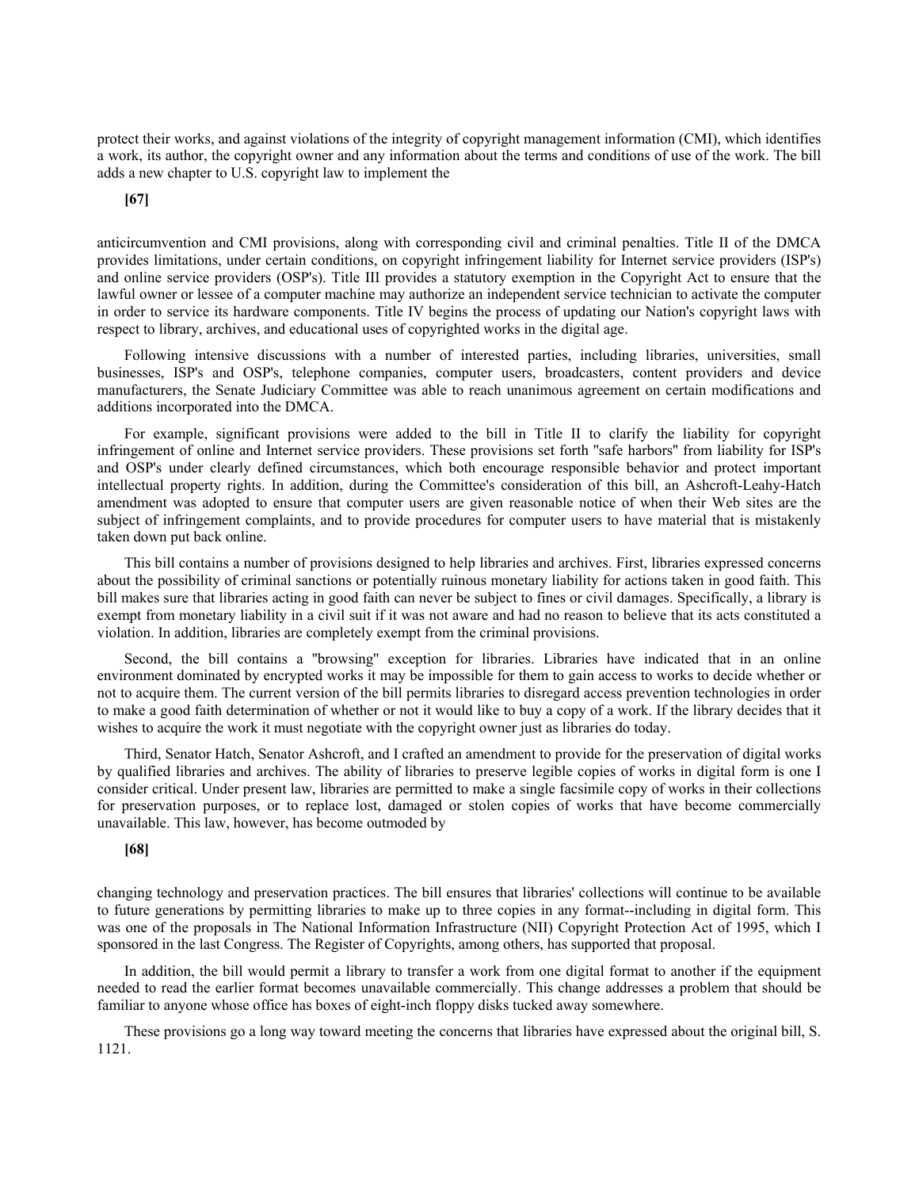protect their works, and against violations of the integrity of copyright management information (CMI), which identifies a work, its author, the copyright owner and any information about the terms and conditions of use of the work. The bill adds a new chapter to U.S. copyright law to implement the

**[67]**

anticircumvention and CMI provisions, along with corresponding civil and criminal penalties. Title II of the DMCA provides limitations, under certain conditions, on copyright infringement liability for Internet service providers (ISP's) and online service providers (OSP's). Title III provides a statutory exemption in the Copyright Act to ensure that the lawful owner or lessee of a computer machine may authorize an independent service technician to activate the computer in order to service its hardware components. Title IV begins the process of updating our Nation's copyright laws with respect to library, archives, and educational uses of copyrighted works in the digital age.

Following intensive discussions with a number of interested parties, including libraries, universities, small businesses, ISP's and OSP's, telephone companies, computer users, broadcasters, content providers and device manufacturers, the Senate Judiciary Committee was able to reach unanimous agreement on certain modifications and additions incorporated into the DMCA.

For example, significant provisions were added to the bill in Title II to clarify the liability for copyright infringement of online and Internet service providers. These provisions set forth "safe harbors" from liability for ISP's and OSP's under clearly defined circumstances, which both encourage responsible behavior and protect important intellectual property rights. In addition, during the Committee's consideration of this bill, an Ashcroft-Leahy-Hatch amendment was adopted to ensure that computer users are given reasonable notice of when their Web sites are the subject of infringement complaints, and to provide procedures for computer users to have material that is mistakenly taken down put back online.

This bill contains a number of provisions designed to help libraries and archives. First, libraries expressed concerns about the possibility of criminal sanctions or potentially ruinous monetary liability for actions taken in good faith. This bill makes sure that libraries acting in good faith can never be subject to fines or civil damages. Specifically, a library is exempt from monetary liability in a civil suit if it was not aware and had no reason to believe that its acts constituted a violation. In addition, libraries are completely exempt from the criminal provisions.

Second, the bill contains a "browsing" exception for libraries. Libraries have indicated that in an online environment dominated by encrypted works it may be impossible for them to gain access to works to decide whether or not to acquire them. The current version of the bill permits libraries to disregard access prevention technologies in order to make a good faith determination of whether or not it would like to buy a copy of a work. If the library decides that it wishes to acquire the work it must negotiate with the copyright owner just as libraries do today.

Third, Senator Hatch, Senator Ashcroft, and I crafted an amendment to provide for the preservation of digital works by qualified libraries and archives. The ability of libraries to preserve legible copies of works in digital form is one I consider critical. Under present law, libraries are permitted to make a single facsimile copy of works in their collections for preservation purposes, or to replace lost, damaged or stolen copies of works that have become commercially unavailable. This law, however, has become outmoded by

**[68]**

changing technology and preservation practices. The bill ensures that libraries' collections will continue to be available to future generations by permitting libraries to make up to three copies in any format--including in digital form. This was one of the proposals in The National Information Infrastructure (NII) Copyright Protection Act of 1995, which I sponsored in the last Congress. The Register of Copyrights, among others, has supported that proposal.

In addition, the bill would permit a library to transfer a work from one digital format to another if the equipment needed to read the earlier format becomes unavailable commercially. This change addresses a problem that should be familiar to anyone whose office has boxes of eight-inch floppy disks tucked away somewhere.

These provisions go a long way toward meeting the concerns that libraries have expressed about the original bill, S. 1121.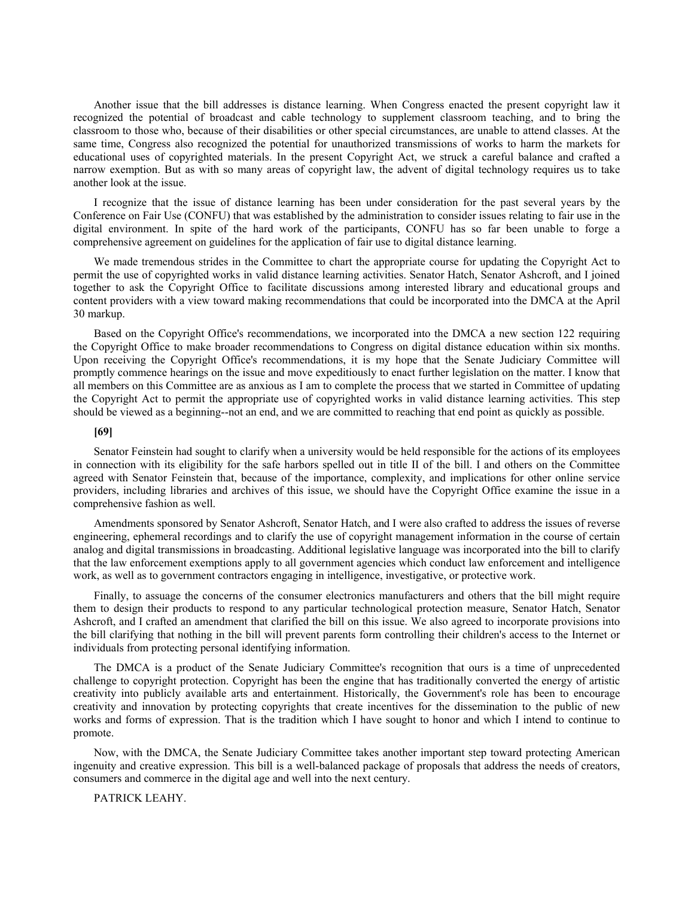Another issue that the bill addresses is distance learning. When Congress enacted the present copyright law it recognized the potential of broadcast and cable technology to supplement classroom teaching, and to bring the classroom to those who, because of their disabilities or other special circumstances, are unable to attend classes. At the same time, Congress also recognized the potential for unauthorized transmissions of works to harm the markets for educational uses of copyrighted materials. In the present Copyright Act, we struck a careful balance and crafted a narrow exemption. But as with so many areas of copyright law, the advent of digital technology requires us to take another look at the issue.

I recognize that the issue of distance learning has been under consideration for the past several years by the Conference on Fair Use (CONFU) that was established by the administration to consider issues relating to fair use in the digital environment. In spite of the hard work of the participants, CONFU has so far been unable to forge a comprehensive agreement on guidelines for the application of fair use to digital distance learning.

We made tremendous strides in the Committee to chart the appropriate course for updating the Copyright Act to permit the use of copyrighted works in valid distance learning activities. Senator Hatch, Senator Ashcroft, and I joined together to ask the Copyright Office to facilitate discussions among interested library and educational groups and content providers with a view toward making recommendations that could be incorporated into the DMCA at the April 30 markup.

Based on the Copyright Office's recommendations, we incorporated into the DMCA a new section 122 requiring the Copyright Office to make broader recommendations to Congress on digital distance education within six months. Upon receiving the Copyright Office's recommendations, it is my hope that the Senate Judiciary Committee will promptly commence hearings on the issue and move expeditiously to enact further legislation on the matter. I know that all members on this Committee are as anxious as I am to complete the process that we started in Committee of updating the Copyright Act to permit the appropriate use of copyrighted works in valid distance learning activities. This step should be viewed as a beginning--not an end, and we are committed to reaching that end point as quickly as possible.

**[69]**

Senator Feinstein had sought to clarify when a university would be held responsible for the actions of its employees in connection with its eligibility for the safe harbors spelled out in title II of the bill. I and others on the Committee agreed with Senator Feinstein that, because of the importance, complexity, and implications for other online service providers, including libraries and archives of this issue, we should have the Copyright Office examine the issue in a comprehensive fashion as well.

Amendments sponsored by Senator Ashcroft, Senator Hatch, and I were also crafted to address the issues of reverse engineering, ephemeral recordings and to clarify the use of copyright management information in the course of certain analog and digital transmissions in broadcasting. Additional legislative language was incorporated into the bill to clarify that the law enforcement exemptions apply to all government agencies which conduct law enforcement and intelligence work, as well as to government contractors engaging in intelligence, investigative, or protective work.

Finally, to assuage the concerns of the consumer electronics manufacturers and others that the bill might require them to design their products to respond to any particular technological protection measure, Senator Hatch, Senator Ashcroft, and I crafted an amendment that clarified the bill on this issue. We also agreed to incorporate provisions into the bill clarifying that nothing in the bill will prevent parents form controlling their children's access to the Internet or individuals from protecting personal identifying information.

The DMCA is a product of the Senate Judiciary Committee's recognition that ours is a time of unprecedented challenge to copyright protection. Copyright has been the engine that has traditionally converted the energy of artistic creativity into publicly available arts and entertainment. Historically, the Government's role has been to encourage creativity and innovation by protecting copyrights that create incentives for the dissemination to the public of new works and forms of expression. That is the tradition which I have sought to honor and which I intend to continue to promote.

Now, with the DMCA, the Senate Judiciary Committee takes another important step toward protecting American ingenuity and creative expression. This bill is a well-balanced package of proposals that address the needs of creators, consumers and commerce in the digital age and well into the next century.

PATRICK LEAHY.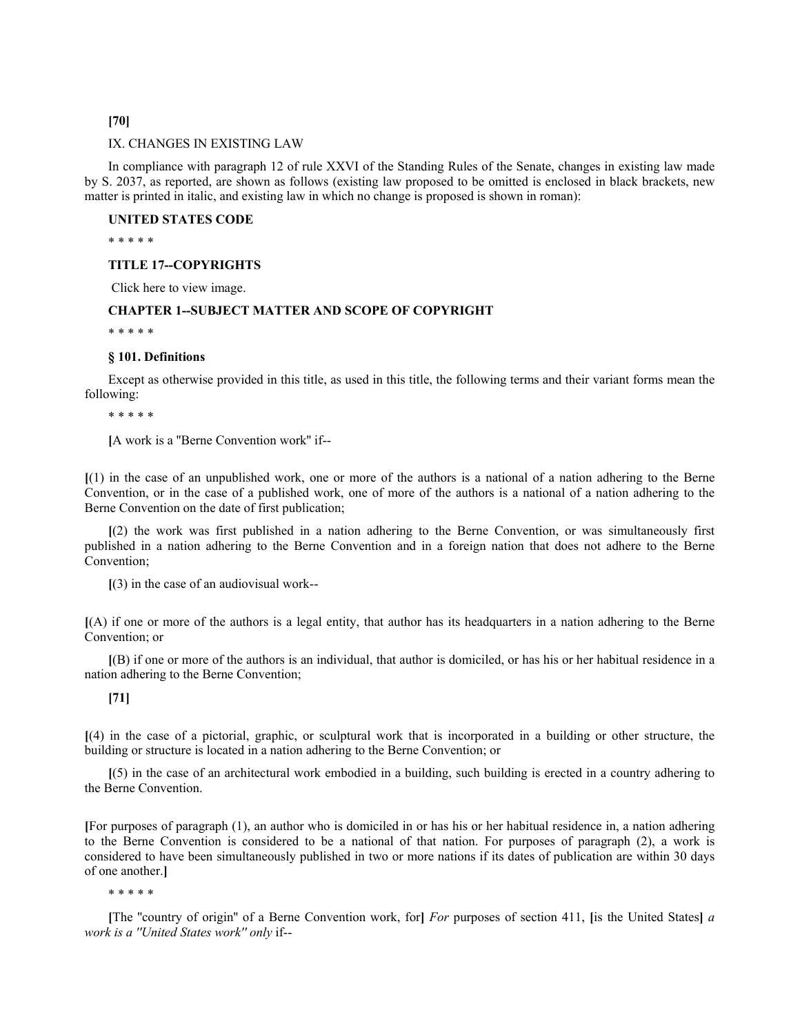[70]

IX. CHANGES IN EXISTING LAW

In compliance with paragraph 12 of rule XXVI of the Standing Rules of the Senate, changes in existing law made by S. 2037, as reported, are shown as follows (existing law proposed to be omitted is enclosed in black brackets, new matter is printed in italic, and existing law in which no change is proposed is shown in roman):

**UNITED STATES CODE**

\* \* \* \* \*

**TITLE 17--COPYRIGHTS**

Click here to view image.

**CHAPTER 1--SUBJECT MATTER AND SCOPE OF COPYRIGHT**

\* \* \* \* \*

**§ 101. Definitions**

Except as otherwise provided in this title, as used in this title, the following terms and their variant forms mean the following:

\* \* \* \* \*

**[**A work is a "Berne Convention work" if--

**[**(1) in the case of an unpublished work, one or more of the authors is a national of a nation adhering to the Berne Convention, or in the case of a published work, one of more of the authors is a national of a nation adhering to the Berne Convention on the date of first publication;

**[**(2) the work was first published in a nation adhering to the Berne Convention, or was simultaneously first published in a nation adhering to the Berne Convention and in a foreign nation that does not adhere to the Berne Convention;

**[**(3) in the case of an audiovisual work--

**[**(A) if one or more of the authors is a legal entity, that author has its headquarters in a nation adhering to the Berne Convention; or

**[**(B) if one or more of the authors is an individual, that author is domiciled, or has his or her habitual residence in a nation adhering to the Berne Convention;

[71]

**[**(4) in the case of a pictorial, graphic, or sculptural work that is incorporated in a building or other structure, the building or structure is located in a nation adhering to the Berne Convention; or

**[**(5) in the case of an architectural work embodied in a building, such building is erected in a country adhering to the Berne Convention.

**[**For purposes of paragraph (1), an author who is domiciled in or has his or her habitual residence in, a nation adhering to the Berne Convention is considered to be a national of that nation. For purposes of paragraph (2), a work is considered to have been simultaneously published in two or more nations if its dates of publication are within 30 days of one another.**]**

\* \* \* \* \*

**[**The "country of origin" of a Berne Convention work, for**]** *For* purposes of section 411, **[**is the United States**]** *a work is a "United States work" only* if--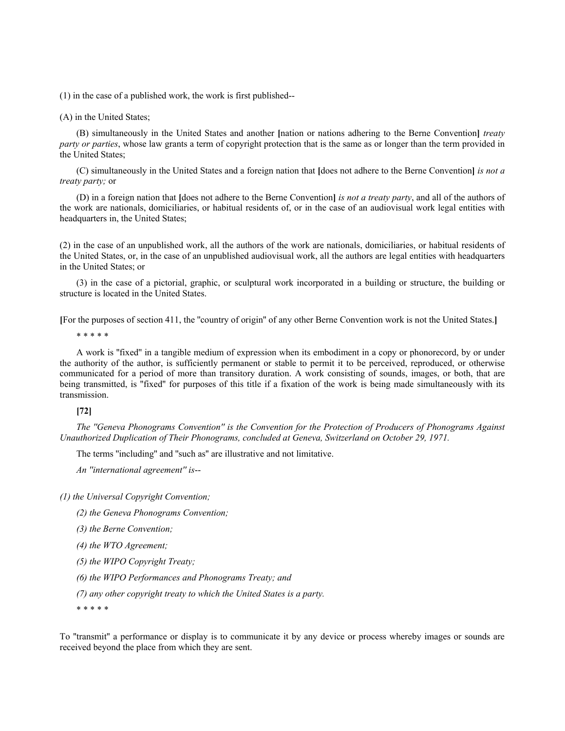(1) in the case of a published work, the work is first published--

(A) in the United States;

(B) simultaneously in the United States and another **[**nation or nations adhering to the Berne Convention**]** *treaty party or parties*, whose law grants a term of copyright protection that is the same as or longer than the term provided in the United States;

(C) simultaneously in the United States and a foreign nation that **[**does not adhere to the Berne Convention**]** *is not a treaty party;* or

(D) in a foreign nation that **[**does not adhere to the Berne Convention**]** *is not a treaty party*, and all of the authors of the work are nationals, domiciliaries, or habitual residents of, or in the case of an audiovisual work legal entities with headquarters in, the United States;

(2) in the case of an unpublished work, all the authors of the work are nationals, domiciliaries, or habitual residents of the United States, or, in the case of an unpublished audiovisual work, all the authors are legal entities with headquarters in the United States; or

(3) in the case of a pictorial, graphic, or sculptural work incorporated in a building or structure, the building or structure is located in the United States.

**[**For the purposes of section 411, the "country of origin" of any other Berne Convention work is not the United States.**]**

\* \* \* \* \*

A work is "fixed" in a tangible medium of expression when its embodiment in a copy or phonorecord, by or under the authority of the author, is sufficiently permanent or stable to permit it to be perceived, reproduced, or otherwise communicated for a period of more than transitory duration. A work consisting of sounds, images, or both, that are being transmitted, is "fixed" for purposes of this title if a fixation of the work is being made simultaneously with its transmission.

**[72]**

*The "Geneva Phonograms Convention" is the Convention for the Protection of Producers of Phonograms Against Unauthorized Duplication of Their Phonograms, concluded at Geneva, Switzerland on October 29, 1971.*

The terms "including" and "such as" are illustrative and not limitative.

*An "international agreement" is--*

*(1) the Universal Copyright Convention;*

*(2) the Geneva Phonograms Convention;*

*(3) the Berne Convention;*

*(4) the WTO Agreement;*

*(5) the WIPO Copyright Treaty;*

*(6) the WIPO Performances and Phonograms Treaty; and*

*(7) any other copyright treaty to which the United States is a party.*

\* \* \* \* \*

To "transmit" a performance or display is to communicate it by any device or process whereby images or sounds are received beyond the place from which they are sent.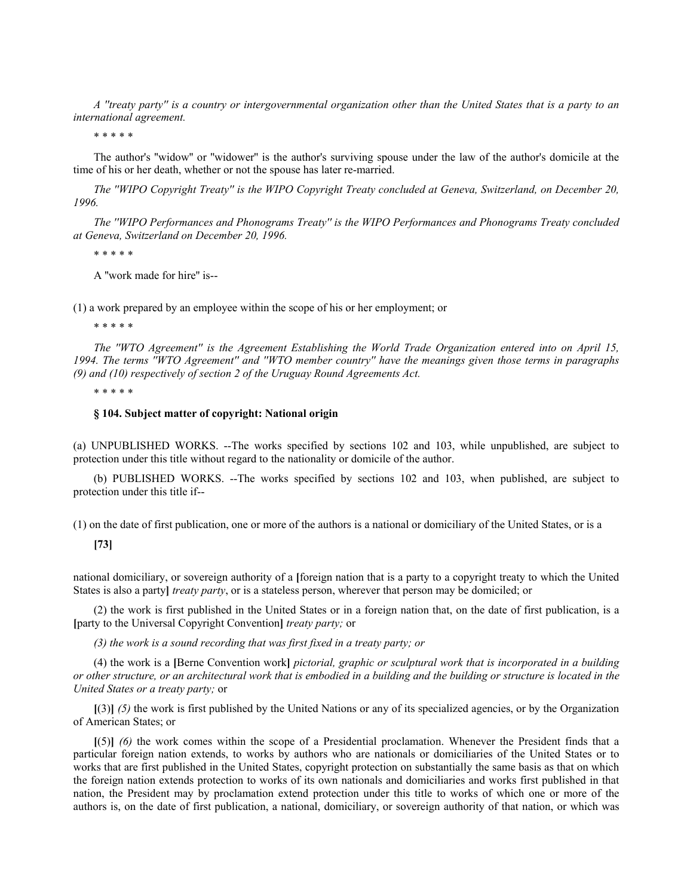*A "treaty party" is a country or intergovernmental organization other than the United States that is a party to an international agreement.*

\* \* \* \* \*

The author's "widow" or "widower" is the author's surviving spouse under the law of the author's domicile at the time of his or her death, whether or not the spouse has later re-married.

*The "WIPO Copyright Treaty" is the WIPO Copyright Treaty concluded at Geneva, Switzerland, on December 20, 1996.*

*The "WIPO Performances and Phonograms Treaty" is the WIPO Performances and Phonograms Treaty concluded at Geneva, Switzerland on December 20, 1996.*

\* \* \* \* \*

A "work made for hire" is--

(1) a work prepared by an employee within the scope of his or her employment; or

\* \* \* \* \*

*The "WTO Agreement" is the Agreement Establishing the World Trade Organization entered into on April 15, 1994. The terms "WTO Agreement" and "WTO member country" have the meanings given those terms in paragraphs (9) and (10) respectively of section 2 of the Uruguay Round Agreements Act.*

\* \* \* \* \*

**§ 104. Subject matter of copyright: National origin**

(a) UNPUBLISHED WORKS. --The works specified by sections 102 and 103, while unpublished, are subject to protection under this title without regard to the nationality or domicile of the author.

(b) PUBLISHED WORKS. --The works specified by sections 102 and 103, when published, are subject to protection under this title if--

(1) on the date of first publication, one or more of the authors is a national or domiciliary of the United States, or is a

**[73]**

national domiciliary, or sovereign authority of a **[**foreign nation that is a party to a copyright treaty to which the United States is also a party**]** *treaty party*, or is a stateless person, wherever that person may be domiciled; or

(2) the work is first published in the United States or in a foreign nation that, on the date of first publication, is a **[**party to the Universal Copyright Convention**]** *treaty party;* or

*(3) the work is a sound recording that was first fixed in a treaty party; or*

(4) the work is a **[**Berne Convention work**]** *pictorial, graphic or sculptural work that is incorporated in a building or other structure, or an architectural work that is embodied in a building and the building or structure is located in the United States or a treaty party;* or

**[**(3)**]** *(5)* the work is first published by the United Nations or any of its specialized agencies, or by the Organization of American States; or

**[**(5)**]** *(6)* the work comes within the scope of a Presidential proclamation. Whenever the President finds that a particular foreign nation extends, to works by authors who are nationals or domiciliaries of the United States or to works that are first published in the United States, copyright protection on substantially the same basis as that on which the foreign nation extends protection to works of its own nationals and domiciliaries and works first published in that nation, the President may by proclamation extend protection under this title to works of which one or more of the authors is, on the date of first publication, a national, domiciliary, or sovereign authority of that nation, or which was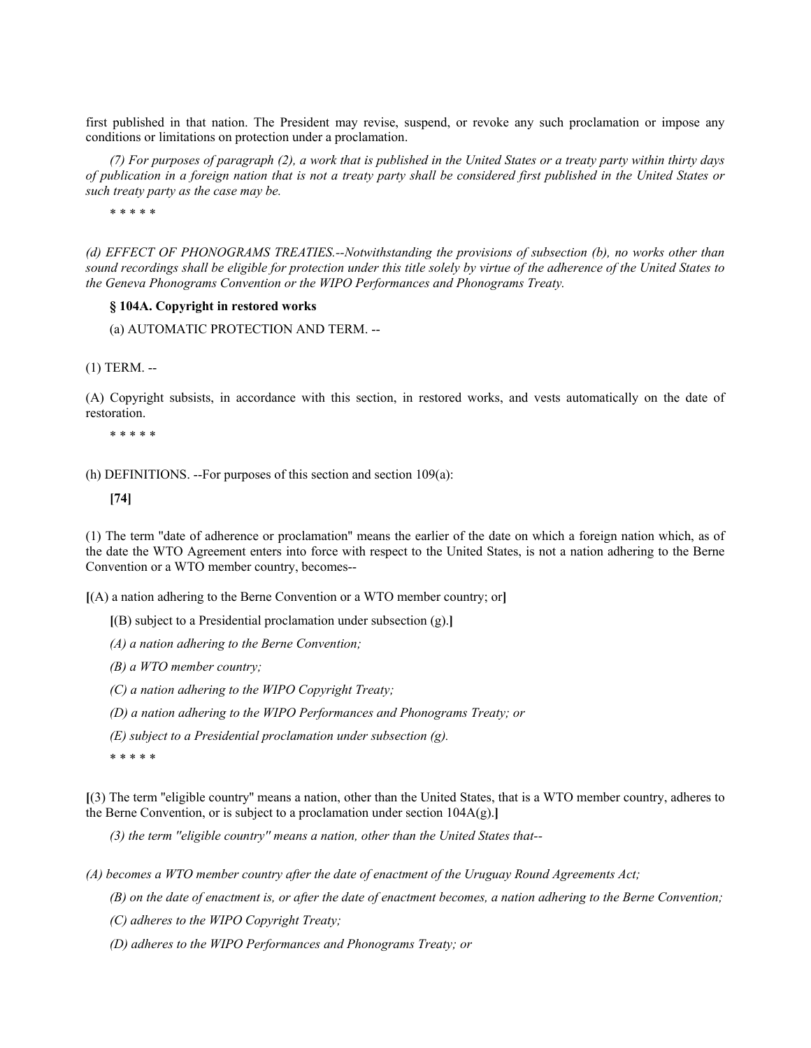first published in that nation. The President may revise, suspend, or revoke any such proclamation or impose any conditions or limitations on protection under a proclamation.

*(7) For purposes of paragraph (2), a work that is published in the United States or a treaty party within thirty days of publication in a foreign nation that is not a treaty party shall be considered first published in the United States or such treaty party as the case may be.*

\* \* \* \* \*

*(d) EFFECT OF PHONOGRAMS TREATIES.--Notwithstanding the provisions of subsection (b), no works other than sound recordings shall be eligible for protection under this title solely by virtue of the adherence of the United States to the Geneva Phonograms Convention or the WIPO Performances and Phonograms Treaty.*

**§ 104A. Copyright in restored works**

(a) AUTOMATIC PROTECTION AND TERM. --

(1) TERM. --

(A) Copyright subsists, in accordance with this section, in restored works, and vests automatically on the date of restoration.

\* \* \* \* \*

(h) DEFINITIONS. --For purposes of this section and section 109(a):

**[74]**

(1) The term "date of adherence or proclamation" means the earlier of the date on which a foreign nation which, as of the date the WTO Agreement enters into force with respect to the United States, is not a nation adhering to the Berne Convention or a WTO member country, becomes--

**[**(A) a nation adhering to the Berne Convention or a WTO member country; or**]**

**[**(B) subject to a Presidential proclamation under subsection (g).**]**

*(A) a nation adhering to the Berne Convention;*

*(B) a WTO member country;*

*(C) a nation adhering to the WIPO Copyright Treaty;*

*(D) a nation adhering to the WIPO Performances and Phonograms Treaty; or*

*(E) subject to a Presidential proclamation under subsection (g).*

\* \* \* \* \*

**[**(3) The term "eligible country" means a nation, other than the United States, that is a WTO member country, adheres to the Berne Convention, or is subject to a proclamation under section 104A(g).**]**

*(3) the term ''eligible country'' means a nation, other than the United States that--*

*(A) becomes a WTO member country after the date of enactment of the Uruguay Round Agreements Act;*

*(B) on the date of enactment is, or after the date of enactment becomes, a nation adhering to the Berne Convention;*

*(C) adheres to the WIPO Copyright Treaty;*

*(D) adheres to the WIPO Performances and Phonograms Treaty; or*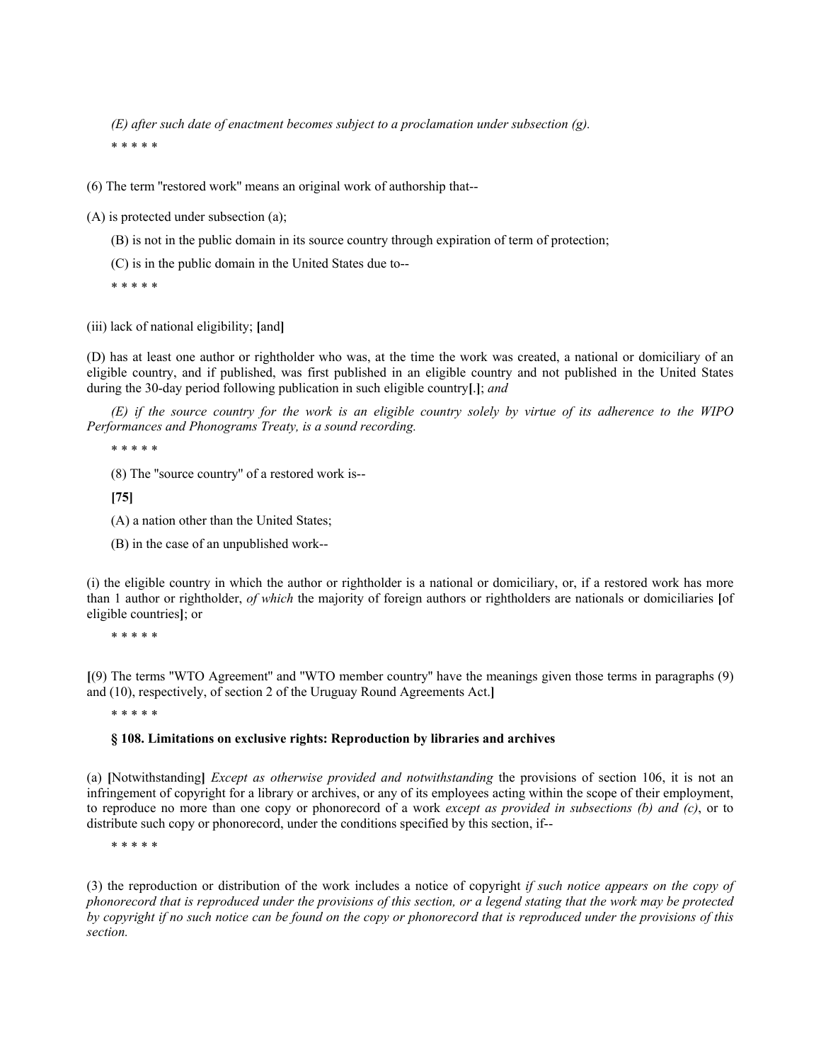*(E) after such date of enactment becomes subject to a proclamation under subsection (g).*

\* \* \* \* \*

(6) The term "restored work" means an original work of authorship that--

(A) is protected under subsection (a);

(B) is not in the public domain in its source country through expiration of term of protection;

(C) is in the public domain in the United States due to--

\* \* \* \* \*

(iii) lack of national eligibility; **[**and**]**

(D) has at least one author or rightholder who was, at the time the work was created, a national or domiciliary of an eligible country, and if published, was first published in an eligible country and not published in the United States during the 30-day period following publication in such eligible country**[**.**]**; *and*

*(E) if the source country for the work is an eligible country solely by virtue of its adherence to the WIPO Performances and Phonograms Treaty, is a sound recording.*

\* \* \* \* \*

(8) The "source country" of a restored work is--

**[75]**

(A) a nation other than the United States;

(B) in the case of an unpublished work--

(i) the eligible country in which the author or rightholder is a national or domiciliary, or, if a restored work has more than 1 author or rightholder, *of which* the majority of foreign authors or rightholders are nationals or domiciliaries **[**of eligible countries**]**; or

\* \* \* \* \*

**[**(9) The terms "WTO Agreement" and "WTO member country" have the meanings given those terms in paragraphs (9) and (10), respectively, of section 2 of the Uruguay Round Agreements Act.**]**

\* \* \* \* \*

### § 108. Limitations on exclusive rights: Reproduction by libraries and archives

(a) **[**Notwithstanding**]** *Except as otherwise provided and notwithstanding* the provisions of section 106, it is not an infringement of copyright for a library or archives, or any of its employees acting within the scope of their employment, to reproduce no more than one copy or phonorecord of a work *except as provided in subsections (b) and (c)*, or to distribute such copy or phonorecord, under the conditions specified by this section, if--

\* \* \* \* \*

(3) the reproduction or distribution of the work includes a notice of copyright *if such notice appears on the copy of phonorecord that is reproduced under the provisions of this section, or a legend stating that the work may be protected by copyright if no such notice can be found on the copy or phonorecord that is reproduced under the provisions of this section.*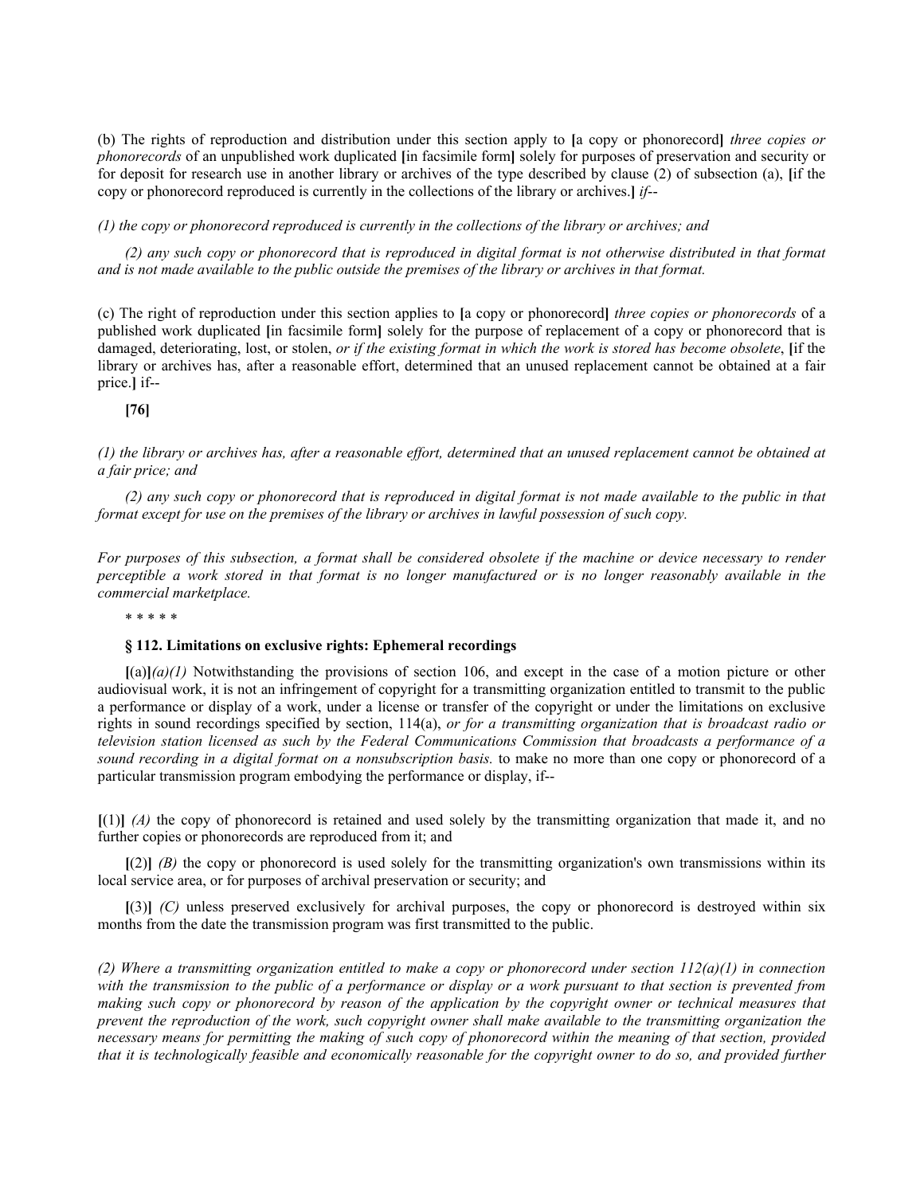(b) The rights of reproduction and distribution under this section apply to **[**a copy or phonorecord**]** *three copies or phonorecords* of an unpublished work duplicated **[**in facsimile form**]** solely for purposes of preservation and security or for deposit for research use in another library or archives of the type described by clause (2) of subsection (a), **[**if the copy or phonorecord reproduced is currently in the collections of the library or archives.**]** *if*--

*(1) the copy or phonorecord reproduced is currently in the collections of the library or archives; and*

*(2) any such copy or phonorecord that is reproduced in digital format is not otherwise distributed in that format and is not made available to the public outside the premises of the library or archives in that format.*

(c) The right of reproduction under this section applies to **[**a copy or phonorecord**]** *three copies or phonorecords* of a published work duplicated **[**in facsimile form**]** solely for the purpose of replacement of a copy or phonorecord that is damaged, deteriorating, lost, or stolen, *or if the existing format in which the work is stored has become obsolete*, **[**if the library or archives has, after a reasonable effort, determined that an unused replacement cannot be obtained at a fair price.**]** if--

**[76]**

*(1) the library or archives has, after a reasonable effort, determined that an unused replacement cannot be obtained at a fair price; and*

*(2) any such copy or phonorecord that is reproduced in digital format is not made available to the public in that format except for use on the premises of the library or archives in lawful possession of such copy.*

*For purposes of this subsection, a format shall be considered obsolete if the machine or device necessary to render perceptible a work stored in that format is no longer manufactured or is no longer reasonably available in the commercial marketplace.*

\* \* \* \* \*

### § 112. Limitations on exclusive rights: Ephemeral recordings

**[**(a)**]***(a)(1)* Notwithstanding the provisions of section 106, and except in the case of a motion picture or other audiovisual work, it is not an infringement of copyright for a transmitting organization entitled to transmit to the public a performance or display of a work, under a license or transfer of the copyright or under the limitations on exclusive rights in sound recordings specified by section, 114(a), *or for a transmitting organization that is broadcast radio or television station licensed as such by the Federal Communications Commission that broadcasts a performance of a sound recording in a digital format on a nonsubscription basis.* to make no more than one copy or phonorecord of a particular transmission program embodying the performance or display, if--

**[**(1)**]** *(A)* the copy of phonorecord is retained and used solely by the transmitting organization that made it, and no further copies or phonorecords are reproduced from it; and

**[**(2)**]** *(B)* the copy or phonorecord is used solely for the transmitting organization's own transmissions within its local service area, or for purposes of archival preservation or security; and

**[**(3)**]** *(C)* unless preserved exclusively for archival purposes, the copy or phonorecord is destroyed within six months from the date the transmission program was first transmitted to the public.

*(2) Where a transmitting organization entitled to make a copy or phonorecord under section 112(a)(1) in connection with the transmission to the public of a performance or display or a work pursuant to that section is prevented from making such copy or phonorecord by reason of the application by the copyright owner or technical measures that prevent the reproduction of the work, such copyright owner shall make available to the transmitting organization the necessary means for permitting the making of such copy of phonorecord within the meaning of that section, provided that it is technologically feasible and economically reasonable for the copyright owner to do so, and provided further*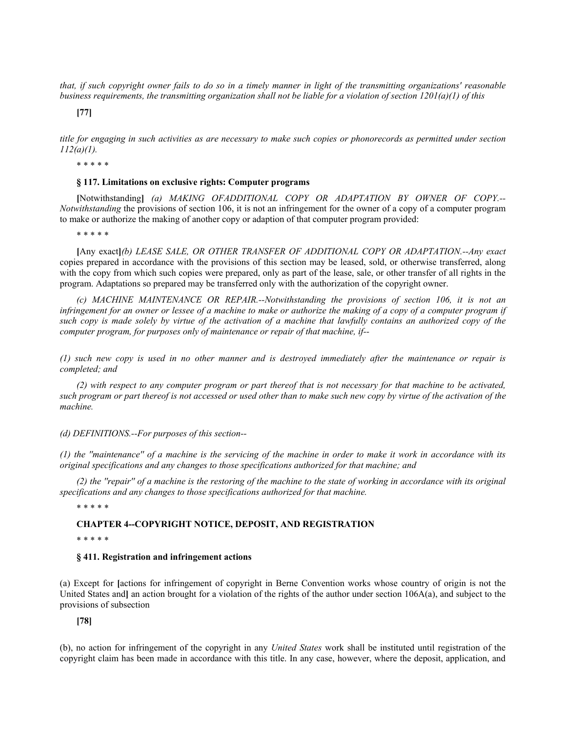*that, if such copyright owner fails to do so in a timely manner in light of the transmitting organizations' reasonable business requirements, the transmitting organization shall not be liable for a violation of section 1201(a)(1) of this*

**[77]**

*title for engaging in such activities as are necessary to make such copies or phonorecords as permitted under section 112(a)(1).*

* * * * *

**§ 117. Limitations on exclusive rights: Computer programs**

**[**Notwithstanding**]** *(a) MAKING OFADDITIONAL COPY OR ADAPTATION BY OWNER OF COPY.--Notwithstanding* the provisions of section 106, it is not an infringement for the owner of a copy of a computer program to make or authorize the making of another copy or adaption of that computer program provided:

* * * * *

**[**Any exact**]***(b) LEASE SALE, OR OTHER TRANSFER OF ADDITIONAL COPY OR ADAPTATION.--Any exact* copies prepared in accordance with the provisions of this section may be leased, sold, or otherwise transferred, along with the copy from which such copies were prepared, only as part of the lease, sale, or other transfer of all rights in the program. Adaptations so prepared may be transferred only with the authorization of the copyright owner.

*(c) MACHINE MAINTENANCE OR REPAIR.--Notwithstanding the provisions of section 106, it is not an infringement for an owner or lessee of a machine to make or authorize the making of a copy of a computer program if such copy is made solely by virtue of the activation of a machine that lawfully contains an authorized copy of the computer program, for purposes only of maintenance or repair of that machine, if--*

*(1) such new copy is used in no other manner and is destroyed immediately after the maintenance or repair is completed; and*

*(2) with respect to any computer program or part thereof that is not necessary for that machine to be activated, such program or part thereof is not accessed or used other than to make such new copy by virtue of the activation of the machine.*

*(d) DEFINITIONS.--For purposes of this section--*

*(1) the ''maintenance'' of a machine is the servicing of the machine in order to make it work in accordance with its original specifications and any changes to those specifications authorized for that machine; and*

*(2) the ''repair'' of a machine is the restoring of the machine to the state of working in accordance with its original specifications and any changes to those specifications authorized for that machine.*

* * * * *

**CHAPTER 4--COPYRIGHT NOTICE, DEPOSIT, AND REGISTRATION**

* * * * *

**§ 411. Registration and infringement actions**

(a) Except for **[**actions for infringement of copyright in Berne Convention works whose country of origin is not the United States and**]** an action brought for a violation of the rights of the author under section 106A(a), and subject to the provisions of subsection

**[78]**

(b), no action for infringement of the copyright in any *United States* work shall be instituted until registration of the copyright claim has been made in accordance with this title. In any case, however, where the deposit, application, and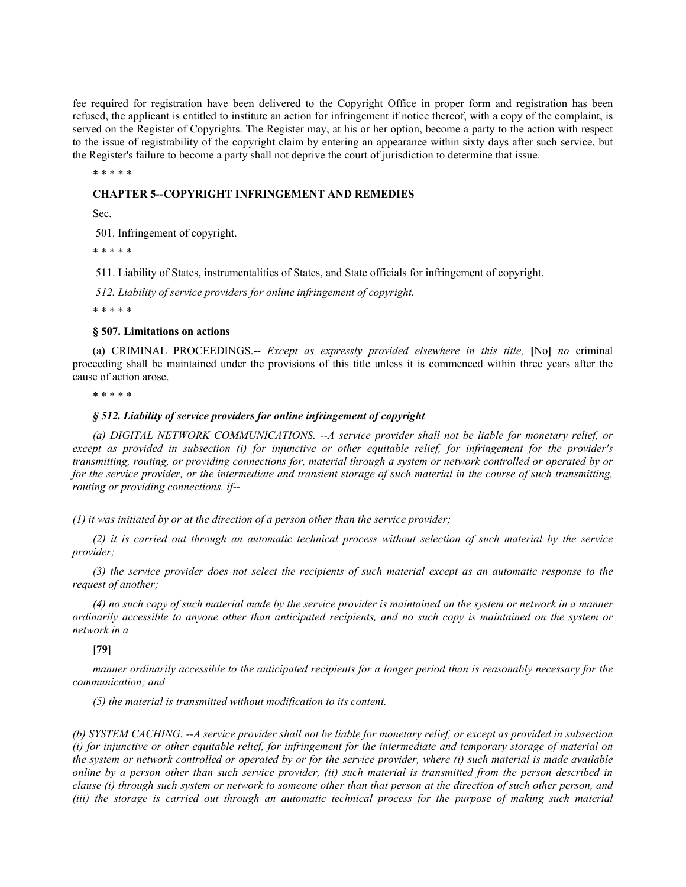fee required for registration have been delivered to the Copyright Office in proper form and registration has been refused, the applicant is entitled to institute an action for infringement if notice thereof, with a copy of the complaint, is served on the Register of Copyrights. The Register may, at his or her option, become a party to the action with respect to the issue of registrability of the copyright claim by entering an appearance within sixty days after such service, but the Register's failure to become a party shall not deprive the court of jurisdiction to determine that issue.

* * * * *

**CHAPTER 5--COPYRIGHT INFRINGEMENT AND REMEDIES**

Sec.

501. Infringement of copyright.

* * * * *

511. Liability of States, instrumentalities of States, and State officials for infringement of copyright.

*512. Liability of service providers for online infringement of copyright.*

* * * * *

**§ 507. Limitations on actions**

(a) CRIMINAL PROCEEDINGS.-- *Except as expressly provided elsewhere in this title,* **[**No**]** *no* criminal proceeding shall be maintained under the provisions of this title unless it is commenced within three years after the cause of action arose.

* * * * *

***§ 512. Liability of service providers for online infringement of copyright***

*(a) DIGITAL NETWORK COMMUNICATIONS. --A service provider shall not be liable for monetary relief, or except as provided in subsection (i) for injunctive or other equitable relief, for infringement for the provider's transmitting, routing, or providing connections for, material through a system or network controlled or operated by or for the service provider, or the intermediate and transient storage of such material in the course of such transmitting, routing or providing connections, if--*

*(1) it was initiated by or at the direction of a person other than the service provider;*

*(2) it is carried out through an automatic technical process without selection of such material by the service provider;*

*(3) the service provider does not select the recipients of such material except as an automatic response to the request of another;*

*(4) no such copy of such material made by the service provider is maintained on the system or network in a manner ordinarily accessible to anyone other than anticipated recipients, and no such copy is maintained on the system or network in a*

**[79]**

*manner ordinarily accessible to the anticipated recipients for a longer period than is reasonably necessary for the communication; and*

*(5) the material is transmitted without modification to its content.*

*(b) SYSTEM CACHING. --A service provider shall not be liable for monetary relief, or except as provided in subsection (i) for injunctive or other equitable relief, for infringement for the intermediate and temporary storage of material on the system or network controlled or operated by or for the service provider, where (i) such material is made available online by a person other than such service provider, (ii) such material is transmitted from the person described in clause (i) through such system or network to someone other than that person at the direction of such other person, and (iii) the storage is carried out through an automatic technical process for the purpose of making such material*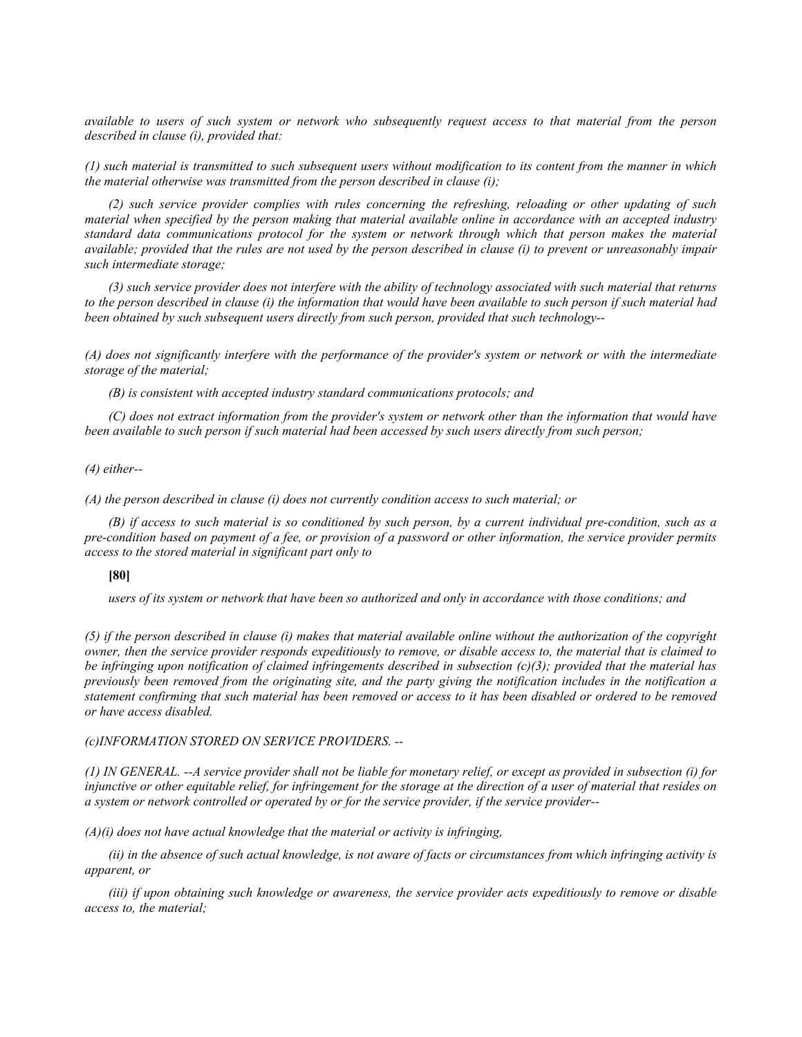*available to users of such system or network who subsequently request access to that material from the person described in clause (i), provided that:*

*(1) such material is transmitted to such subsequent users without modification to its content from the manner in which the material otherwise was transmitted from the person described in clause (i);*

*(2) such service provider complies with rules concerning the refreshing, reloading or other updating of such material when specified by the person making that material available online in accordance with an accepted industry standard data communications protocol for the system or network through which that person makes the material available; provided that the rules are not used by the person described in clause (i) to prevent or unreasonably impair such intermediate storage;*

*(3) such service provider does not interfere with the ability of technology associated with such material that returns to the person described in clause (i) the information that would have been available to such person if such material had been obtained by such subsequent users directly from such person, provided that such technology--*

*(A) does not significantly interfere with the performance of the provider's system or network or with the intermediate storage of the material;*

*(B) is consistent with accepted industry standard communications protocols; and*

*(C) does not extract information from the provider's system or network other than the information that would have been available to such person if such material had been accessed by such users directly from such person;*

*(4) either--*

*(A) the person described in clause (i) does not currently condition access to such material; or*

*(B) if access to such material is so conditioned by such person, by a current individual pre-condition, such as a pre-condition based on payment of a fee, or provision of a password or other information, the service provider permits access to the stored material in significant part only to*

**[80]**

*users of its system or network that have been so authorized and only in accordance with those conditions; and*

*(5) if the person described in clause (i) makes that material available online without the authorization of the copyright owner, then the service provider responds expeditiously to remove, or disable access to, the material that is claimed to be infringing upon notification of claimed infringements described in subsection (c)(3); provided that the material has previously been removed from the originating site, and the party giving the notification includes in the notification a statement confirming that such material has been removed or access to it has been disabled or ordered to be removed or have access disabled.*

*(c)INFORMATION STORED ON SERVICE PROVIDERS. --*

*(1) IN GENERAL. --A service provider shall not be liable for monetary relief, or except as provided in subsection (i) for injunctive or other equitable relief, for infringement for the storage at the direction of a user of material that resides on a system or network controlled or operated by or for the service provider, if the service provider--*

*(A)(i) does not have actual knowledge that the material or activity is infringing,*

*(ii) in the absence of such actual knowledge, is not aware of facts or circumstances from which infringing activity is apparent, or*

*(iii) if upon obtaining such knowledge or awareness, the service provider acts expeditiously to remove or disable access to, the material;*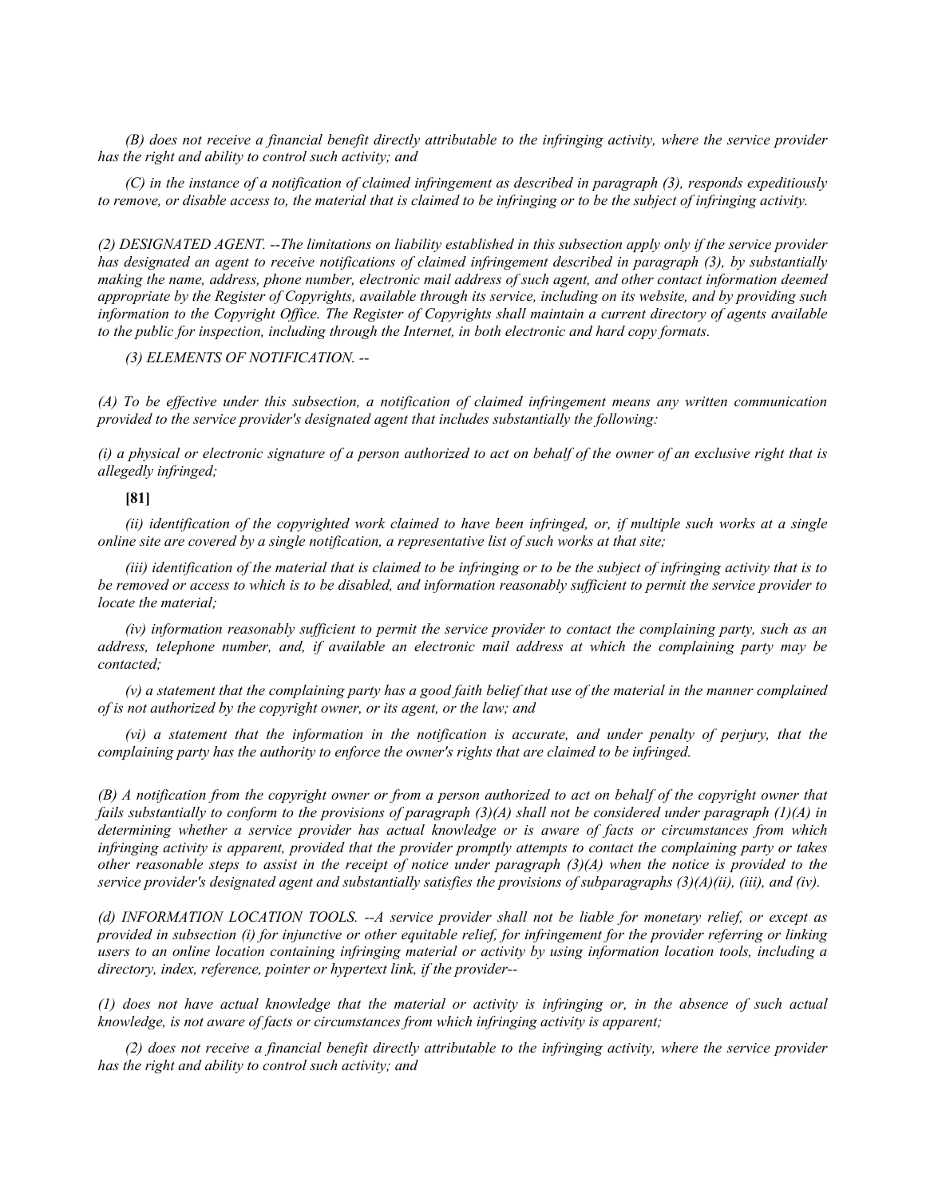*(B) does not receive a financial benefit directly attributable to the infringing activity, where the service provider has the right and ability to control such activity; and*

*(C) in the instance of a notification of claimed infringement as described in paragraph (3), responds expeditiously to remove, or disable access to, the material that is claimed to be infringing or to be the subject of infringing activity.*

*(2) DESIGNATED AGENT. --The limitations on liability established in this subsection apply only if the service provider has designated an agent to receive notifications of claimed infringement described in paragraph (3), by substantially making the name, address, phone number, electronic mail address of such agent, and other contact information deemed appropriate by the Register of Copyrights, available through its service, including on its website, and by providing such information to the Copyright Office. The Register of Copyrights shall maintain a current directory of agents available to the public for inspection, including through the Internet, in both electronic and hard copy formats.*

*(3) ELEMENTS OF NOTIFICATION. --*

*(A) To be effective under this subsection, a notification of claimed infringement means any written communication provided to the service provider's designated agent that includes substantially the following:*

*(i) a physical or electronic signature of a person authorized to act on behalf of the owner of an exclusive right that is allegedly infringed;*

**[81]**

*(ii) identification of the copyrighted work claimed to have been infringed, or, if multiple such works at a single online site are covered by a single notification, a representative list of such works at that site;*

*(iii) identification of the material that is claimed to be infringing or to be the subject of infringing activity that is to be removed or access to which is to be disabled, and information reasonably sufficient to permit the service provider to locate the material;*

*(iv) information reasonably sufficient to permit the service provider to contact the complaining party, such as an address, telephone number, and, if available an electronic mail address at which the complaining party may be contacted;*

*(v) a statement that the complaining party has a good faith belief that use of the material in the manner complained of is not authorized by the copyright owner, or its agent, or the law; and*

*(vi) a statement that the information in the notification is accurate, and under penalty of perjury, that the complaining party has the authority to enforce the owner's rights that are claimed to be infringed.*

*(B) A notification from the copyright owner or from a person authorized to act on behalf of the copyright owner that fails substantially to conform to the provisions of paragraph (3)(A) shall not be considered under paragraph (1)(A) in determining whether a service provider has actual knowledge or is aware of facts or circumstances from which infringing activity is apparent, provided that the provider promptly attempts to contact the complaining party or takes other reasonable steps to assist in the receipt of notice under paragraph (3)(A) when the notice is provided to the service provider's designated agent and substantially satisfies the provisions of subparagraphs (3)(A)(ii), (iii), and (iv).*

*(d) INFORMATION LOCATION TOOLS. --A service provider shall not be liable for monetary relief, or except as provided in subsection (i) for injunctive or other equitable relief, for infringement for the provider referring or linking users to an online location containing infringing material or activity by using information location tools, including a directory, index, reference, pointer or hypertext link, if the provider--*

*(1) does not have actual knowledge that the material or activity is infringing or, in the absence of such actual knowledge, is not aware of facts or circumstances from which infringing activity is apparent;*

*(2) does not receive a financial benefit directly attributable to the infringing activity, where the service provider has the right and ability to control such activity; and*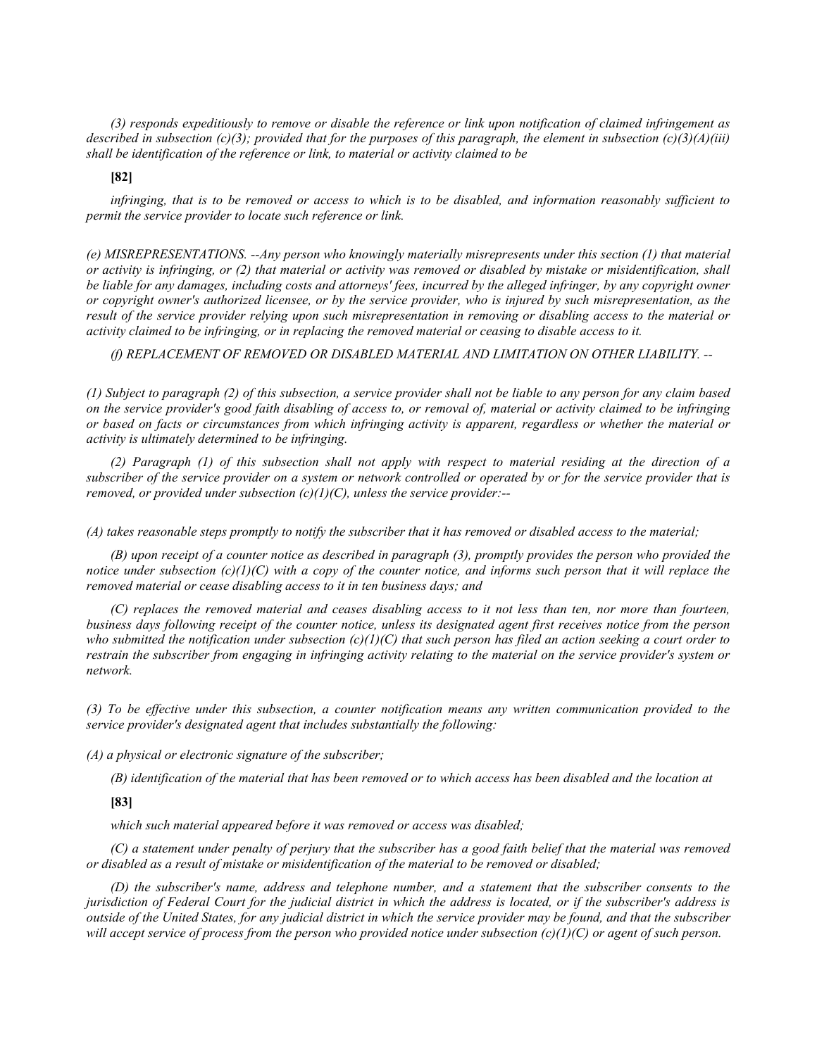*(3) responds expeditiously to remove or disable the reference or link upon notification of claimed infringement as described in subsection (c)(3); provided that for the purposes of this paragraph, the element in subsection (c)(3)(A)(iii) shall be identification of the reference or link, to material or activity claimed to be*

**[82]**

*infringing, that is to be removed or access to which is to be disabled, and information reasonably sufficient to permit the service provider to locate such reference or link.*

*(e) MISREPRESENTATIONS. --Any person who knowingly materially misrepresents under this section (1) that material or activity is infringing, or (2) that material or activity was removed or disabled by mistake or misidentification, shall be liable for any damages, including costs and attorneys' fees, incurred by the alleged infringer, by any copyright owner or copyright owner's authorized licensee, or by the service provider, who is injured by such misrepresentation, as the result of the service provider relying upon such misrepresentation in removing or disabling access to the material or activity claimed to be infringing, or in replacing the removed material or ceasing to disable access to it.*

*(f) REPLACEMENT OF REMOVED OR DISABLED MATERIAL AND LIMITATION ON OTHER LIABILITY. --*

*(1) Subject to paragraph (2) of this subsection, a service provider shall not be liable to any person for any claim based on the service provider's good faith disabling of access to, or removal of, material or activity claimed to be infringing or based on facts or circumstances from which infringing activity is apparent, regardless or whether the material or activity is ultimately determined to be infringing.*

*(2) Paragraph (1) of this subsection shall not apply with respect to material residing at the direction of a subscriber of the service provider on a system or network controlled or operated by or for the service provider that is removed, or provided under subsection (c)(1)(C), unless the service provider:--*

*(A) takes reasonable steps promptly to notify the subscriber that it has removed or disabled access to the material;*

*(B) upon receipt of a counter notice as described in paragraph (3), promptly provides the person who provided the notice under subsection (c)(1)(C) with a copy of the counter notice, and informs such person that it will replace the removed material or cease disabling access to it in ten business days; and*

*(C) replaces the removed material and ceases disabling access to it not less than ten, nor more than fourteen, business days following receipt of the counter notice, unless its designated agent first receives notice from the person who submitted the notification under subsection (c)(1)(C) that such person has filed an action seeking a court order to restrain the subscriber from engaging in infringing activity relating to the material on the service provider's system or network.*

*(3) To be effective under this subsection, a counter notification means any written communication provided to the service provider's designated agent that includes substantially the following:*

*(A) a physical or electronic signature of the subscriber;*

*(B) identification of the material that has been removed or to which access has been disabled and the location at*

**[83]**

*which such material appeared before it was removed or access was disabled;*

*(C) a statement under penalty of perjury that the subscriber has a good faith belief that the material was removed or disabled as a result of mistake or misidentification of the material to be removed or disabled;*

*(D) the subscriber's name, address and telephone number, and a statement that the subscriber consents to the jurisdiction of Federal Court for the judicial district in which the address is located, or if the subscriber's address is outside of the United States, for any judicial district in which the service provider may be found, and that the subscriber will accept service of process from the person who provided notice under subsection (c)(1)(C) or agent of such person.*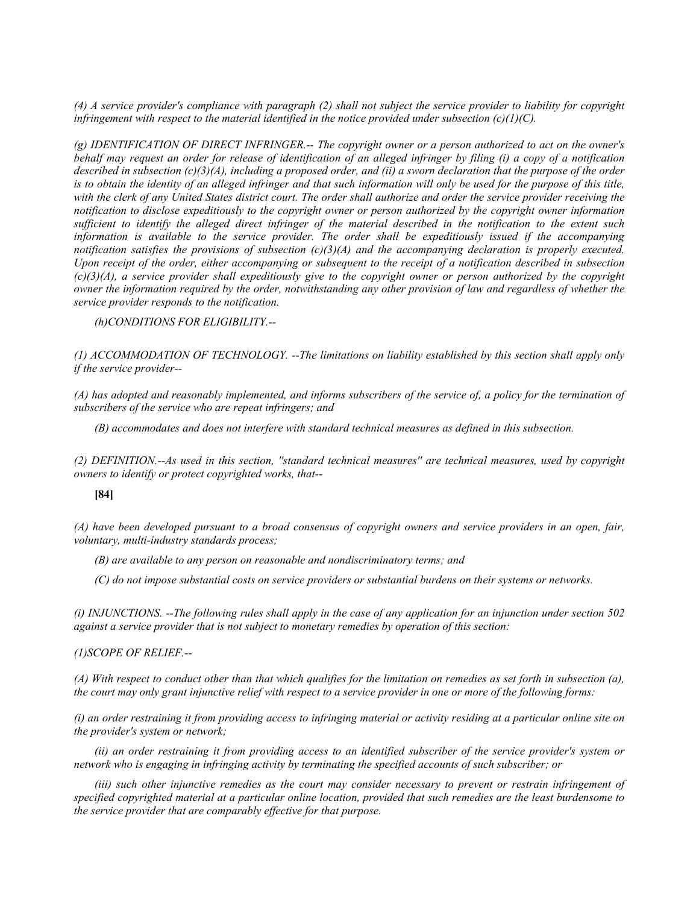*(4) A service provider's compliance with paragraph (2) shall not subject the service provider to liability for copyright infringement with respect to the material identified in the notice provided under subsection (c)(1)(C).*

*(g) IDENTIFICATION OF DIRECT INFRINGER.-- The copyright owner or a person authorized to act on the owner's behalf may request an order for release of identification of an alleged infringer by filing (i) a copy of a notification described in subsection (c)(3)(A), including a proposed order, and (ii) a sworn declaration that the purpose of the order is to obtain the identity of an alleged infringer and that such information will only be used for the purpose of this title, with the clerk of any United States district court. The order shall authorize and order the service provider receiving the notification to disclose expeditiously to the copyright owner or person authorized by the copyright owner information sufficient to identify the alleged direct infringer of the material described in the notification to the extent such information is available to the service provider. The order shall be expeditiously issued if the accompanying notification satisfies the provisions of subsection (c)(3)(A) and the accompanying declaration is properly executed. Upon receipt of the order, either accompanying or subsequent to the receipt of a notification described in subsection (c)(3)(A), a service provider shall expeditiously give to the copyright owner or person authorized by the copyright owner the information required by the order, notwithstanding any other provision of law and regardless of whether the service provider responds to the notification.*

*(h)CONDITIONS FOR ELIGIBILITY.--*

*(1) ACCOMMODATION OF TECHNOLOGY. --The limitations on liability established by this section shall apply only if the service provider--*

*(A) has adopted and reasonably implemented, and informs subscribers of the service of, a policy for the termination of subscribers of the service who are repeat infringers; and*

*(B) accommodates and does not interfere with standard technical measures as defined in this subsection.*

*(2) DEFINITION.--As used in this section, ''standard technical measures'' are technical measures, used by copyright owners to identify or protect copyrighted works, that--*

**[84]**

*(A) have been developed pursuant to a broad consensus of copyright owners and service providers in an open, fair, voluntary, multi-industry standards process;*

*(B) are available to any person on reasonable and nondiscriminatory terms; and*

*(C) do not impose substantial costs on service providers or substantial burdens on their systems or networks.*

*(i) INJUNCTIONS. --The following rules shall apply in the case of any application for an injunction under section 502 against a service provider that is not subject to monetary remedies by operation of this section:*

*(1)SCOPE OF RELIEF.--*

*(A) With respect to conduct other than that which qualifies for the limitation on remedies as set forth in subsection (a), the court may only grant injunctive relief with respect to a service provider in one or more of the following forms:*

*(i) an order restraining it from providing access to infringing material or activity residing at a particular online site on the provider's system or network;*

*(ii) an order restraining it from providing access to an identified subscriber of the service provider's system or network who is engaging in infringing activity by terminating the specified accounts of such subscriber; or*

*(iii) such other injunctive remedies as the court may consider necessary to prevent or restrain infringement of specified copyrighted material at a particular online location, provided that such remedies are the least burdensome to the service provider that are comparably effective for that purpose.*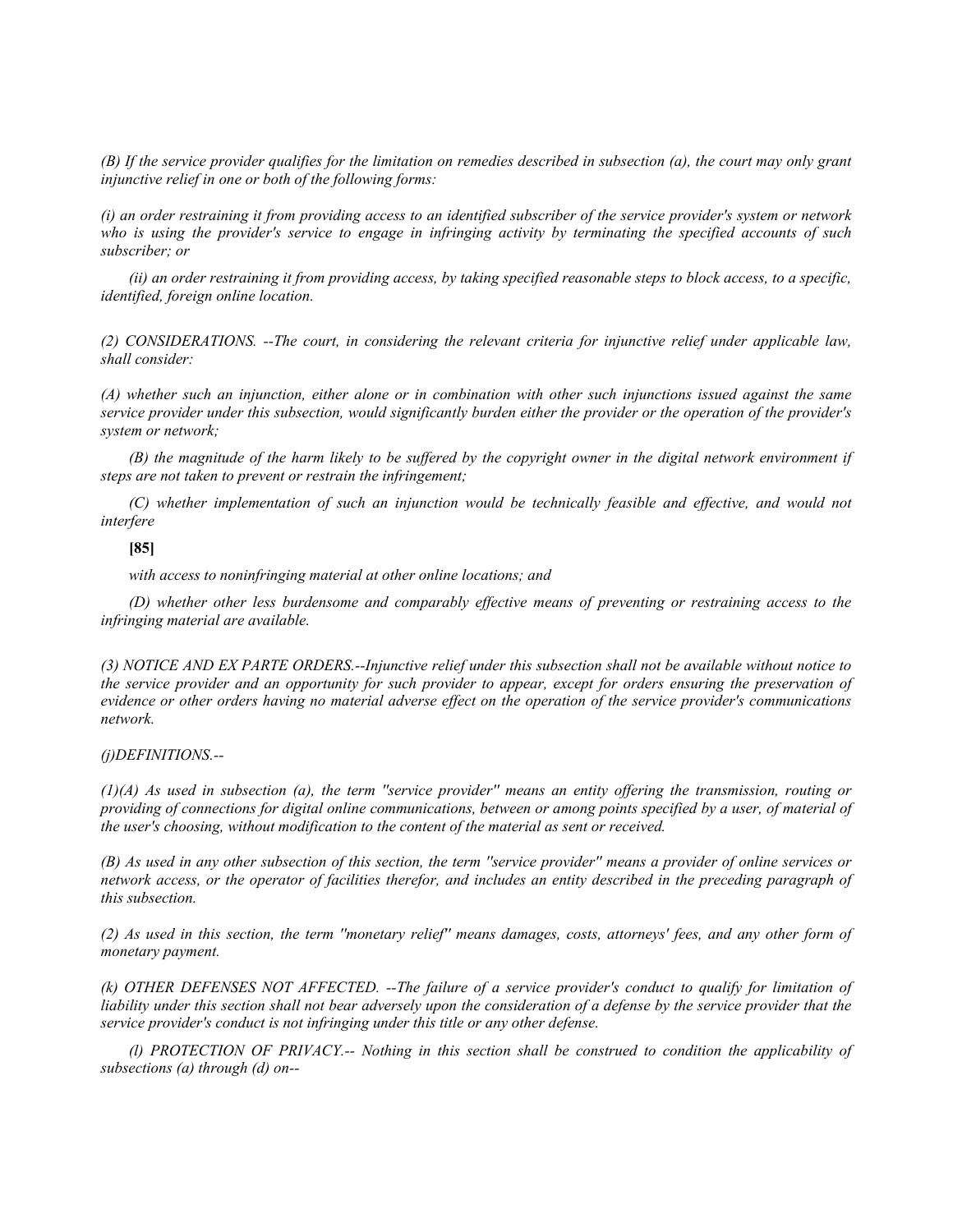*(B) If the service provider qualifies for the limitation on remedies described in subsection (a), the court may only grant injunctive relief in one or both of the following forms:*

*(i) an order restraining it from providing access to an identified subscriber of the service provider's system or network who is using the provider's service to engage in infringing activity by terminating the specified accounts of such subscriber; or*

*(ii) an order restraining it from providing access, by taking specified reasonable steps to block access, to a specific, identified, foreign online location.*

*(2) CONSIDERATIONS. --The court, in considering the relevant criteria for injunctive relief under applicable law, shall consider:*

*(A) whether such an injunction, either alone or in combination with other such injunctions issued against the same service provider under this subsection, would significantly burden either the provider or the operation of the provider's system or network;*

*(B) the magnitude of the harm likely to be suffered by the copyright owner in the digital network environment if steps are not taken to prevent or restrain the infringement;*

*(C) whether implementation of such an injunction would be technically feasible and effective, and would not interfere*

**[85]**

*with access to noninfringing material at other online locations; and*

*(D) whether other less burdensome and comparably effective means of preventing or restraining access to the infringing material are available.*

*(3) NOTICE AND EX PARTE ORDERS.--Injunctive relief under this subsection shall not be available without notice to the service provider and an opportunity for such provider to appear, except for orders ensuring the preservation of evidence or other orders having no material adverse effect on the operation of the service provider's communications network.*

*(j)DEFINITIONS.--*

*(1)(A) As used in subsection (a), the term ''service provider'' means an entity offering the transmission, routing or providing of connections for digital online communications, between or among points specified by a user, of material of the user's choosing, without modification to the content of the material as sent or received.*

*(B) As used in any other subsection of this section, the term ''service provider'' means a provider of online services or network access, or the operator of facilities therefor, and includes an entity described in the preceding paragraph of this subsection.*

*(2) As used in this section, the term ''monetary relief'' means damages, costs, attorneys' fees, and any other form of monetary payment.*

*(k) OTHER DEFENSES NOT AFFECTED. --The failure of a service provider's conduct to qualify for limitation of liability under this section shall not bear adversely upon the consideration of a defense by the service provider that the service provider's conduct is not infringing under this title or any other defense.*

*(l) PROTECTION OF PRIVACY.-- Nothing in this section shall be construed to condition the applicability of subsections (a) through (d) on--*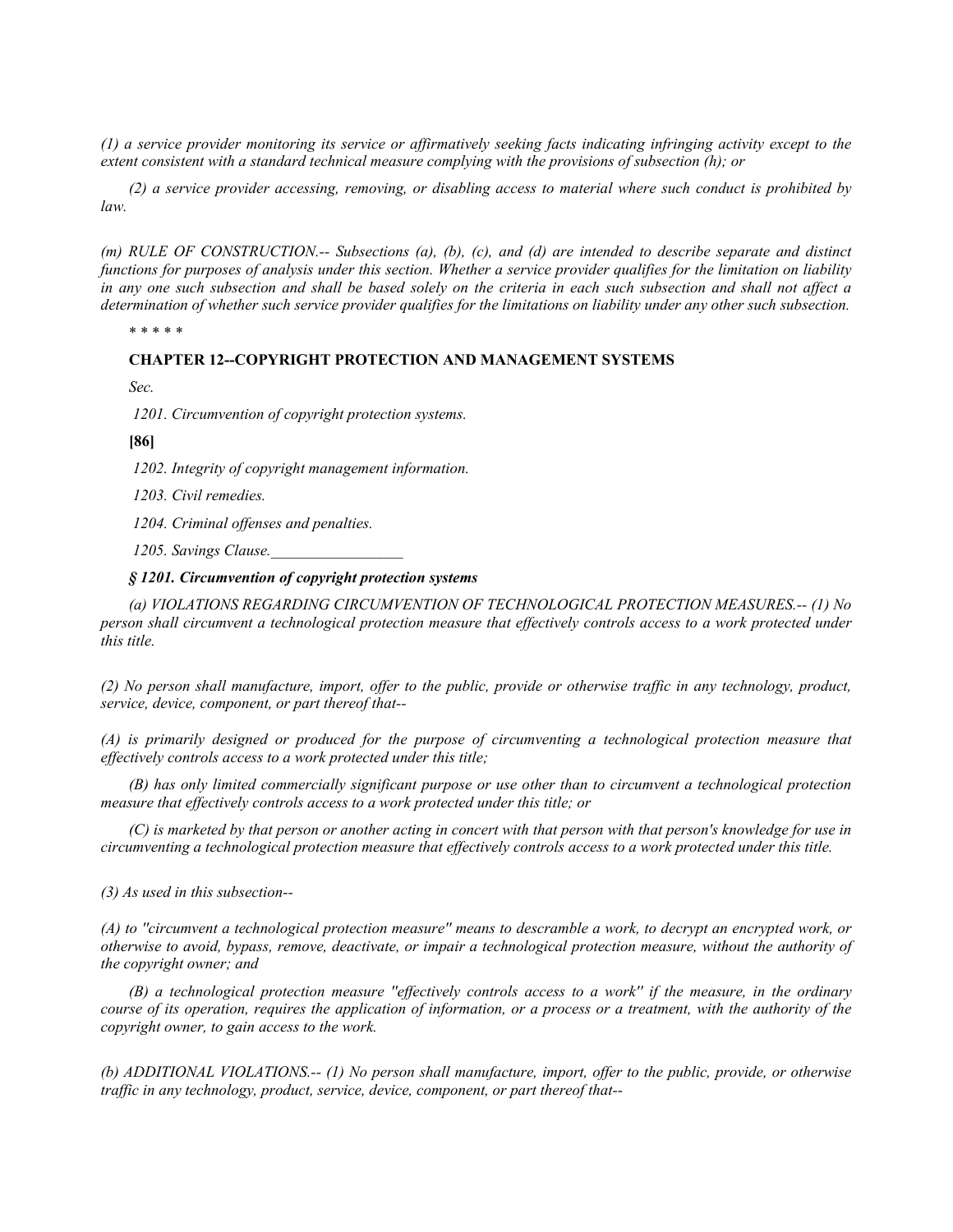*(1) a service provider monitoring its service or affirmatively seeking facts indicating infringing activity except to the extent consistent with a standard technical measure complying with the provisions of subsection (h); or*

*(2) a service provider accessing, removing, or disabling access to material where such conduct is prohibited by law.*

*(m) RULE OF CONSTRUCTION.-- Subsections (a), (b), (c), and (d) are intended to describe separate and distinct functions for purposes of analysis under this section. Whether a service provider qualifies for the limitation on liability in any one such subsection and shall be based solely on the criteria in each such subsection and shall not affect a determination of whether such service provider qualifies for the limitations on liability under any other such subsection.*

*\* \* \* \* \**

**CHAPTER 12--COPYRIGHT PROTECTION AND MANAGEMENT SYSTEMS**

*Sec.*

*1201. Circumvention of copyright protection systems.*

**[86]**

*1202. Integrity of copyright management information.*

*1203. Civil remedies.*

*1204. Criminal offenses and penalties.*

*1205. Savings Clause.*

***§ 1201. Circumvention of copyright protection systems***

*(a) VIOLATIONS REGARDING CIRCUMVENTION OF TECHNOLOGICAL PROTECTION MEASURES.-- (1) No person shall circumvent a technological protection measure that effectively controls access to a work protected under this title.*

*(2) No person shall manufacture, import, offer to the public, provide or otherwise traffic in any technology, product, service, device, component, or part thereof that--*

*(A) is primarily designed or produced for the purpose of circumventing a technological protection measure that effectively controls access to a work protected under this title;*

*(B) has only limited commercially significant purpose or use other than to circumvent a technological protection measure that effectively controls access to a work protected under this title; or*

*(C) is marketed by that person or another acting in concert with that person with that person's knowledge for use in circumventing a technological protection measure that effectively controls access to a work protected under this title.*

*(3) As used in this subsection--*

*(A) to ''circumvent a technological protection measure'' means to descramble a work, to decrypt an encrypted work, or otherwise to avoid, bypass, remove, deactivate, or impair a technological protection measure, without the authority of the copyright owner; and*

*(B) a technological protection measure ''effectively controls access to a work'' if the measure, in the ordinary course of its operation, requires the application of information, or a process or a treatment, with the authority of the copyright owner, to gain access to the work.*

*(b) ADDITIONAL VIOLATIONS.-- (1) No person shall manufacture, import, offer to the public, provide, or otherwise traffic in any technology, product, service, device, component, or part thereof that--*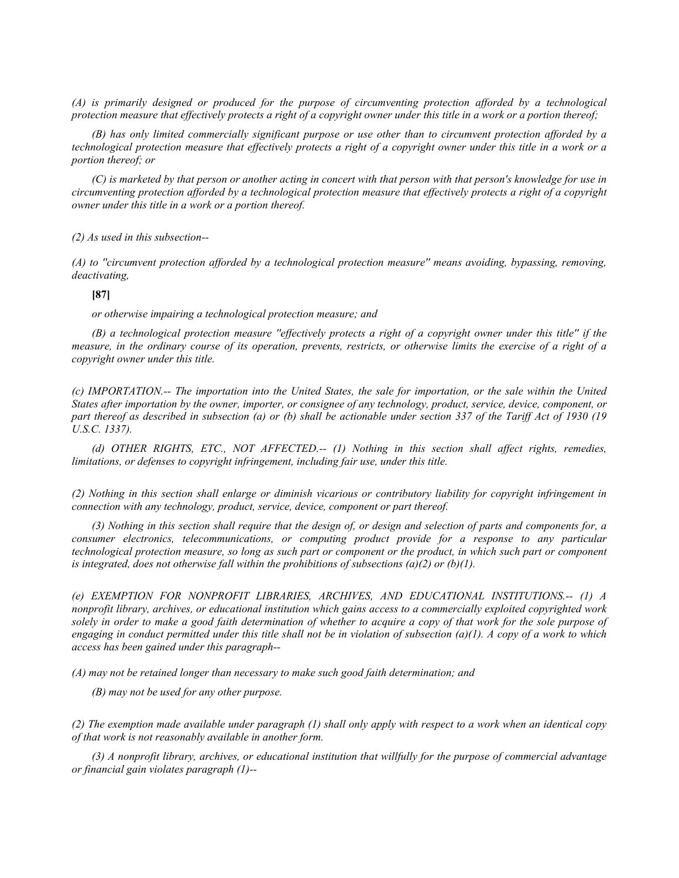*(A) is primarily designed or produced for the purpose of circumventing protection afforded by a technological protection measure that effectively protects a right of a copyright owner under this title in a work or a portion thereof;*

*(B) has only limited commercially significant purpose or use other than to circumvent protection afforded by a technological protection measure that effectively protects a right of a copyright owner under this title in a work or a portion thereof; or*

*(C) is marketed by that person or another acting in concert with that person with that person's knowledge for use in circumventing protection afforded by a technological protection measure that effectively protects a right of a copyright owner under this title in a work or a portion thereof.*

*(2) As used in this subsection--*

*(A) to ''circumvent protection afforded by a technological protection measure'' means avoiding, bypassing, removing, deactivating,*

**[87]**

*or otherwise impairing a technological protection measure; and*

*(B) a technological protection measure ''effectively protects a right of a copyright owner under this title'' if the measure, in the ordinary course of its operation, prevents, restricts, or otherwise limits the exercise of a right of a copyright owner under this title.*

*(c) IMPORTATION.-- The importation into the United States, the sale for importation, or the sale within the United States after importation by the owner, importer, or consignee of any technology, product, service, device, component, or part thereof as described in subsection (a) or (b) shall be actionable under section 337 of the Tariff Act of 1930 (19 U.S.C. 1337).*

*(d) OTHER RIGHTS, ETC., NOT AFFECTED.-- (1) Nothing in this section shall affect rights, remedies, limitations, or defenses to copyright infringement, including fair use, under this title.*

*(2) Nothing in this section shall enlarge or diminish vicarious or contributory liability for copyright infringement in connection with any technology, product, service, device, component or part thereof.*

*(3) Nothing in this section shall require that the design of, or design and selection of parts and components for, a consumer electronics, telecommunications, or computing product provide for a response to any particular technological protection measure, so long as such part or component or the product, in which such part or component is integrated, does not otherwise fall within the prohibitions of subsections (a)(2) or (b)(1).*

*(e) EXEMPTION FOR NONPROFIT LIBRARIES, ARCHIVES, AND EDUCATIONAL INSTITUTIONS.-- (1) A nonprofit library, archives, or educational institution which gains access to a commercially exploited copyrighted work solely in order to make a good faith determination of whether to acquire a copy of that work for the sole purpose of engaging in conduct permitted under this title shall not be in violation of subsection (a)(1). A copy of a work to which access has been gained under this paragraph--*

*(A) may not be retained longer than necessary to make such good faith determination; and*

*(B) may not be used for any other purpose.*

*(2) The exemption made available under paragraph (1) shall only apply with respect to a work when an identical copy of that work is not reasonably available in another form.*

*(3) A nonprofit library, archives, or educational institution that willfully for the purpose of commercial advantage or financial gain violates paragraph (1)--*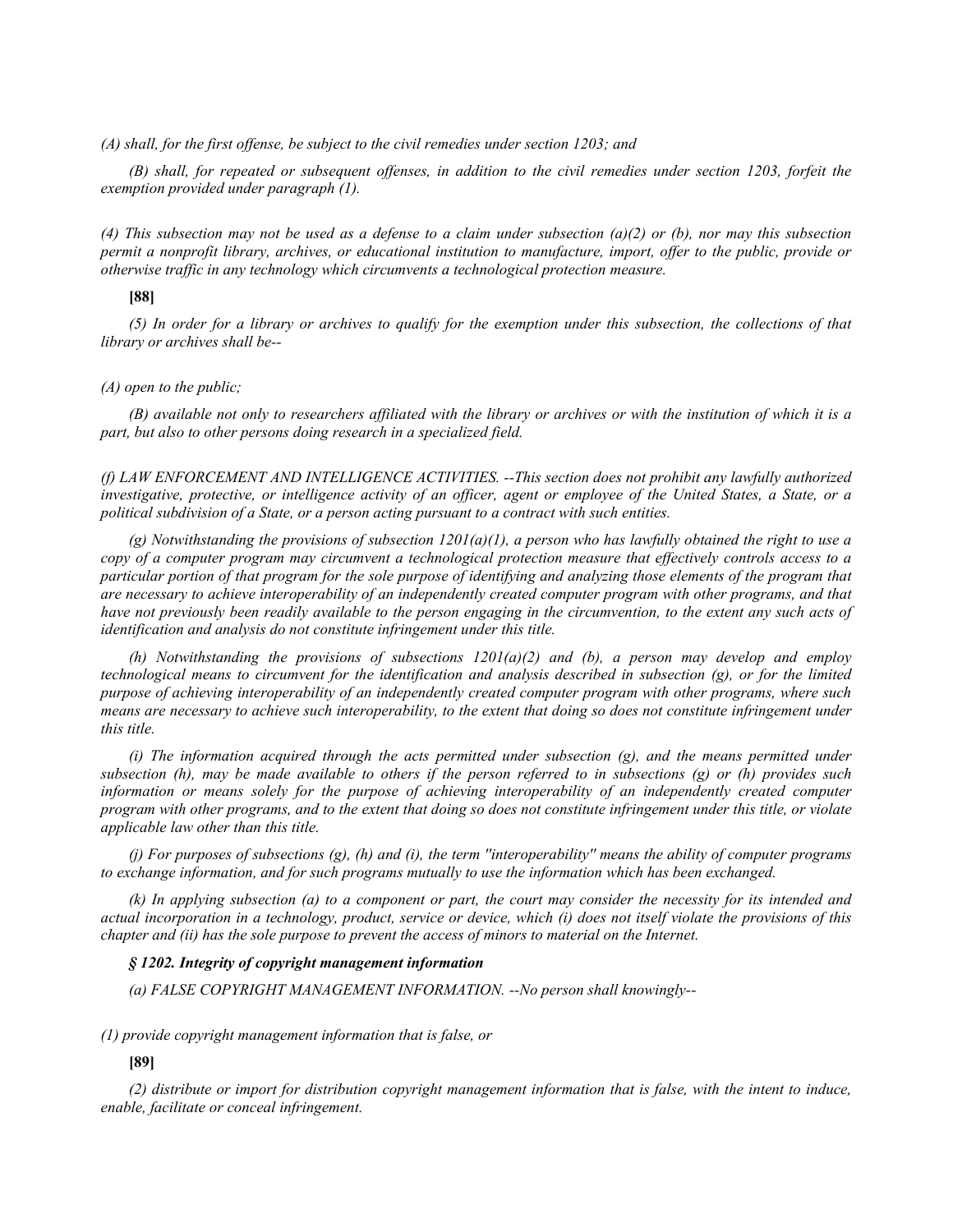*(A) shall, for the first offense, be subject to the civil remedies under section 1203; and*

*(B) shall, for repeated or subsequent offenses, in addition to the civil remedies under section 1203, forfeit the exemption provided under paragraph (1).*

*(4) This subsection may not be used as a defense to a claim under subsection (a)(2) or (b), nor may this subsection permit a nonprofit library, archives, or educational institution to manufacture, import, offer to the public, provide or otherwise traffic in any technology which circumvents a technological protection measure.*

**[88]**

*(5) In order for a library or archives to qualify for the exemption under this subsection, the collections of that library or archives shall be--*

*(A) open to the public;*

*(B) available not only to researchers affiliated with the library or archives or with the institution of which it is a part, but also to other persons doing research in a specialized field.*

*(f) LAW ENFORCEMENT AND INTELLIGENCE ACTIVITIES. --This section does not prohibit any lawfully authorized investigative, protective, or intelligence activity of an officer, agent or employee of the United States, a State, or a political subdivision of a State, or a person acting pursuant to a contract with such entities.*

*(g) Notwithstanding the provisions of subsection 1201(a)(1), a person who has lawfully obtained the right to use a copy of a computer program may circumvent a technological protection measure that effectively controls access to a particular portion of that program for the sole purpose of identifying and analyzing those elements of the program that are necessary to achieve interoperability of an independently created computer program with other programs, and that have not previously been readily available to the person engaging in the circumvention, to the extent any such acts of identification and analysis do not constitute infringement under this title.*

*(h) Notwithstanding the provisions of subsections 1201(a)(2) and (b), a person may develop and employ technological means to circumvent for the identification and analysis described in subsection (g), or for the limited purpose of achieving interoperability of an independently created computer program with other programs, where such means are necessary to achieve such interoperability, to the extent that doing so does not constitute infringement under this title.*

*(i) The information acquired through the acts permitted under subsection (g), and the means permitted under subsection (h), may be made available to others if the person referred to in subsections (g) or (h) provides such information or means solely for the purpose of achieving interoperability of an independently created computer program with other programs, and to the extent that doing so does not constitute infringement under this title, or violate applicable law other than this title.*

*(j) For purposes of subsections (g), (h) and (i), the term "interoperability" means the ability of computer programs to exchange information, and for such programs mutually to use the information which has been exchanged.*

*(k) In applying subsection (a) to a component or part, the court may consider the necessity for its intended and actual incorporation in a technology, product, service or device, which (i) does not itself violate the provisions of this chapter and (ii) has the sole purpose to prevent the access of minors to material on the Internet.*

***§ 1202. Integrity of copyright management information***

*(a) FALSE COPYRIGHT MANAGEMENT INFORMATION. --No person shall knowingly--*

*(1) provide copyright management information that is false, or*

**[89]**

*(2) distribute or import for distribution copyright management information that is false, with the intent to induce, enable, facilitate or conceal infringement.*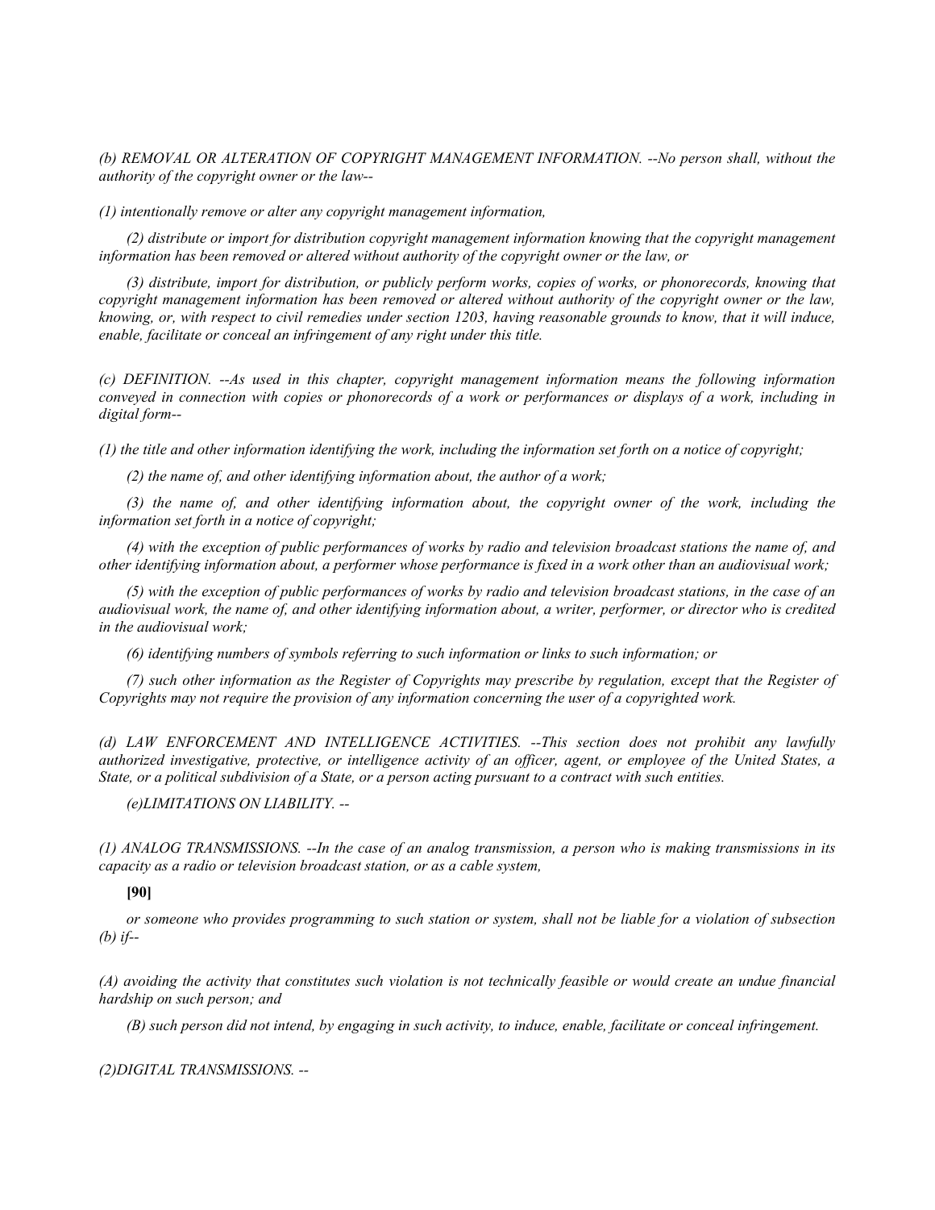*(b) REMOVAL OR ALTERATION OF COPYRIGHT MANAGEMENT INFORMATION. --No person shall, without the authority of the copyright owner or the law--*

*(1) intentionally remove or alter any copyright management information,*

*(2) distribute or import for distribution copyright management information knowing that the copyright management information has been removed or altered without authority of the copyright owner or the law, or*

*(3) distribute, import for distribution, or publicly perform works, copies of works, or phonorecords, knowing that copyright management information has been removed or altered without authority of the copyright owner or the law, knowing, or, with respect to civil remedies under section 1203, having reasonable grounds to know, that it will induce, enable, facilitate or conceal an infringement of any right under this title.*

*(c) DEFINITION. --As used in this chapter, copyright management information means the following information conveyed in connection with copies or phonorecords of a work or performances or displays of a work, including in digital form--*

*(1) the title and other information identifying the work, including the information set forth on a notice of copyright;*

*(2) the name of, and other identifying information about, the author of a work;*

*(3) the name of, and other identifying information about, the copyright owner of the work, including the information set forth in a notice of copyright;*

*(4) with the exception of public performances of works by radio and television broadcast stations the name of, and other identifying information about, a performer whose performance is fixed in a work other than an audiovisual work;*

*(5) with the exception of public performances of works by radio and television broadcast stations, in the case of an audiovisual work, the name of, and other identifying information about, a writer, performer, or director who is credited in the audiovisual work;*

*(6) identifying numbers of symbols referring to such information or links to such information; or*

*(7) such other information as the Register of Copyrights may prescribe by regulation, except that the Register of Copyrights may not require the provision of any information concerning the user of a copyrighted work.*

*(d) LAW ENFORCEMENT AND INTELLIGENCE ACTIVITIES. --This section does not prohibit any lawfully authorized investigative, protective, or intelligence activity of an officer, agent, or employee of the United States, a State, or a political subdivision of a State, or a person acting pursuant to a contract with such entities.*

*(e)LIMITATIONS ON LIABILITY. --*

*(1) ANALOG TRANSMISSIONS. --In the case of an analog transmission, a person who is making transmissions in its capacity as a radio or television broadcast station, or as a cable system,*

**[90]**

*or someone who provides programming to such station or system, shall not be liable for a violation of subsection (b) if--*

*(A) avoiding the activity that constitutes such violation is not technically feasible or would create an undue financial hardship on such person; and*

*(B) such person did not intend, by engaging in such activity, to induce, enable, facilitate or conceal infringement.*

*(2)DIGITAL TRANSMISSIONS. --*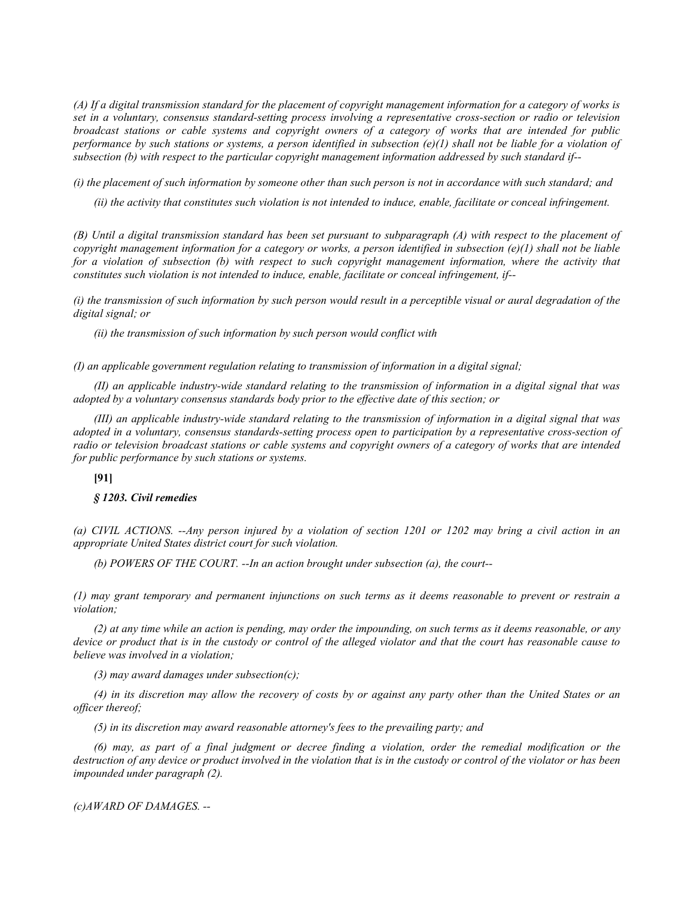*(A) If a digital transmission standard for the placement of copyright management information for a category of works is set in a voluntary, consensus standard-setting process involving a representative cross-section or radio or television broadcast stations or cable systems and copyright owners of a category of works that are intended for public performance by such stations or systems, a person identified in subsection (e)(1) shall not be liable for a violation of subsection (b) with respect to the particular copyright management information addressed by such standard if--*

*(i) the placement of such information by someone other than such person is not in accordance with such standard; and*

*(ii) the activity that constitutes such violation is not intended to induce, enable, facilitate or conceal infringement.*

*(B) Until a digital transmission standard has been set pursuant to subparagraph (A) with respect to the placement of copyright management information for a category or works, a person identified in subsection (e)(1) shall not be liable for a violation of subsection (b) with respect to such copyright management information, where the activity that constitutes such violation is not intended to induce, enable, facilitate or conceal infringement, if--*

*(i) the transmission of such information by such person would result in a perceptible visual or aural degradation of the digital signal; or*

*(ii) the transmission of such information by such person would conflict with*

*(I) an applicable government regulation relating to transmission of information in a digital signal;*

*(II) an applicable industry-wide standard relating to the transmission of information in a digital signal that was adopted by a voluntary consensus standards body prior to the effective date of this section; or*

*(III) an applicable industry-wide standard relating to the transmission of information in a digital signal that was adopted in a voluntary, consensus standards-setting process open to participation by a representative cross-section of radio or television broadcast stations or cable systems and copyright owners of a category of works that are intended for public performance by such stations or systems.*

**[91]**

***§ 1203. Civil remedies***

*(a) CIVIL ACTIONS. --Any person injured by a violation of section 1201 or 1202 may bring a civil action in an appropriate United States district court for such violation.*

*(b) POWERS OF THE COURT. --In an action brought under subsection (a), the court--*

*(1) may grant temporary and permanent injunctions on such terms as it deems reasonable to prevent or restrain a violation;*

*(2) at any time while an action is pending, may order the impounding, on such terms as it deems reasonable, or any device or product that is in the custody or control of the alleged violator and that the court has reasonable cause to believe was involved in a violation;*

*(3) may award damages under subsection(c);*

*(4) in its discretion may allow the recovery of costs by or against any party other than the United States or an officer thereof;*

*(5) in its discretion may award reasonable attorney's fees to the prevailing party; and*

*(6) may, as part of a final judgment or decree finding a violation, order the remedial modification or the destruction of any device or product involved in the violation that is in the custody or control of the violator or has been impounded under paragraph (2).*

*(c)AWARD OF DAMAGES. --*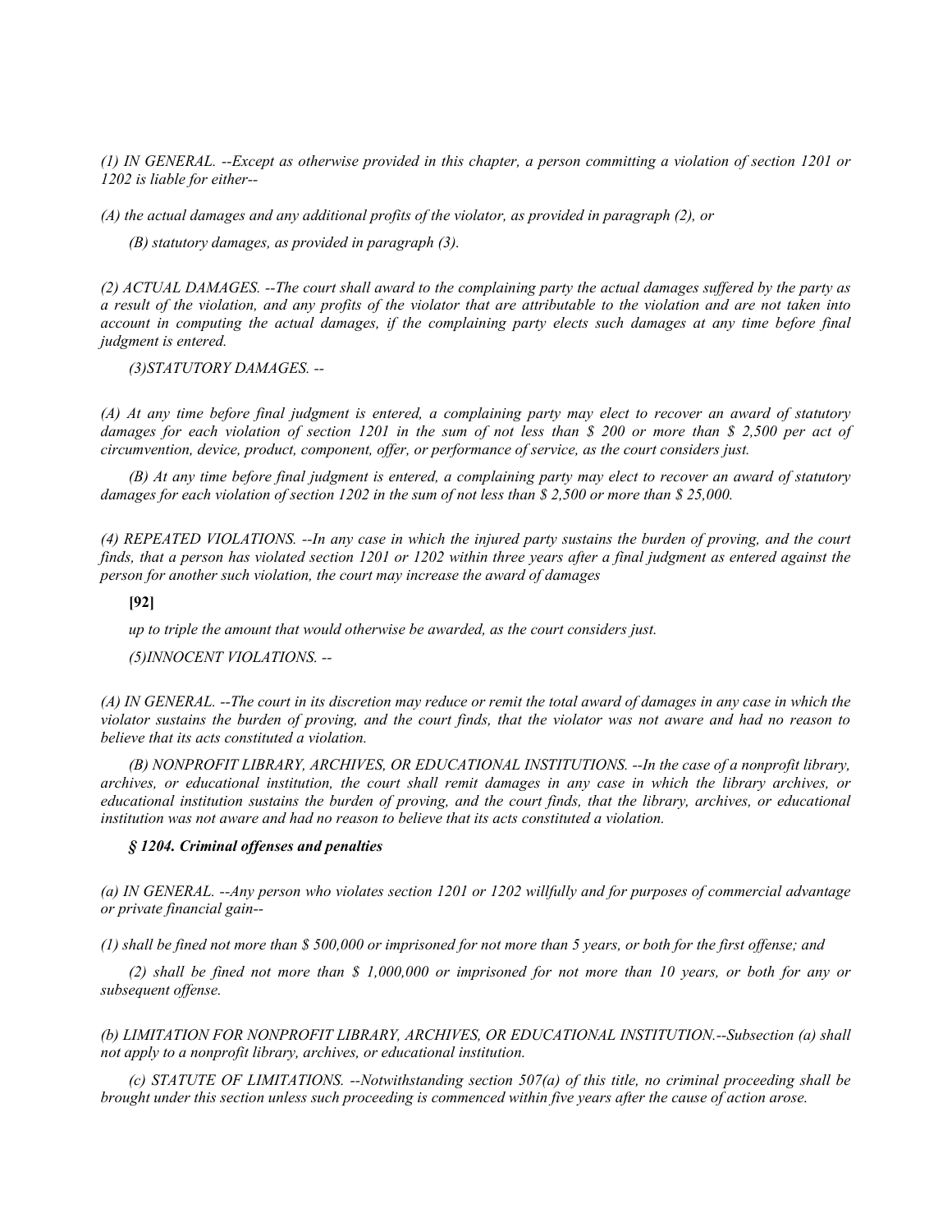*(1) IN GENERAL. --Except as otherwise provided in this chapter, a person committing a violation of section 1201 or 1202 is liable for either--*

*(A) the actual damages and any additional profits of the violator, as provided in paragraph (2), or*

*(B) statutory damages, as provided in paragraph (3).*

*(2) ACTUAL DAMAGES. --The court shall award to the complaining party the actual damages suffered by the party as a result of the violation, and any profits of the violator that are attributable to the violation and are not taken into account in computing the actual damages, if the complaining party elects such damages at any time before final judgment is entered.*

*(3)STATUTORY DAMAGES. --*

*(A) At any time before final judgment is entered, a complaining party may elect to recover an award of statutory damages for each violation of section 1201 in the sum of not less than $ 200 or more than $ 2,500 per act of circumvention, device, product, component, offer, or performance of service, as the court considers just.*

*(B) At any time before final judgment is entered, a complaining party may elect to recover an award of statutory damages for each violation of section 1202 in the sum of not less than $ 2,500 or more than $ 25,000.*

*(4) REPEATED VIOLATIONS. --In any case in which the injured party sustains the burden of proving, and the court finds, that a person has violated section 1201 or 1202 within three years after a final judgment as entered against the person for another such violation, the court may increase the award of damages*

**[92]**

*up to triple the amount that would otherwise be awarded, as the court considers just.*

*(5)INNOCENT VIOLATIONS. --*

*(A) IN GENERAL. --The court in its discretion may reduce or remit the total award of damages in any case in which the violator sustains the burden of proving, and the court finds, that the violator was not aware and had no reason to believe that its acts constituted a violation.*

*(B) NONPROFIT LIBRARY, ARCHIVES, OR EDUCATIONAL INSTITUTIONS. --In the case of a nonprofit library, archives, or educational institution, the court shall remit damages in any case in which the library archives, or educational institution sustains the burden of proving, and the court finds, that the library, archives, or educational institution was not aware and had no reason to believe that its acts constituted a violation.*

***§ 1204. Criminal offenses and penalties***

*(a) IN GENERAL. --Any person who violates section 1201 or 1202 willfully and for purposes of commercial advantage or private financial gain--*

*(1) shall be fined not more than $ 500,000 or imprisoned for not more than 5 years, or both for the first offense; and*

*(2) shall be fined not more than $ 1,000,000 or imprisoned for not more than 10 years, or both for any or subsequent offense.*

*(b) LIMITATION FOR NONPROFIT LIBRARY, ARCHIVES, OR EDUCATIONAL INSTITUTION.--Subsection (a) shall not apply to a nonprofit library, archives, or educational institution.*

*(c) STATUTE OF LIMITATIONS. --Notwithstanding section 507(a) of this title, no criminal proceeding shall be brought under this section unless such proceeding is commenced within five years after the cause of action arose.*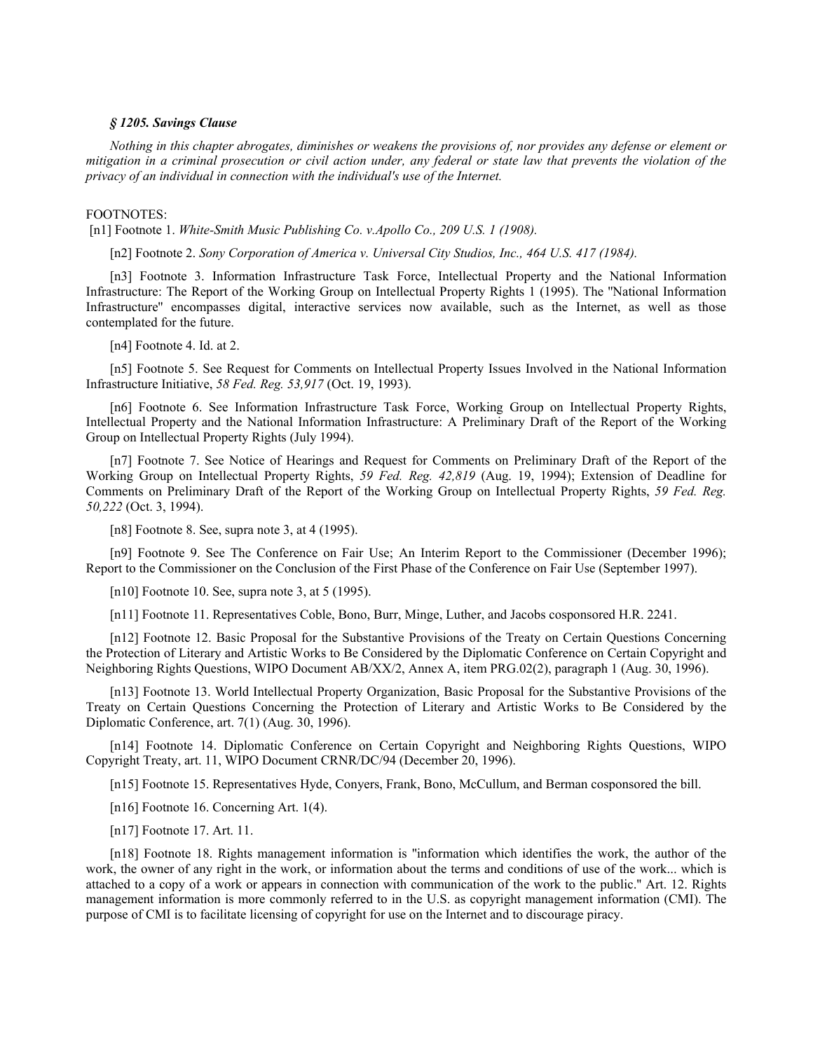*§ 1205. Savings Clause*

*Nothing in this chapter abrogates, diminishes or weakens the provisions of, nor provides any defense or element or mitigation in a criminal prosecution or civil action under, any federal or state law that prevents the violation of the privacy of an individual in connection with the individual's use of the Internet.*

FOOTNOTES:

[n1] Footnote 1. *White-Smith Music Publishing Co. v.Apollo Co., 209 U.S. 1 (1908).*

[n2] Footnote 2. *Sony Corporation of America v. Universal City Studios, Inc., 464 U.S. 417 (1984).*

[n3] Footnote 3. Information Infrastructure Task Force, Intellectual Property and the National Information Infrastructure: The Report of the Working Group on Intellectual Property Rights 1 (1995). The "National Information Infrastructure" encompasses digital, interactive services now available, such as the Internet, as well as those contemplated for the future.

[n4] Footnote 4. Id. at 2.

[n5] Footnote 5. See Request for Comments on Intellectual Property Issues Involved in the National Information Infrastructure Initiative, *58 Fed. Reg. 53,917* (Oct. 19, 1993).

[n6] Footnote 6. See Information Infrastructure Task Force, Working Group on Intellectual Property Rights, Intellectual Property and the National Information Infrastructure: A Preliminary Draft of the Report of the Working Group on Intellectual Property Rights (July 1994).

[n7] Footnote 7. See Notice of Hearings and Request for Comments on Preliminary Draft of the Report of the Working Group on Intellectual Property Rights, *59 Fed. Reg. 42,819* (Aug. 19, 1994); Extension of Deadline for Comments on Preliminary Draft of the Report of the Working Group on Intellectual Property Rights, *59 Fed. Reg. 50,222* (Oct. 3, 1994).

[n8] Footnote 8. See, supra note 3, at 4 (1995).

[n9] Footnote 9. See The Conference on Fair Use; An Interim Report to the Commissioner (December 1996); Report to the Commissioner on the Conclusion of the First Phase of the Conference on Fair Use (September 1997).

[n10] Footnote 10. See, supra note 3, at 5 (1995).

[n11] Footnote 11. Representatives Coble, Bono, Burr, Minge, Luther, and Jacobs cosponsored H.R. 2241.

[n12] Footnote 12. Basic Proposal for the Substantive Provisions of the Treaty on Certain Questions Concerning the Protection of Literary and Artistic Works to Be Considered by the Diplomatic Conference on Certain Copyright and Neighboring Rights Questions, WIPO Document AB/XX/2, Annex A, item PRG.02(2), paragraph 1 (Aug. 30, 1996).

[n13] Footnote 13. World Intellectual Property Organization, Basic Proposal for the Substantive Provisions of the Treaty on Certain Questions Concerning the Protection of Literary and Artistic Works to Be Considered by the Diplomatic Conference, art. 7(1) (Aug. 30, 1996).

[n14] Footnote 14. Diplomatic Conference on Certain Copyright and Neighboring Rights Questions, WIPO Copyright Treaty, art. 11, WIPO Document CRNR/DC/94 (December 20, 1996).

[n15] Footnote 15. Representatives Hyde, Conyers, Frank, Bono, McCullum, and Berman cosponsored the bill.

[n16] Footnote 16. Concerning Art. 1(4).

[n17] Footnote 17. Art. 11.

[n18] Footnote 18. Rights management information is "information which identifies the work, the author of the work, the owner of any right in the work, or information about the terms and conditions of use of the work... which is attached to a copy of a work or appears in connection with communication of the work to the public." Art. 12. Rights management information is more commonly referred to in the U.S. as copyright management information (CMI). The purpose of CMI is to facilitate licensing of copyright for use on the Internet and to discourage piracy.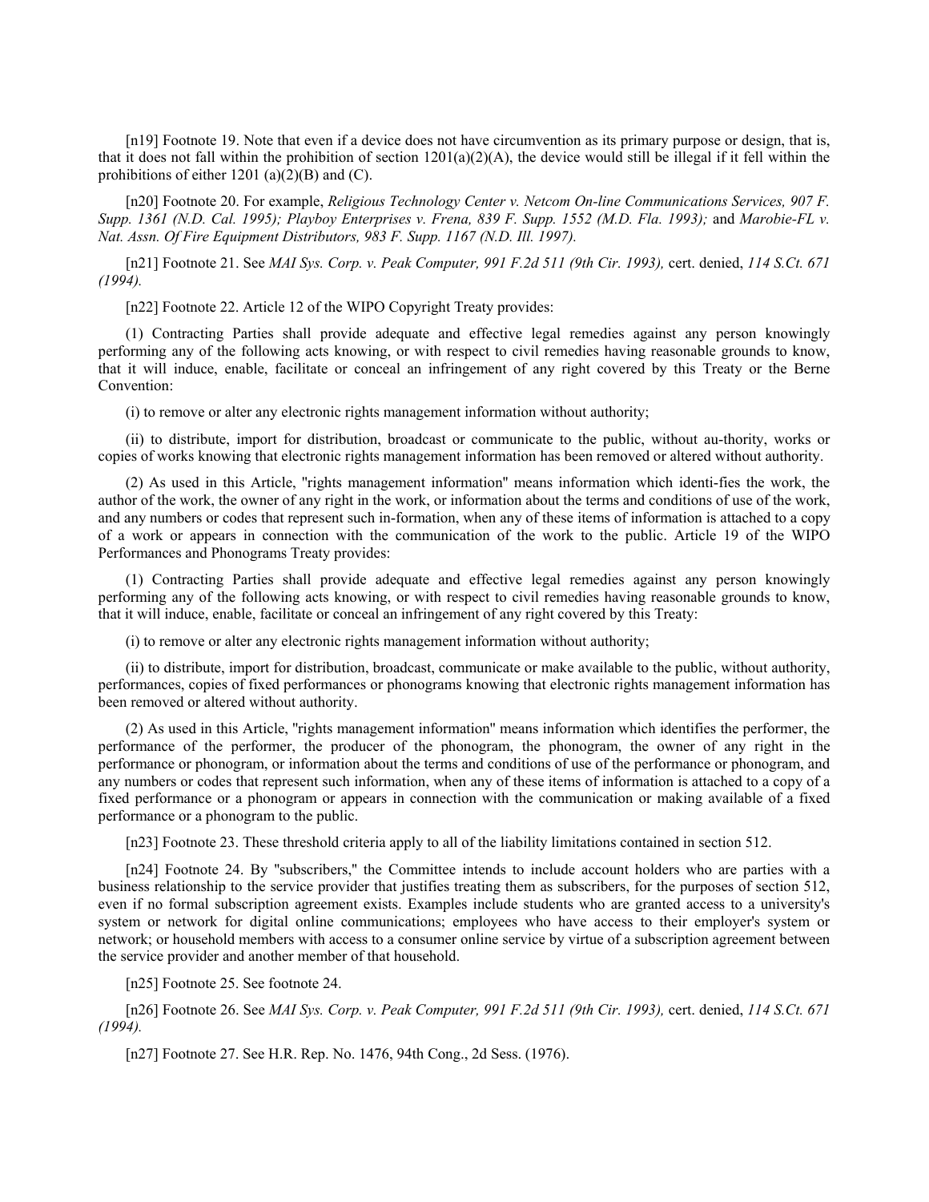[n19] Footnote 19. Note that even if a device does not have circumvention as its primary purpose or design, that is, that it does not fall within the prohibition of section 1201(a)(2)(A), the device would still be illegal if it fell within the prohibitions of either 1201 (a)(2)(B) and (C).

[n20] Footnote 20. For example, *Religious Technology Center v. Netcom On-line Communications Services, 907 F. Supp. 1361 (N.D. Cal. 1995); Playboy Enterprises v. Frena, 839 F. Supp. 1552 (M.D. Fla. 1993);* and *Marobie-FL v. Nat. Assn. Of Fire Equipment Distributors, 983 F. Supp. 1167 (N.D. Ill. 1997).*

[n21] Footnote 21. See *MAI Sys. Corp. v. Peak Computer, 991 F.2d 511 (9th Cir. 1993),* cert. denied, *114 S.Ct. 671 (1994).*

[n22] Footnote 22. Article 12 of the WIPO Copyright Treaty provides:

(1) Contracting Parties shall provide adequate and effective legal remedies against any person knowingly performing any of the following acts knowing, or with respect to civil remedies having reasonable grounds to know, that it will induce, enable, facilitate or conceal an infringement of any right covered by this Treaty or the Berne Convention:

(i) to remove or alter any electronic rights management information without authority;

(ii) to distribute, import for distribution, broadcast or communicate to the public, without au-thority, works or copies of works knowing that electronic rights management information has been removed or altered without authority.

(2) As used in this Article, "rights management information" means information which identi-fies the work, the author of the work, the owner of any right in the work, or information about the terms and conditions of use of the work, and any numbers or codes that represent such in-formation, when any of these items of information is attached to a copy of a work or appears in connection with the communication of the work to the public. Article 19 of the WIPO Performances and Phonograms Treaty provides:

(1) Contracting Parties shall provide adequate and effective legal remedies against any person knowingly performing any of the following acts knowing, or with respect to civil remedies having reasonable grounds to know, that it will induce, enable, facilitate or conceal an infringement of any right covered by this Treaty:

(i) to remove or alter any electronic rights management information without authority;

(ii) to distribute, import for distribution, broadcast, communicate or make available to the public, without authority, performances, copies of fixed performances or phonograms knowing that electronic rights management information has been removed or altered without authority.

(2) As used in this Article, "rights management information" means information which identifies the performer, the performance of the performer, the producer of the phonogram, the phonogram, the owner of any right in the performance or phonogram, or information about the terms and conditions of use of the performance or phonogram, and any numbers or codes that represent such information, when any of these items of information is attached to a copy of a fixed performance or a phonogram or appears in connection with the communication or making available of a fixed performance or a phonogram to the public.

[n23] Footnote 23. These threshold criteria apply to all of the liability limitations contained in section 512.

[n24] Footnote 24. By "subscribers," the Committee intends to include account holders who are parties with a business relationship to the service provider that justifies treating them as subscribers, for the purposes of section 512, even if no formal subscription agreement exists. Examples include students who are granted access to a university's system or network for digital online communications; employees who have access to their employer's system or network; or household members with access to a consumer online service by virtue of a subscription agreement between the service provider and another member of that household.

[n25] Footnote 25. See footnote 24.

[n26] Footnote 26. See *MAI Sys. Corp. v. Peak Computer, 991 F.2d 511 (9th Cir. 1993),* cert. denied, *114 S.Ct. 671 (1994).*

[n27] Footnote 27. See H.R. Rep. No. 1476, 94th Cong., 2d Sess. (1976).